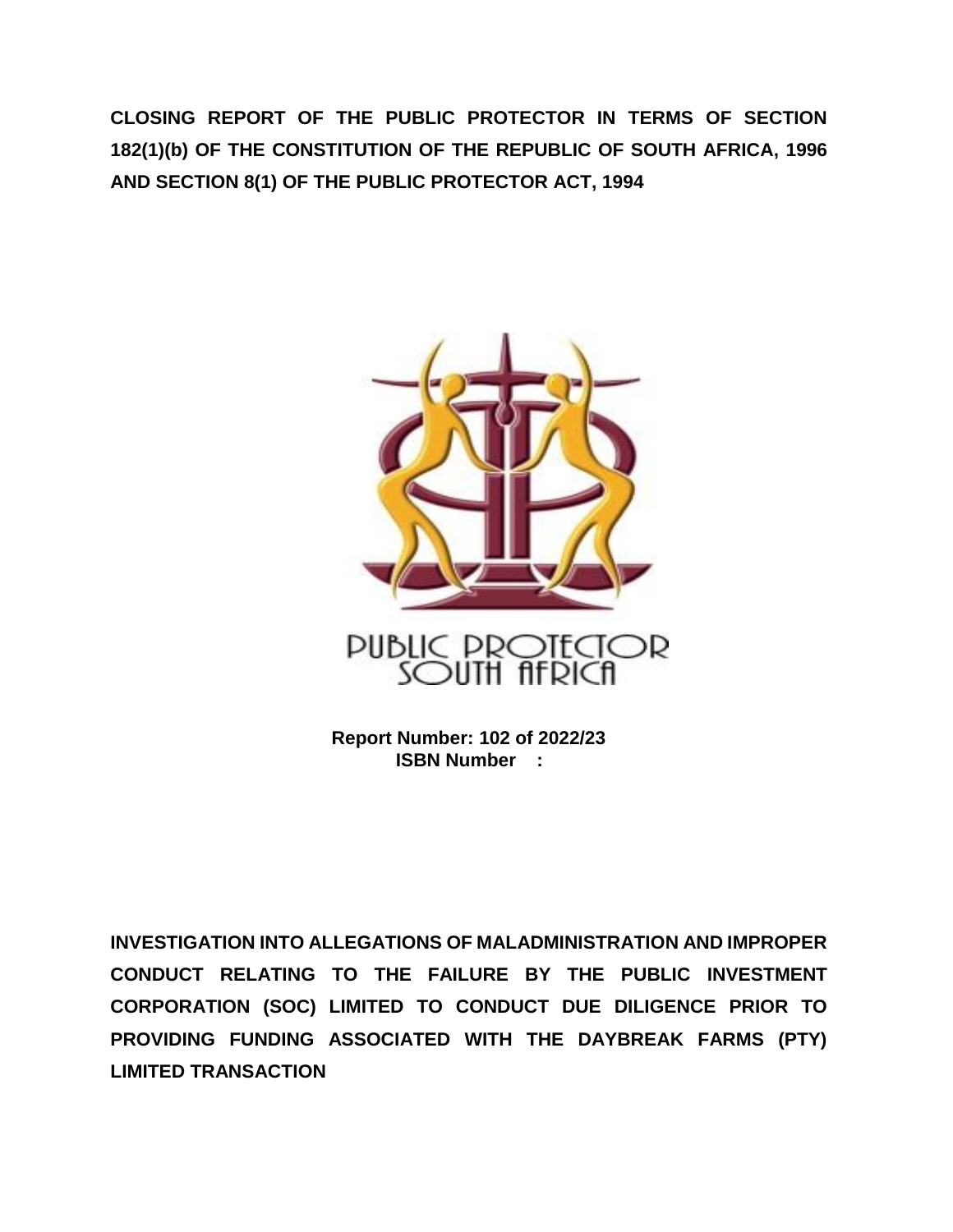**CLOSING REPORT OF THE PUBLIC PROTECTOR IN TERMS OF SECTION 182(1)(b) OF THE CONSTITUTION OF THE REPUBLIC OF SOUTH AFRICA, 1996 AND SECTION 8(1) OF THE PUBLIC PROTECTOR ACT, 1994**

PUBLIC PROTECTOR
SOUTH AFRICA

**Report Number: 102 of 2022/23**
**ISBN Number :**

**INVESTIGATION INTO ALLEGATIONS OF MALADMINISTRATION AND IMPROPER CONDUCT RELATING TO THE FAILURE BY THE PUBLIC INVESTMENT CORPORATION (SOC) LIMITED TO CONDUCT DUE DILIGENCE PRIOR TO PROVIDING FUNDING ASSOCIATED WITH THE DAYBREAK FARMS (PTY) LIMITED TRANSACTION**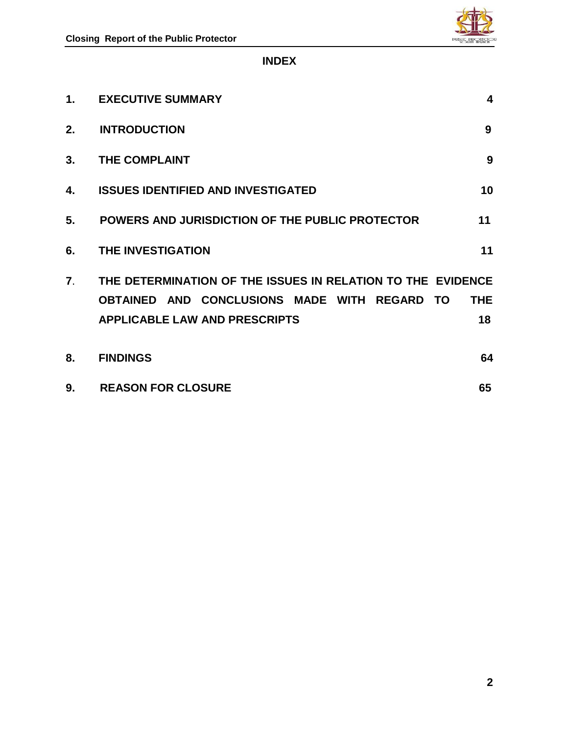# INDEX

| | | |
|---|---|---|
| 1. | EXECUTIVE SUMMARY | 4 |
| 2. | INTRODUCTION | 9 |
| 3. | THE COMPLAINT | 9 |
| 4. | ISSUES IDENTIFIED AND INVESTIGATED | 10 |
| 5. | POWERS AND JURISDICTION OF THE PUBLIC PROTECTOR | 11 |
| 6. | THE INVESTIGATION | 11 |
| 7. | THE DETERMINATION OF THE ISSUES IN RELATION TO THE EVIDENCE OBTAINED AND CONCLUSIONS MADE WITH REGARD TO THE APPLICABLE LAW AND PRESCRIPTS | 18 |
| 8. | FINDINGS | 64 |
| 9. | REASON FOR CLOSURE | 65 |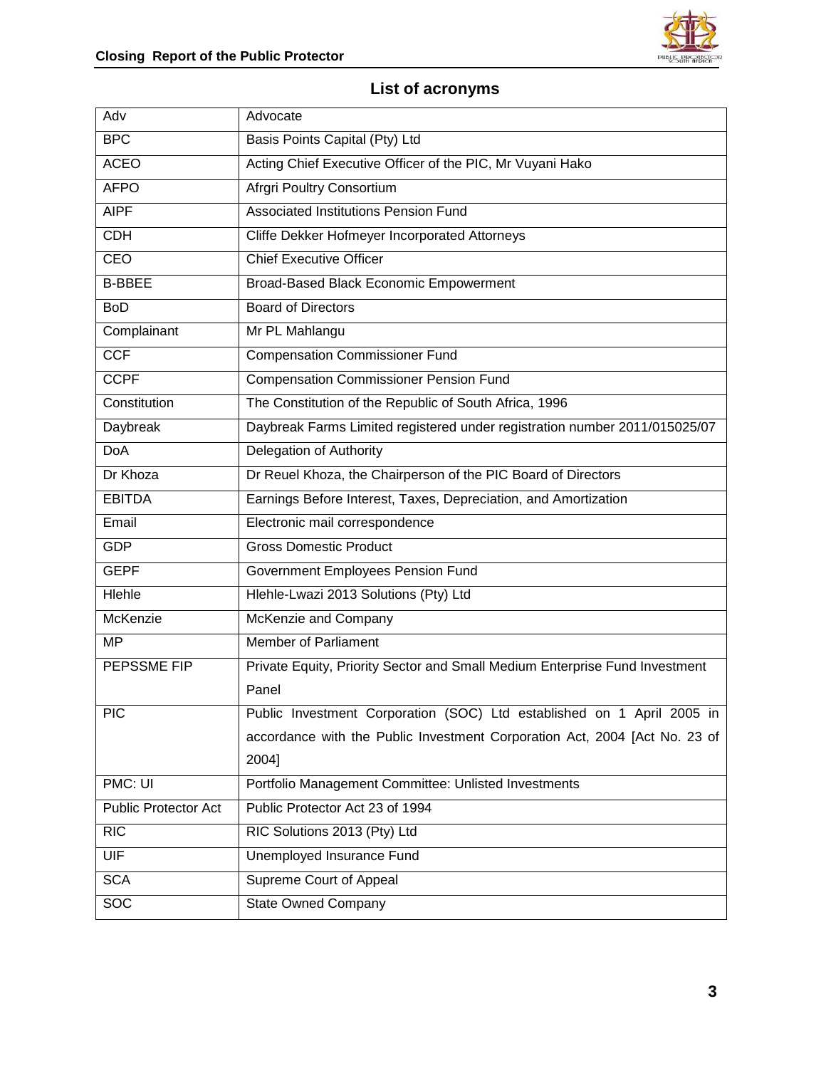## List of acronyms

| | |
|---|---|
| Adv | Advocate |
| BPC | Basis Points Capital (Pty) Ltd |
| ACEO | Acting Chief Executive Officer of the PIC, Mr Vuyani Hako |
| AFPO | Afgri Poultry Consortium |
| AIPF | Associated Institutions Pension Fund |
| CDH | Cliffe Dekker Hofmeyer Incorporated Attorneys |
| CEO | Chief Executive Officer |
| B-BBEE | Broad-Based Black Economic Empowerment |
| BoD | Board of Directors |
| Complainant | Mr PL Mahlangu |
| CCF | Compensation Commissioner Fund |
| CCPF | Compensation Commissioner Pension Fund |
| Constitution | The Constitution of the Republic of South Africa, 1996 |
| Daybreak | Daybreak Farms Limited registered under registration number 2011/015025/07 |
| DoA | Delegation of Authority |
| Dr Khoza | Dr Reuel Khoza, the Chairperson of the PIC Board of Directors |
| EBITDA | Earnings Before Interest, Taxes, Depreciation, and Amortization |
| Email | Electronic mail correspondence |
| GDP | Gross Domestic Product |
| GEPF | Government Employees Pension Fund |
| Hlehle | Hlehle-Lwazi 2013 Solutions (Pty) Ltd |
| McKenzie | McKenzie and Company |
| MP | Member of Parliament |
| PEPSSME FIP | Private Equity, Priority Sector and Small Medium Enterprise Fund Investment Panel |
| PIC | Public Investment Corporation (SOC) Ltd established on 1 April 2005 in accordance with the Public Investment Corporation Act, 2004 [Act No. 23 of 2004] |
| PMC: UI | Portfolio Management Committee: Unlisted Investments |
| Public Protector Act | Public Protector Act 23 of 1994 |
| RIC | RIC Solutions 2013 (Pty) Ltd |
| UIF | Unemployed Insurance Fund |
| SCA | Supreme Court of Appeal |
| SOC | State Owned Company |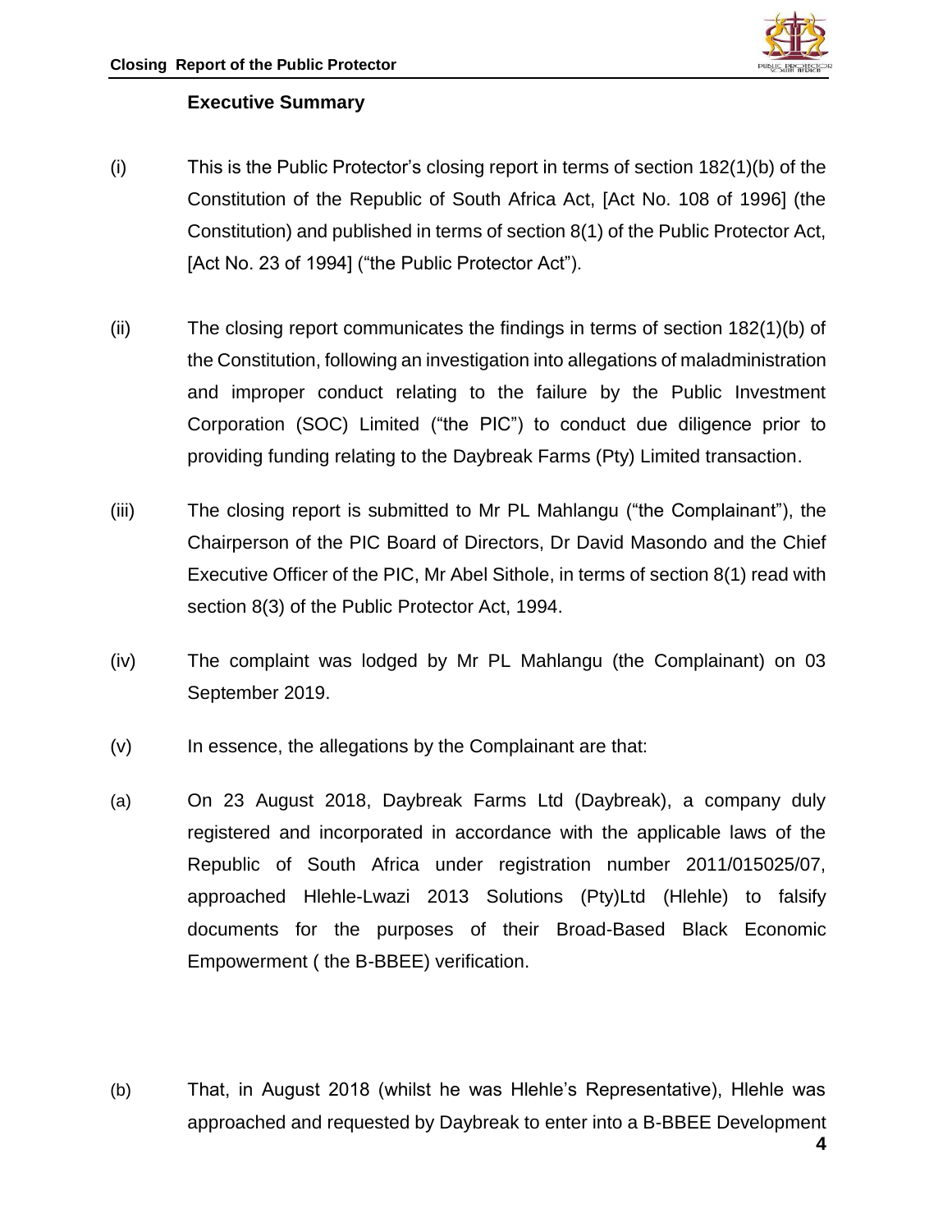## Executive Summary

(i) This is the Public Protector's closing report in terms of section 182(1)(b) of the Constitution of the Republic of South Africa Act, [Act No. 108 of 1996] (the Constitution) and published in terms of section 8(1) of the Public Protector Act, [Act No. 23 of 1994] ("the Public Protector Act").

(ii) The closing report communicates the findings in terms of section 182(1)(b) of the Constitution, following an investigation into allegations of maladministration and improper conduct relating to the failure by the Public Investment Corporation (SOC) Limited ("the PIC") to conduct due diligence prior to providing funding relating to the Daybreak Farms (Pty) Limited transaction.

(iii) The closing report is submitted to Mr PL Mahlangu ("the Complainant"), the Chairperson of the PIC Board of Directors, Dr David Masondo and the Chief Executive Officer of the PIC, Mr Abel Sithole, in terms of section 8(1) read with section 8(3) of the Public Protector Act, 1994.

(iv) The complaint was lodged by Mr PL Mahlangu (the Complainant) on 03 September 2019.

(v) In essence, the allegations by the Complainant are that:

(a) On 23 August 2018, Daybreak Farms Ltd (Daybreak), a company duly registered and incorporated in accordance with the applicable laws of the Republic of South Africa under registration number 2011/015025/07, approached Hlehle-Lwazi 2013 Solutions (Pty)Ltd (Hlehle) to falsify documents for the purposes of their Broad-Based Black Economic Empowerment ( the B-BBEE) verification.

(b) That, in August 2018 (whilst he was Hlehle's Representative), Hlehle was approached and requested by Daybreak to enter into a B-BBEE Development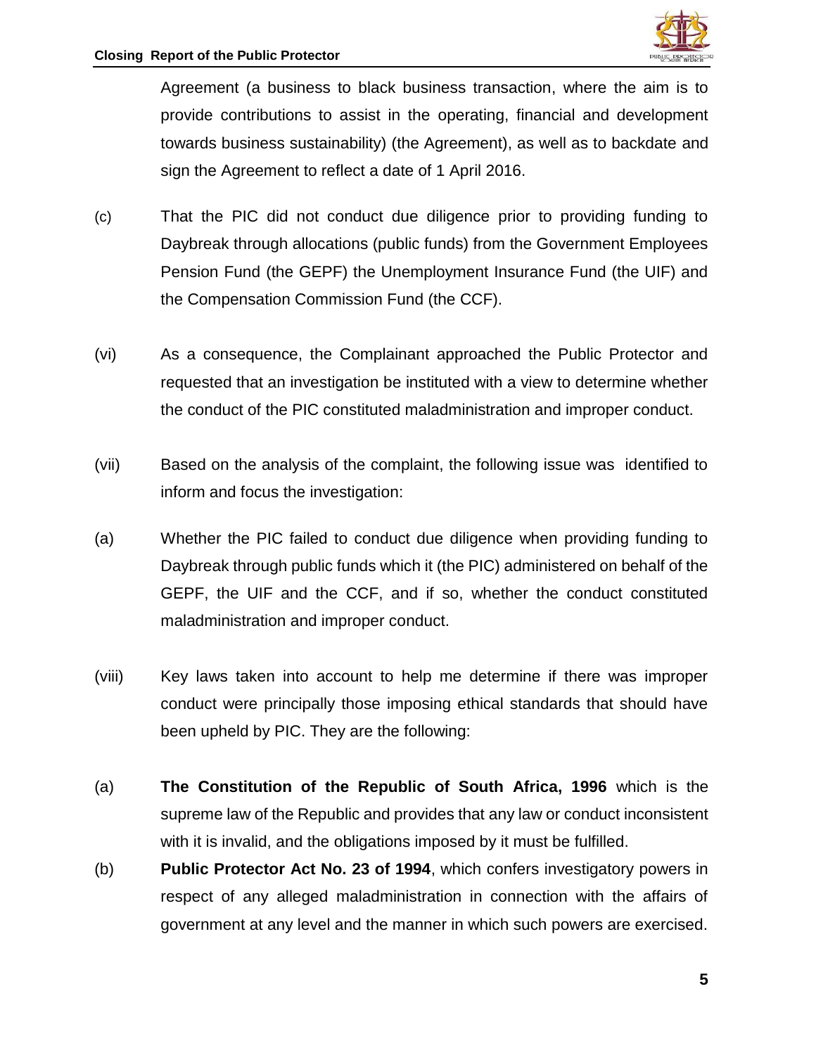Agreement (a business to black business transaction, where the aim is to provide contributions to assist in the operating, financial and development towards business sustainability) (the Agreement), as well as to backdate and sign the Agreement to reflect a date of 1 April 2016.

(c) That the PIC did not conduct due diligence prior to providing funding to Daybreak through allocations (public funds) from the Government Employees Pension Fund (the GEPF) the Unemployment Insurance Fund (the UIF) and the Compensation Commission Fund (the CCF).

(vi) As a consequence, the Complainant approached the Public Protector and requested that an investigation be instituted with a view to determine whether the conduct of the PIC constituted maladministration and improper conduct.

(vii) Based on the analysis of the complaint, the following issue was identified to inform and focus the investigation:

(a) Whether the PIC failed to conduct due diligence when providing funding to Daybreak through public funds which it (the PIC) administered on behalf of the GEPF, the UIF and the CCF, and if so, whether the conduct constituted maladministration and improper conduct.

(viii) Key laws taken into account to help me determine if there was improper conduct were principally those imposing ethical standards that should have been upheld by PIC. They are the following:

(a) **The Constitution of the Republic of South Africa, 1996** which is the supreme law of the Republic and provides that any law or conduct inconsistent with it is invalid, and the obligations imposed by it must be fulfilled.

(b) **Public Protector Act No. 23 of 1994**, which confers investigatory powers in respect of any alleged maladministration in connection with the affairs of government at any level and the manner in which such powers are exercised.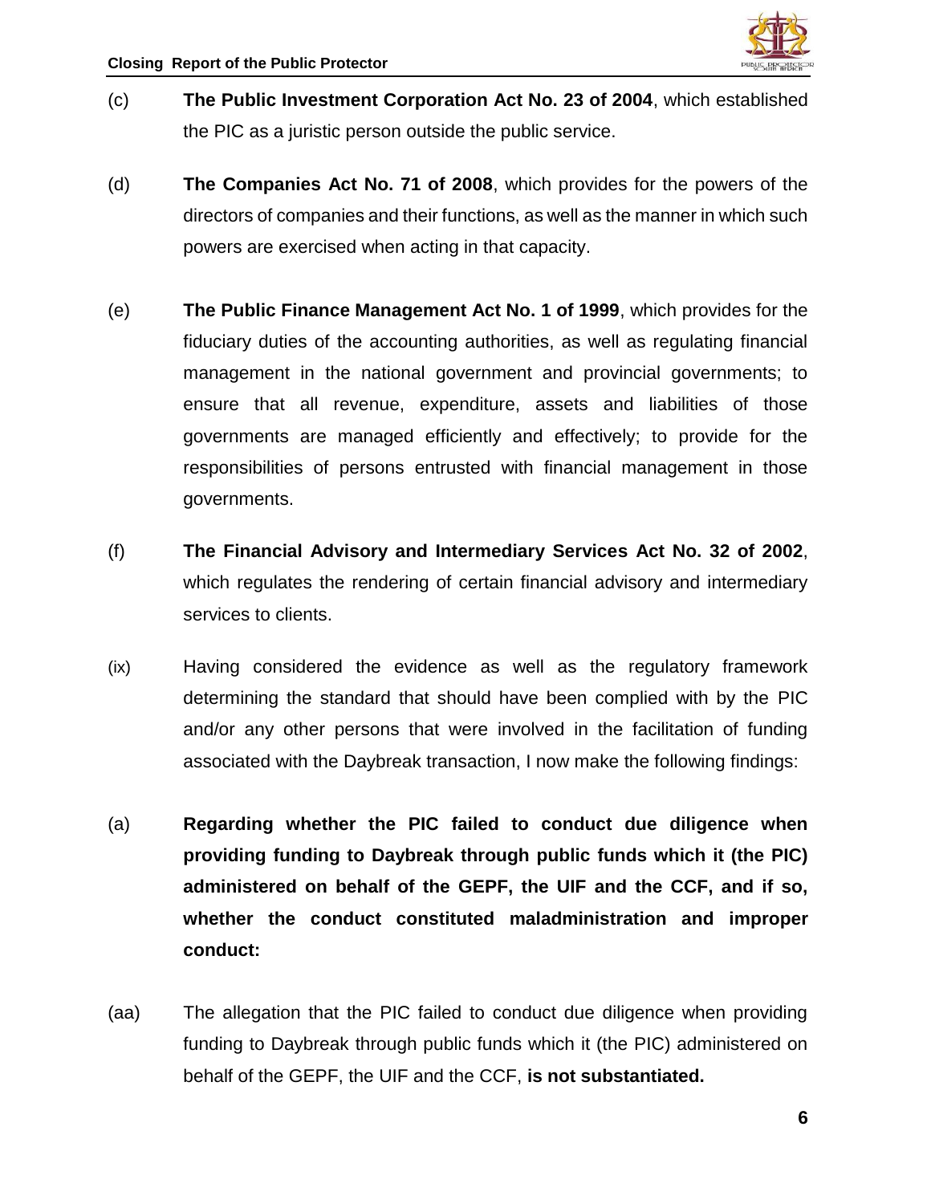(c) **The Public Investment Corporation Act No. 23 of 2004**, which established the PIC as a juristic person outside the public service.

(d) **The Companies Act No. 71 of 2008**, which provides for the powers of the directors of companies and their functions, as well as the manner in which such powers are exercised when acting in that capacity.

(e) **The Public Finance Management Act No. 1 of 1999**, which provides for the fiduciary duties of the accounting authorities, as well as regulating financial management in the national government and provincial governments; to ensure that all revenue, expenditure, assets and liabilities of those governments are managed efficiently and effectively; to provide for the responsibilities of persons entrusted with financial management in those governments.

(f) **The Financial Advisory and Intermediary Services Act No. 32 of 2002**, which regulates the rendering of certain financial advisory and intermediary services to clients.

(ix) Having considered the evidence as well as the regulatory framework determining the standard that should have been complied with by the PIC and/or any other persons that were involved in the facilitation of funding associated with the Daybreak transaction, I now make the following findings:

(a) **Regarding whether the PIC failed to conduct due diligence when providing funding to Daybreak through public funds which it (the PIC) administered on behalf of the GEPF, the UIF and the CCF, and if so, whether the conduct constituted maladministration and improper conduct:**

(aa) The allegation that the PIC failed to conduct due diligence when providing funding to Daybreak through public funds which it (the PIC) administered on behalf of the GEPF, the UIF and the CCF, **is not substantiated.**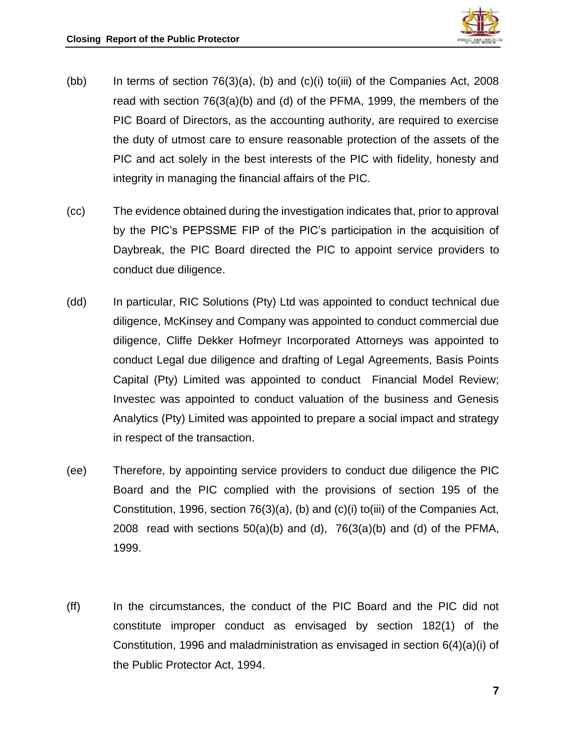(bb) In terms of section 76(3)(a), (b) and (c)(i) to(iii) of the Companies Act, 2008 read with section 76(3(a)(b) and (d) of the PFMA, 1999, the members of the PIC Board of Directors, as the accounting authority, are required to exercise the duty of utmost care to ensure reasonable protection of the assets of the PIC and act solely in the best interests of the PIC with fidelity, honesty and integrity in managing the financial affairs of the PIC.

(cc) The evidence obtained during the investigation indicates that, prior to approval by the PIC's PEPSSME FIP of the PIC's participation in the acquisition of Daybreak, the PIC Board directed the PIC to appoint service providers to conduct due diligence.

(dd) In particular, RIC Solutions (Pty) Ltd was appointed to conduct technical due diligence, McKinsey and Company was appointed to conduct commercial due diligence, Cliffe Dekker Hofmeyr Incorporated Attorneys was appointed to conduct Legal due diligence and drafting of Legal Agreements, Basis Points Capital (Pty) Limited was appointed to conduct Financial Model Review; Investec was appointed to conduct valuation of the business and Genesis Analytics (Pty) Limited was appointed to prepare a social impact and strategy in respect of the transaction.

(ee) Therefore, by appointing service providers to conduct due diligence the PIC Board and the PIC complied with the provisions of section 195 of the Constitution, 1996, section 76(3)(a), (b) and (c)(i) to(iii) of the Companies Act, 2008 read with sections 50(a)(b) and (d), 76(3(a)(b) and (d) of the PFMA, 1999.

(ff) In the circumstances, the conduct of the PIC Board and the PIC did not constitute improper conduct as envisaged by section 182(1) of the Constitution, 1996 and maladministration as envisaged in section 6(4)(a)(i) of the Public Protector Act, 1994.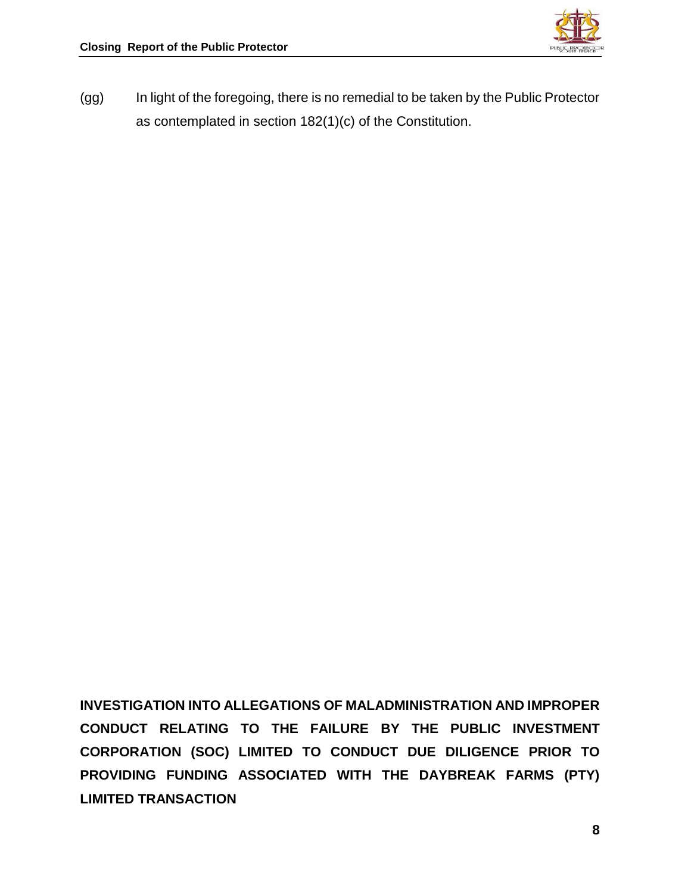(gg) In light of the foregoing, there is no remedial to be taken by the Public Protector as contemplated in section 182(1)(c) of the Constitution.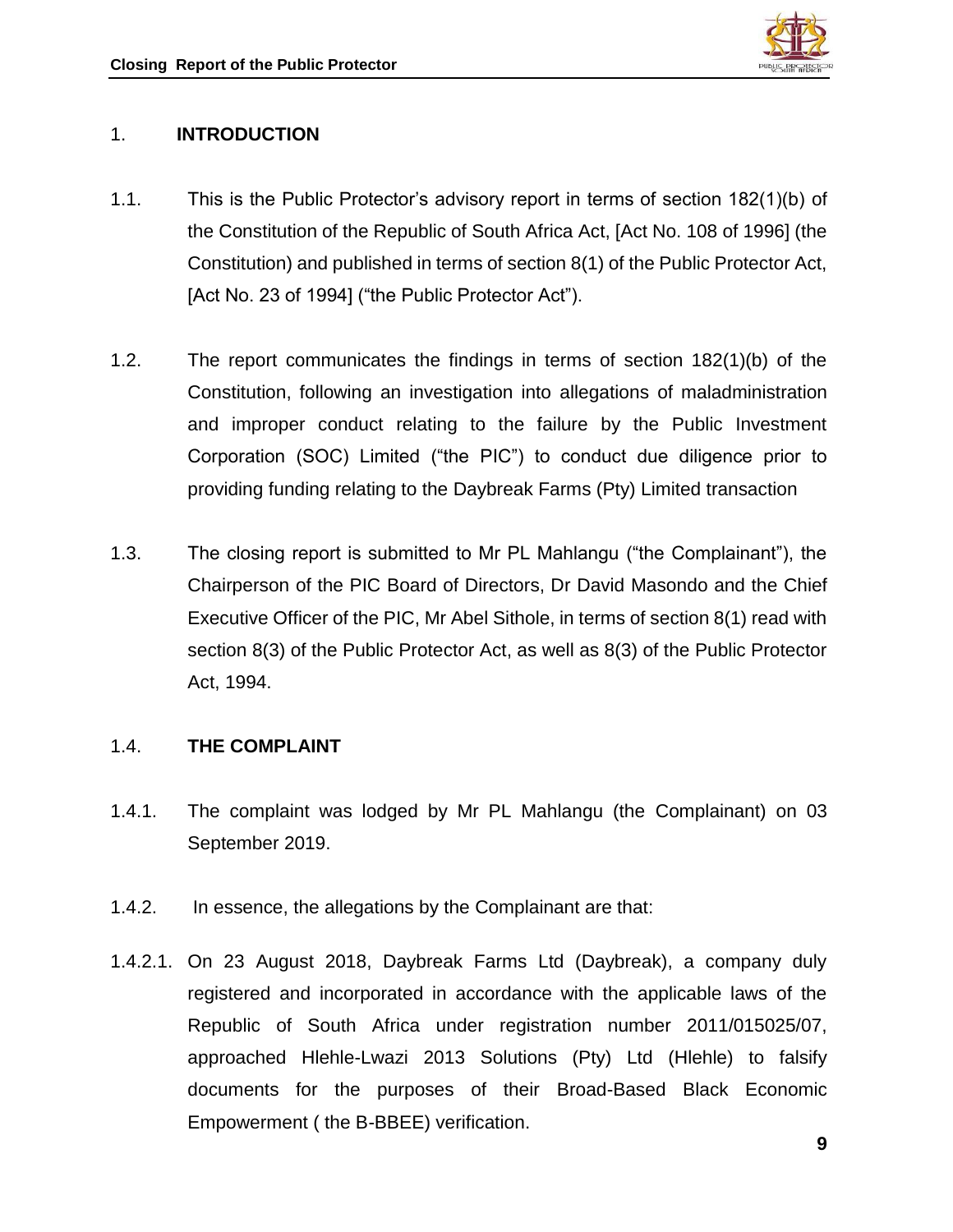## 1. INTRODUCTION

1.1. This is the Public Protector's advisory report in terms of section 182(1)(b) of the Constitution of the Republic of South Africa Act, [Act No. 108 of 1996] (the Constitution) and published in terms of section 8(1) of the Public Protector Act, [Act No. 23 of 1994] ("the Public Protector Act").

1.2. The report communicates the findings in terms of section 182(1)(b) of the Constitution, following an investigation into allegations of maladministration and improper conduct relating to the failure by the Public Investment Corporation (SOC) Limited ("the PIC") to conduct due diligence prior to providing funding relating to the Daybreak Farms (Pty) Limited transaction

1.3. The closing report is submitted to Mr PL Mahlangu ("the Complainant"), the Chairperson of the PIC Board of Directors, Dr David Masondo and the Chief Executive Officer of the PIC, Mr Abel Sithole, in terms of section 8(1) read with section 8(3) of the Public Protector Act, as well as 8(3) of the Public Protector Act, 1994.

### 1.4. THE COMPLAINT

1.4.1. The complaint was lodged by Mr PL Mahlangu (the Complainant) on 03 September 2019.

1.4.2. In essence, the allegations by the Complainant are that:

1.4.2.1. On 23 August 2018, Daybreak Farms Ltd (Daybreak), a company duly registered and incorporated in accordance with the applicable laws of the Republic of South Africa under registration number 2011/015025/07, approached Hlehle-Lwazi 2013 Solutions (Pty) Ltd (Hlehle) to falsify documents for the purposes of their Broad-Based Black Economic Empowerment ( the B-BBEE) verification.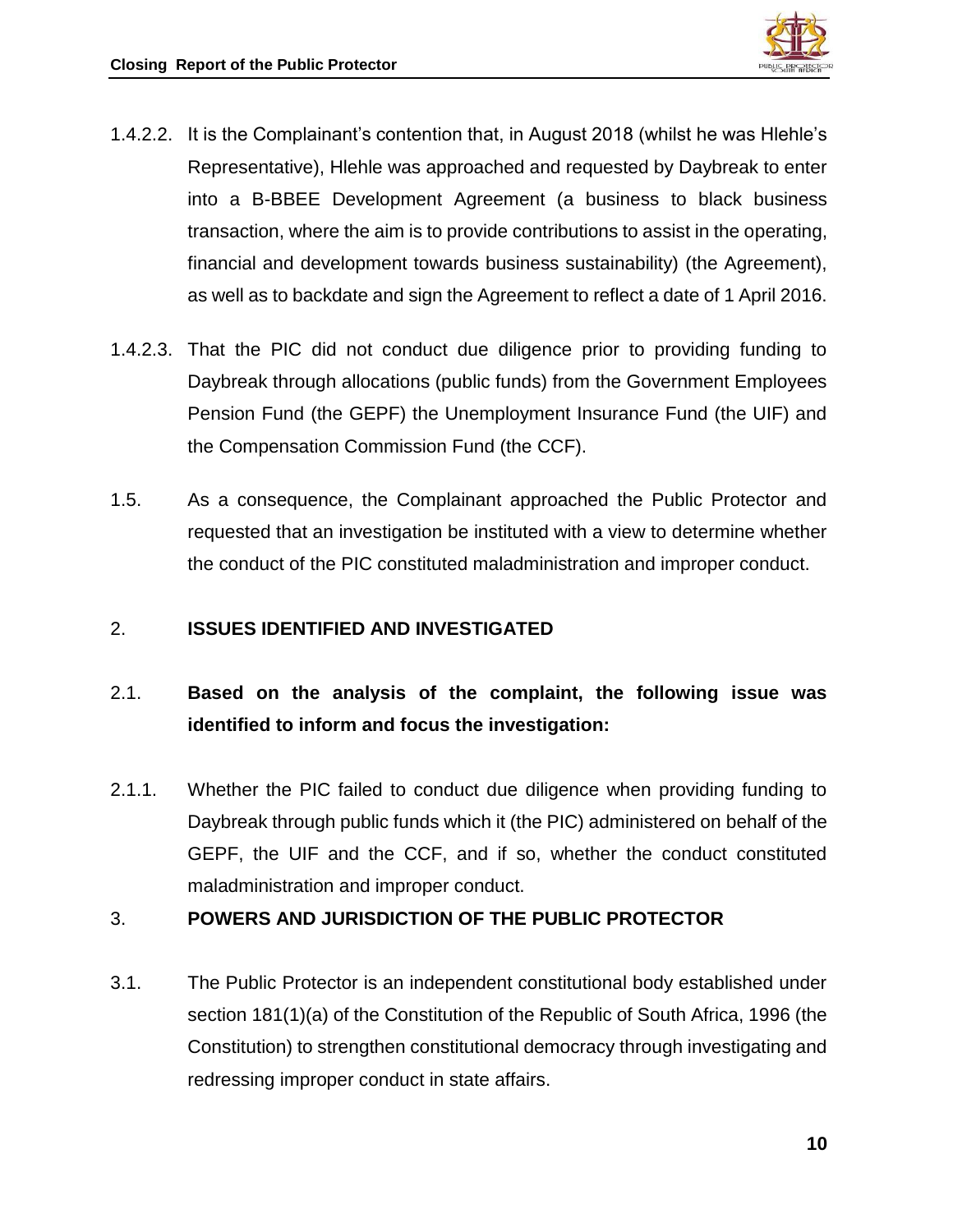1.4.2.2. It is the Complainant's contention that, in August 2018 (whilst he was Hlehle's Representative), Hlehle was approached and requested by Daybreak to enter into a B-BBEE Development Agreement (a business to black business transaction, where the aim is to provide contributions to assist in the operating, financial and development towards business sustainability) (the Agreement), as well as to backdate and sign the Agreement to reflect a date of 1 April 2016.

1.4.2.3. That the PIC did not conduct due diligence prior to providing funding to Daybreak through allocations (public funds) from the Government Employees Pension Fund (the GEPF) the Unemployment Insurance Fund (the UIF) and the Compensation Commission Fund (the CCF).

1.5. As a consequence, the Complainant approached the Public Protector and requested that an investigation be instituted with a view to determine whether the conduct of the PIC constituted maladministration and improper conduct.

## 2. ISSUES IDENTIFIED AND INVESTIGATED

2.1. **Based on the analysis of the complaint, the following issue was identified to inform and focus the investigation:**

2.1.1. Whether the PIC failed to conduct due diligence when providing funding to Daybreak through public funds which it (the PIC) administered on behalf of the GEPF, the UIF and the CCF, and if so, whether the conduct constituted maladministration and improper conduct.

## 3. POWERS AND JURISDICTION OF THE PUBLIC PROTECTOR

3.1. The Public Protector is an independent constitutional body established under section 181(1)(a) of the Constitution of the Republic of South Africa, 1996 (the Constitution) to strengthen constitutional democracy through investigating and redressing improper conduct in state affairs.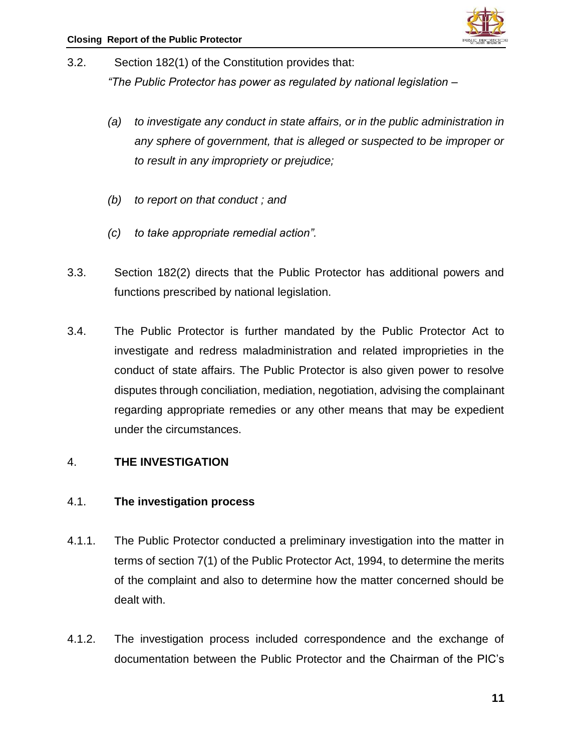3.2. Section 182(1) of the Constitution provides that:

*"The Public Protector has power as regulated by national legislation –*

*(a) to investigate any conduct in state affairs, or in the public administration in any sphere of government, that is alleged or suspected to be improper or to result in any impropriety or prejudice;*

*(b) to report on that conduct ; and*

*(c) to take appropriate remedial action".*

3.3. Section 182(2) directs that the Public Protector has additional powers and functions prescribed by national legislation.

3.4. The Public Protector is further mandated by the Public Protector Act to investigate and redress maladministration and related improprieties in the conduct of state affairs. The Public Protector is also given power to resolve disputes through conciliation, mediation, negotiation, advising the complainant regarding appropriate remedies or any other means that may be expedient under the circumstances.

## 4. THE INVESTIGATION

### 4.1. The investigation process

4.1.1. The Public Protector conducted a preliminary investigation into the matter in terms of section 7(1) of the Public Protector Act, 1994, to determine the merits of the complaint and also to determine how the matter concerned should be dealt with.

4.1.2. The investigation process included correspondence and the exchange of documentation between the Public Protector and the Chairman of the PIC's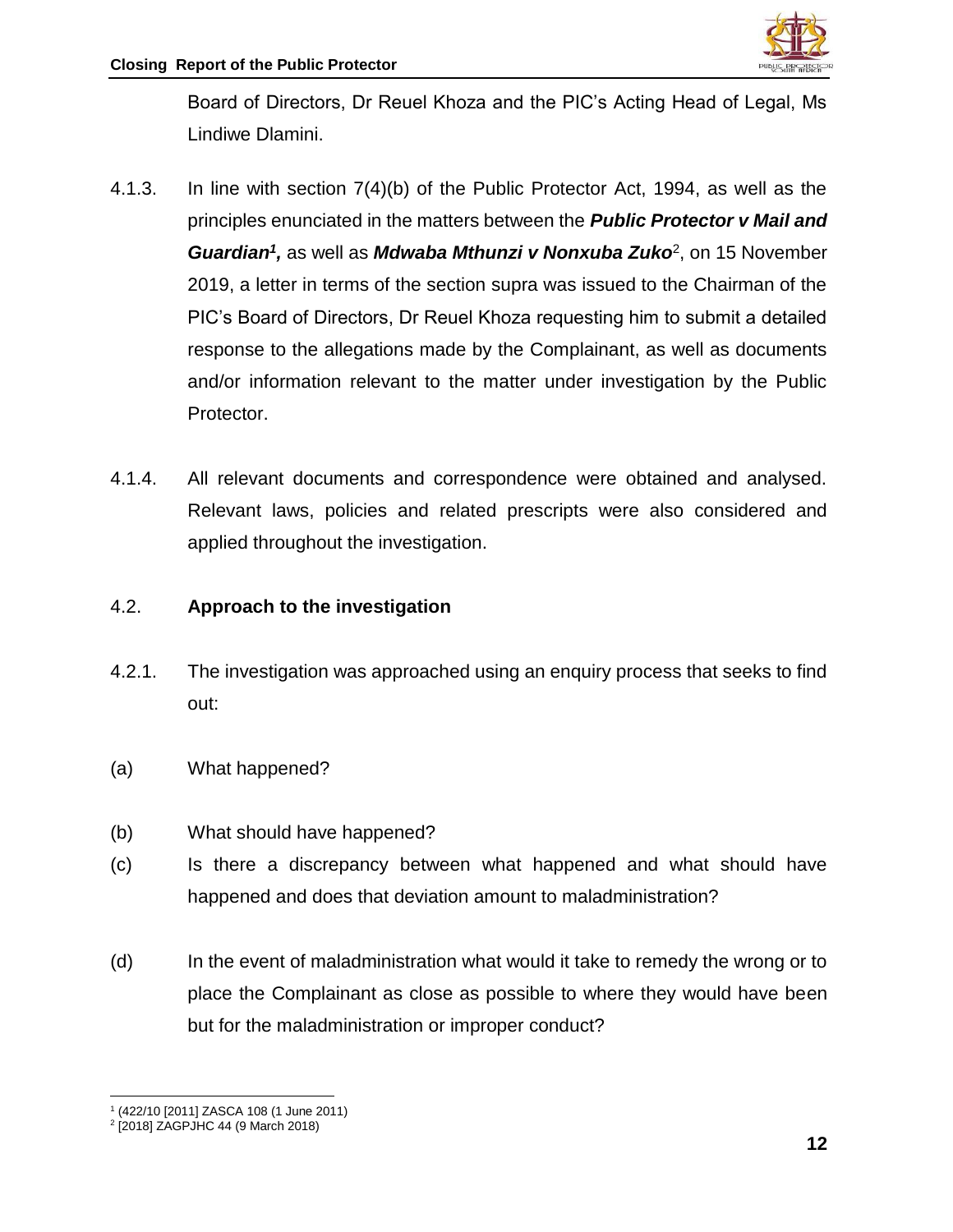Board of Directors, Dr Reuel Khoza and the PIC's Acting Head of Legal, Ms Lindiwe Dlamini.

4.1.3. In line with section 7(4)(b) of the Public Protector Act, 1994, as well as the principles enunciated in the matters between the ***Public Protector v Mail and Guardian***[1]**,** as well as ***Mdwaba Mthunzi v Nonxuba Zuko***[2], on 15 November 2019, a letter in terms of the section supra was issued to the Chairman of the PIC's Board of Directors, Dr Reuel Khoza requesting him to submit a detailed response to the allegations made by the Complainant, as well as documents and/or information relevant to the matter under investigation by the Public Protector.

4.1.4. All relevant documents and correspondence were obtained and analysed. Relevant laws, policies and related prescripts were also considered and applied throughout the investigation.

### 4.2. **Approach to the investigation**

4.2.1. The investigation was approached using an enquiry process that seeks to find out:

(a) What happened?

(b) What should have happened?

(c) Is there a discrepancy between what happened and what should have happened and does that deviation amount to maladministration?

(d) In the event of maladministration what would it take to remedy the wrong or to place the Complainant as close as possible to where they would have been but for the maladministration or improper conduct?

---

[1] (422/10 [2011] ZASCA 108 (1 June 2011)

[2] [2018] ZAGPJHC 44 (9 March 2018)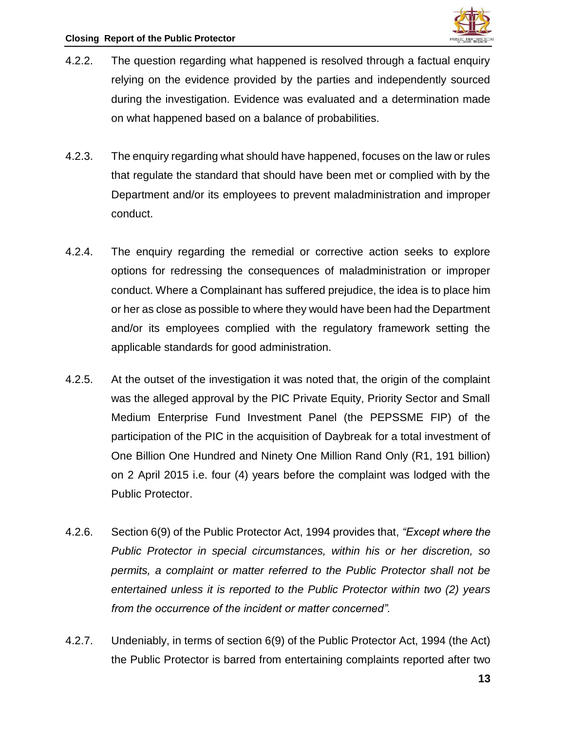4.2.2. The question regarding what happened is resolved through a factual enquiry relying on the evidence provided by the parties and independently sourced during the investigation. Evidence was evaluated and a determination made on what happened based on a balance of probabilities.

4.2.3. The enquiry regarding what should have happened, focuses on the law or rules that regulate the standard that should have been met or complied with by the Department and/or its employees to prevent maladministration and improper conduct.

4.2.4. The enquiry regarding the remedial or corrective action seeks to explore options for redressing the consequences of maladministration or improper conduct. Where a Complainant has suffered prejudice, the idea is to place him or her as close as possible to where they would have been had the Department and/or its employees complied with the regulatory framework setting the applicable standards for good administration.

4.2.5. At the outset of the investigation it was noted that, the origin of the complaint was the alleged approval by the PIC Private Equity, Priority Sector and Small Medium Enterprise Fund Investment Panel (the PEPSSME FIP) of the participation of the PIC in the acquisition of Daybreak for a total investment of One Billion One Hundred and Ninety One Million Rand Only (R1, 191 billion) on 2 April 2015 i.e. four (4) years before the complaint was lodged with the Public Protector.

4.2.6. Section 6(9) of the Public Protector Act, 1994 provides that, *"Except where the Public Protector in special circumstances, within his or her discretion, so permits, a complaint or matter referred to the Public Protector shall not be entertained unless it is reported to the Public Protector within two (2) years from the occurrence of the incident or matter concerned".*

4.2.7. Undeniably, in terms of section 6(9) of the Public Protector Act, 1994 (the Act) the Public Protector is barred from entertaining complaints reported after two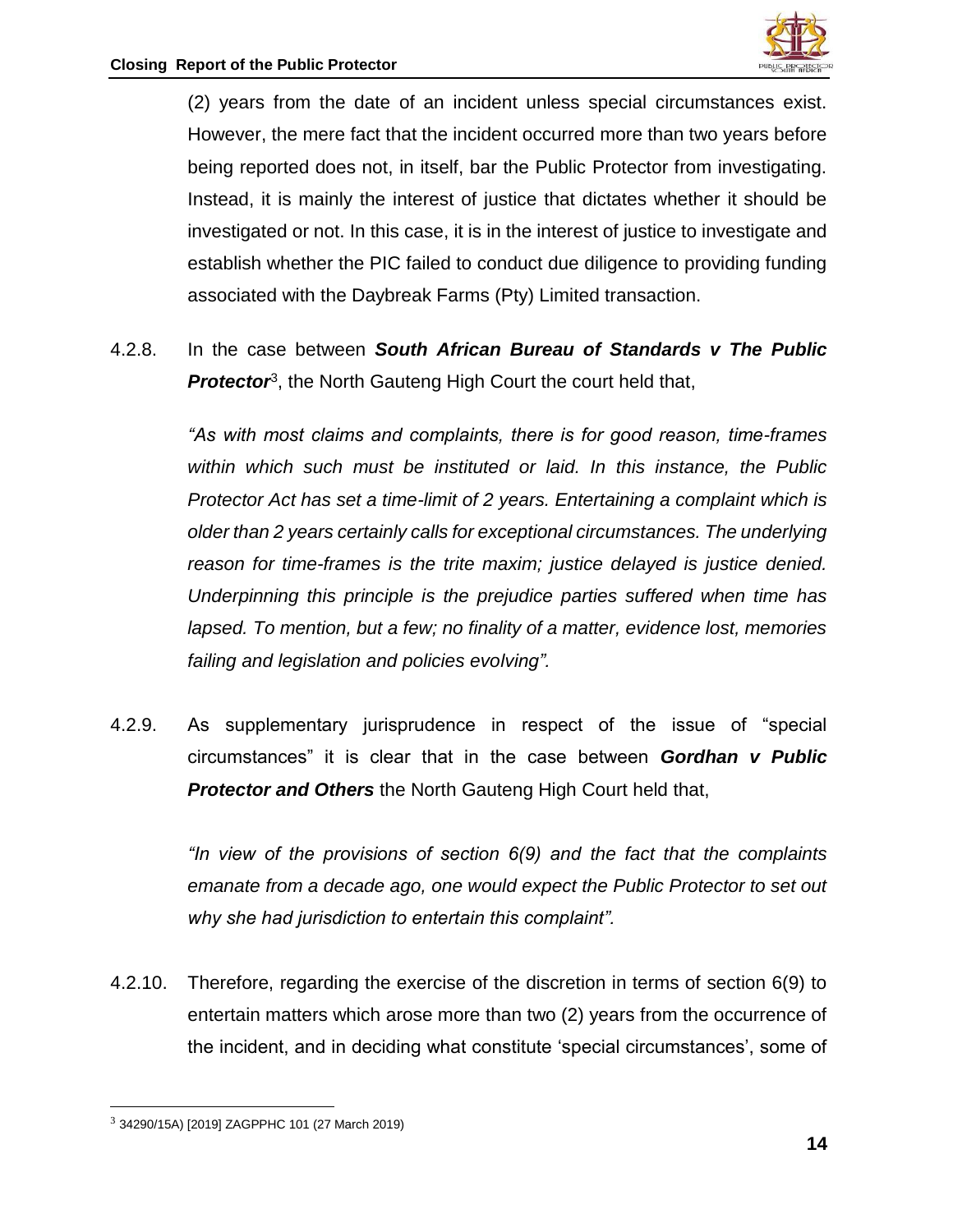(2) years from the date of an incident unless special circumstances exist. However, the mere fact that the incident occurred more than two years before being reported does not, in itself, bar the Public Protector from investigating. Instead, it is mainly the interest of justice that dictates whether it should be investigated or not. In this case, it is in the interest of justice to investigate and establish whether the PIC failed to conduct due diligence to providing funding associated with the Daybreak Farms (Pty) Limited transaction.

4.2.8. In the case between ***South African Bureau of Standards v The Public Protector***[3], the North Gauteng High Court the court held that,

*"As with most claims and complaints, there is for good reason, time-frames within which such must be instituted or laid. In this instance, the Public Protector Act has set a time-limit of 2 years. Entertaining a complaint which is older than 2 years certainly calls for exceptional circumstances. The underlying reason for time-frames is the trite maxim; justice delayed is justice denied. Underpinning this principle is the prejudice parties suffered when time has lapsed. To mention, but a few; no finality of a matter, evidence lost, memories failing and legislation and policies evolving".*

4.2.9. As supplementary jurisprudence in respect of the issue of "special circumstances" it is clear that in the case between ***Gordhan v Public Protector and Others*** the North Gauteng High Court held that,

*"In view of the provisions of section 6(9) and the fact that the complaints emanate from a decade ago, one would expect the Public Protector to set out why she had jurisdiction to entertain this complaint".*

4.2.10. Therefore, regarding the exercise of the discretion in terms of section 6(9) to entertain matters which arose more than two (2) years from the occurrence of the incident, and in deciding what constitute 'special circumstances', some of

---

[3] 34290/15A) [2019] ZAGPPHC 101 (27 March 2019)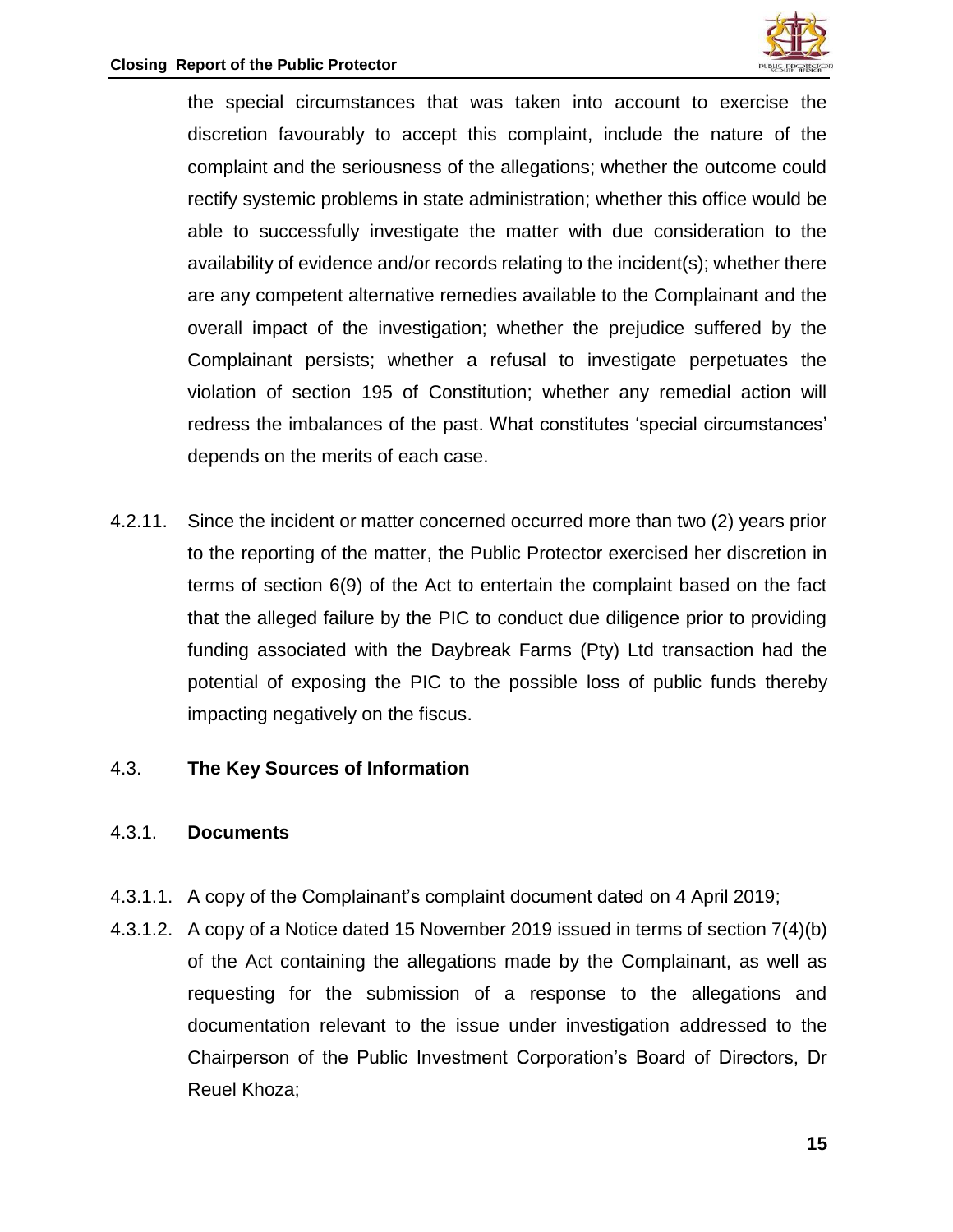the special circumstances that was taken into account to exercise the discretion favourably to accept this complaint, include the nature of the complaint and the seriousness of the allegations; whether the outcome could rectify systemic problems in state administration; whether this office would be able to successfully investigate the matter with due consideration to the availability of evidence and/or records relating to the incident(s); whether there are any competent alternative remedies available to the Complainant and the overall impact of the investigation; whether the prejudice suffered by the Complainant persists; whether a refusal to investigate perpetuates the violation of section 195 of Constitution; whether any remedial action will redress the imbalances of the past. What constitutes 'special circumstances' depends on the merits of each case.

4.2.11. Since the incident or matter concerned occurred more than two (2) years prior to the reporting of the matter, the Public Protector exercised her discretion in terms of section 6(9) of the Act to entertain the complaint based on the fact that the alleged failure by the PIC to conduct due diligence prior to providing funding associated with the Daybreak Farms (Pty) Ltd transaction had the potential of exposing the PIC to the possible loss of public funds thereby impacting negatively on the fiscus.

4.3. **The Key Sources of Information**

4.3.1. **Documents**

4.3.1.1. A copy of the Complainant's complaint document dated on 4 April 2019;

4.3.1.2. A copy of a Notice dated 15 November 2019 issued in terms of section 7(4)(b) of the Act containing the allegations made by the Complainant, as well as requesting for the submission of a response to the allegations and documentation relevant to the issue under investigation addressed to the Chairperson of the Public Investment Corporation's Board of Directors, Dr Reuel Khoza;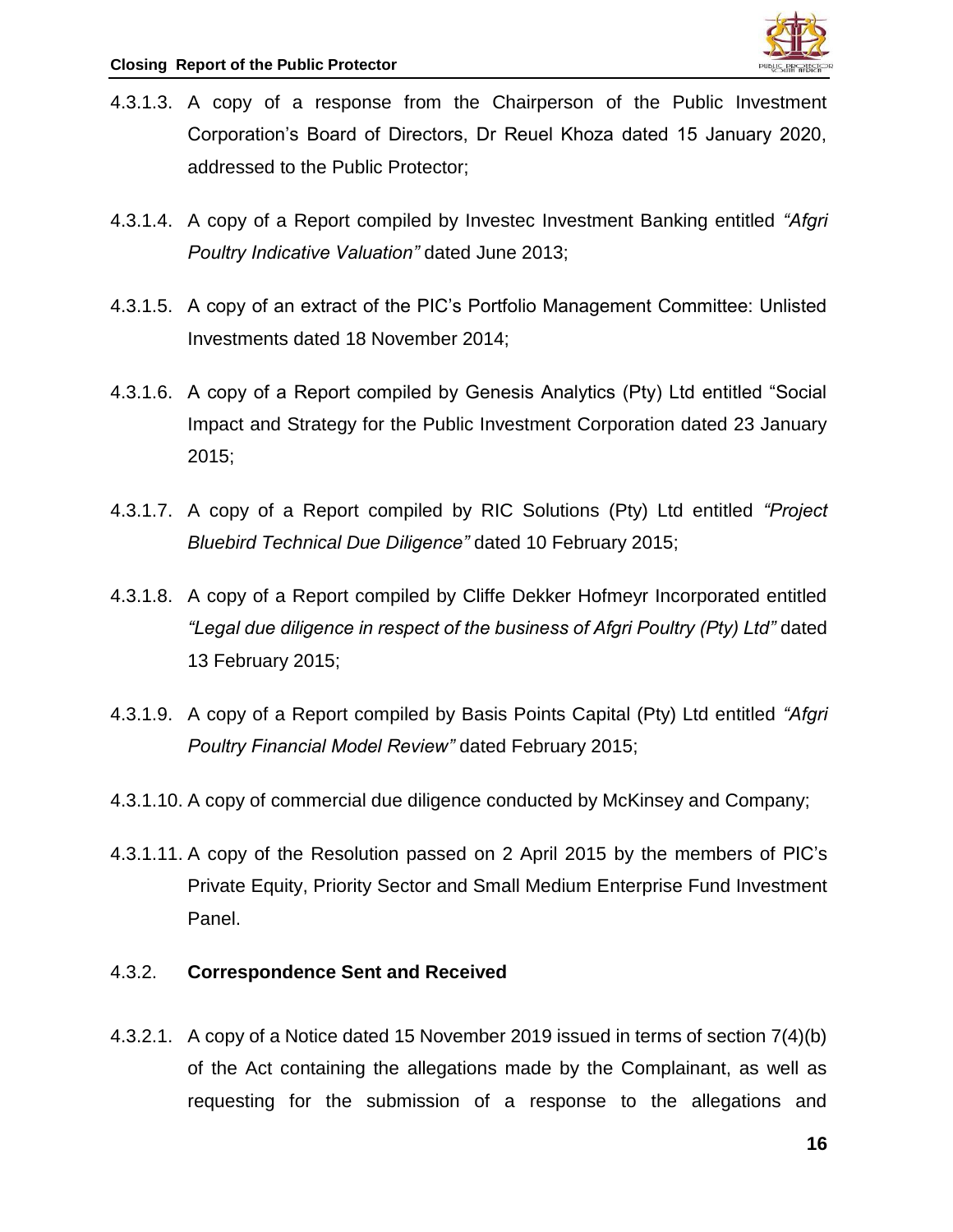4.3.1.3. A copy of a response from the Chairperson of the Public Investment Corporation's Board of Directors, Dr Reuel Khoza dated 15 January 2020, addressed to the Public Protector;

4.3.1.4. A copy of a Report compiled by Investec Investment Banking entitled *"Afgri Poultry Indicative Valuation"* dated June 2013;

4.3.1.5. A copy of an extract of the PIC's Portfolio Management Committee: Unlisted Investments dated 18 November 2014;

4.3.1.6. A copy of a Report compiled by Genesis Analytics (Pty) Ltd entitled "Social Impact and Strategy for the Public Investment Corporation dated 23 January 2015;

4.3.1.7. A copy of a Report compiled by RIC Solutions (Pty) Ltd entitled *"Project Bluebird Technical Due Diligence"* dated 10 February 2015;

4.3.1.8. A copy of a Report compiled by Cliffe Dekker Hofmeyr Incorporated entitled *"Legal due diligence in respect of the business of Afgri Poultry (Pty) Ltd"* dated 13 February 2015;

4.3.1.9. A copy of a Report compiled by Basis Points Capital (Pty) Ltd entitled *"Afgri Poultry Financial Model Review"* dated February 2015;

4.3.1.10. A copy of commercial due diligence conducted by McKinsey and Company;

4.3.1.11. A copy of the Resolution passed on 2 April 2015 by the members of PIC's Private Equity, Priority Sector and Small Medium Enterprise Fund Investment Panel.

4.3.2. **Correspondence Sent and Received**

4.3.2.1. A copy of a Notice dated 15 November 2019 issued in terms of section 7(4)(b) of the Act containing the allegations made by the Complainant, as well as requesting for the submission of a response to the allegations and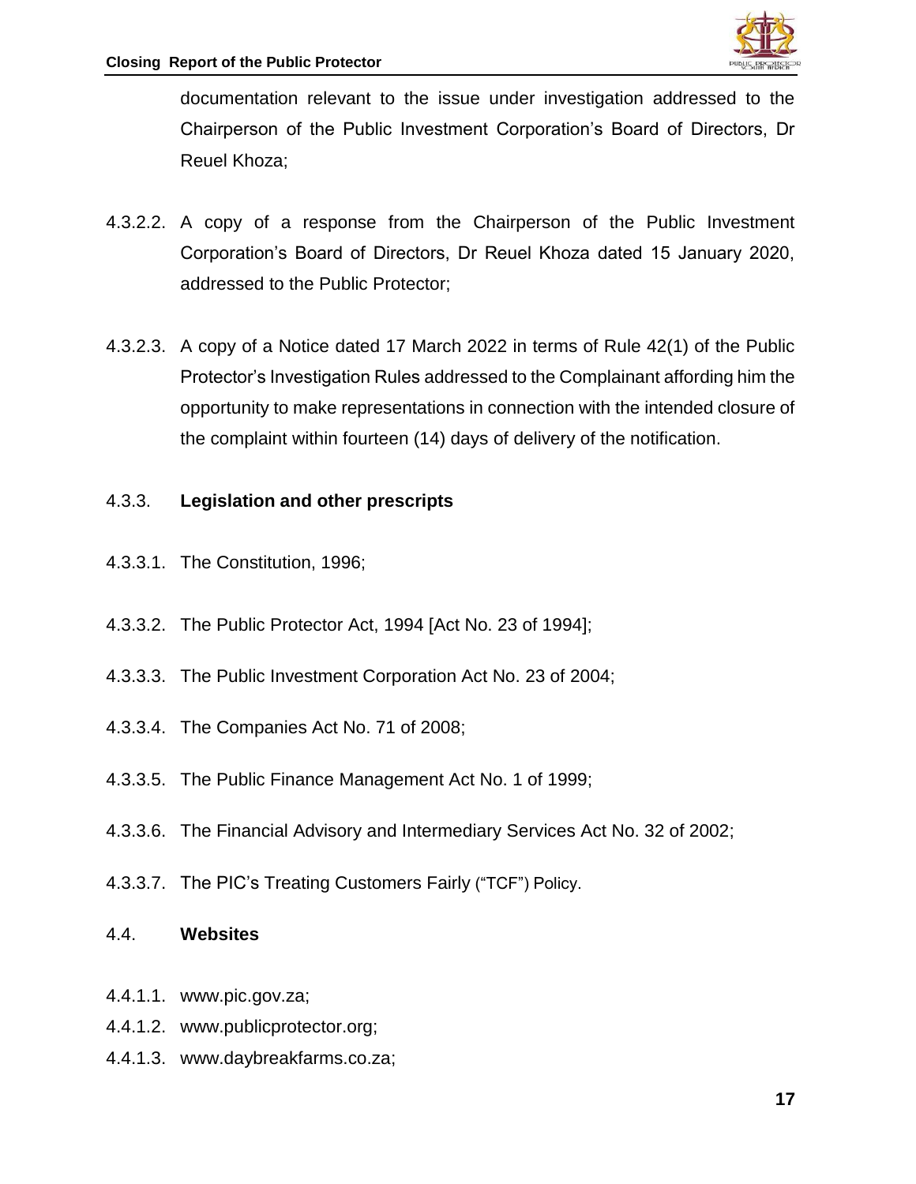documentation relevant to the issue under investigation addressed to the Chairperson of the Public Investment Corporation's Board of Directors, Dr Reuel Khoza;

4.3.2.2. A copy of a response from the Chairperson of the Public Investment Corporation's Board of Directors, Dr Reuel Khoza dated 15 January 2020, addressed to the Public Protector;

4.3.2.3. A copy of a Notice dated 17 March 2022 in terms of Rule 42(1) of the Public Protector's Investigation Rules addressed to the Complainant affording him the opportunity to make representations in connection with the intended closure of the complaint within fourteen (14) days of delivery of the notification.

4.3.3. **Legislation and other prescripts**

4.3.3.1. The Constitution, 1996;

4.3.3.2. The Public Protector Act, 1994 [Act No. 23 of 1994];

4.3.3.3. The Public Investment Corporation Act No. 23 of 2004;

4.3.3.4. The Companies Act No. 71 of 2008;

4.3.3.5. The Public Finance Management Act No. 1 of 1999;

4.3.3.6. The Financial Advisory and Intermediary Services Act No. 32 of 2002;

4.3.3.7. The PIC's Treating Customers Fairly ("TCF") Policy.

4.4. **Websites**

4.4.1.1. www.pic.gov.za;

4.4.1.2. www.publicprotector.org;

4.4.1.3. www.daybreakfarms.co.za;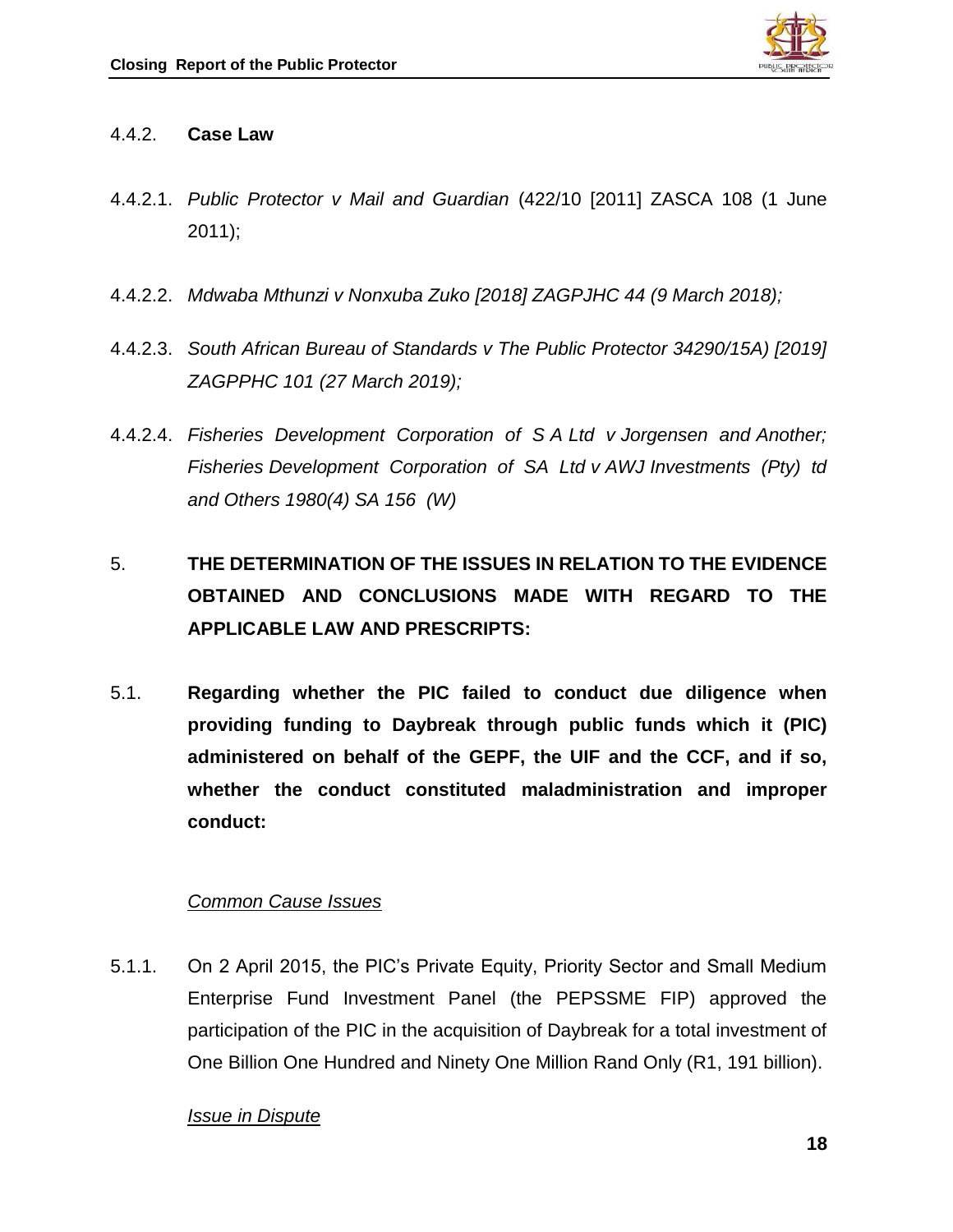#### 4.4.2. **Case Law**

4.4.2.1. *Public Protector v Mail and Guardian* (422/10 [2011] ZASCA 108 (1 June 2011);

4.4.2.2. *Mdwaba Mthunzi v Nonxuba Zuko [2018] ZAGPJHC 44 (9 March 2018);*

4.4.2.3. *South African Bureau of Standards v The Public Protector 34290/15A) [2019] ZAGPPHC 101 (27 March 2019);*

4.4.2.4. *Fisheries Development Corporation of S A Ltd v Jorgensen and Another; Fisheries Development Corporation of SA Ltd v AWJ Investments (Pty) td and Others 1980(4) SA 156 (W)*

## 5. THE DETERMINATION OF THE ISSUES IN RELATION TO THE EVIDENCE OBTAINED AND CONCLUSIONS MADE WITH REGARD TO THE APPLICABLE LAW AND PRESCRIPTS:

### 5.1. Regarding whether the PIC failed to conduct due diligence when providing funding to Daybreak through public funds which it (PIC) administered on behalf of the GEPF, the UIF and the CCF, and if so, whether the conduct constituted maladministration and improper conduct:

*<u>Common Cause Issues</u>*

5.1.1. On 2 April 2015, the PIC's Private Equity, Priority Sector and Small Medium Enterprise Fund Investment Panel (the PEPSSME FIP) approved the participation of the PIC in the acquisition of Daybreak for a total investment of One Billion One Hundred and Ninety One Million Rand Only (R1, 191 billion).

*<u>Issue in Dispute</u>*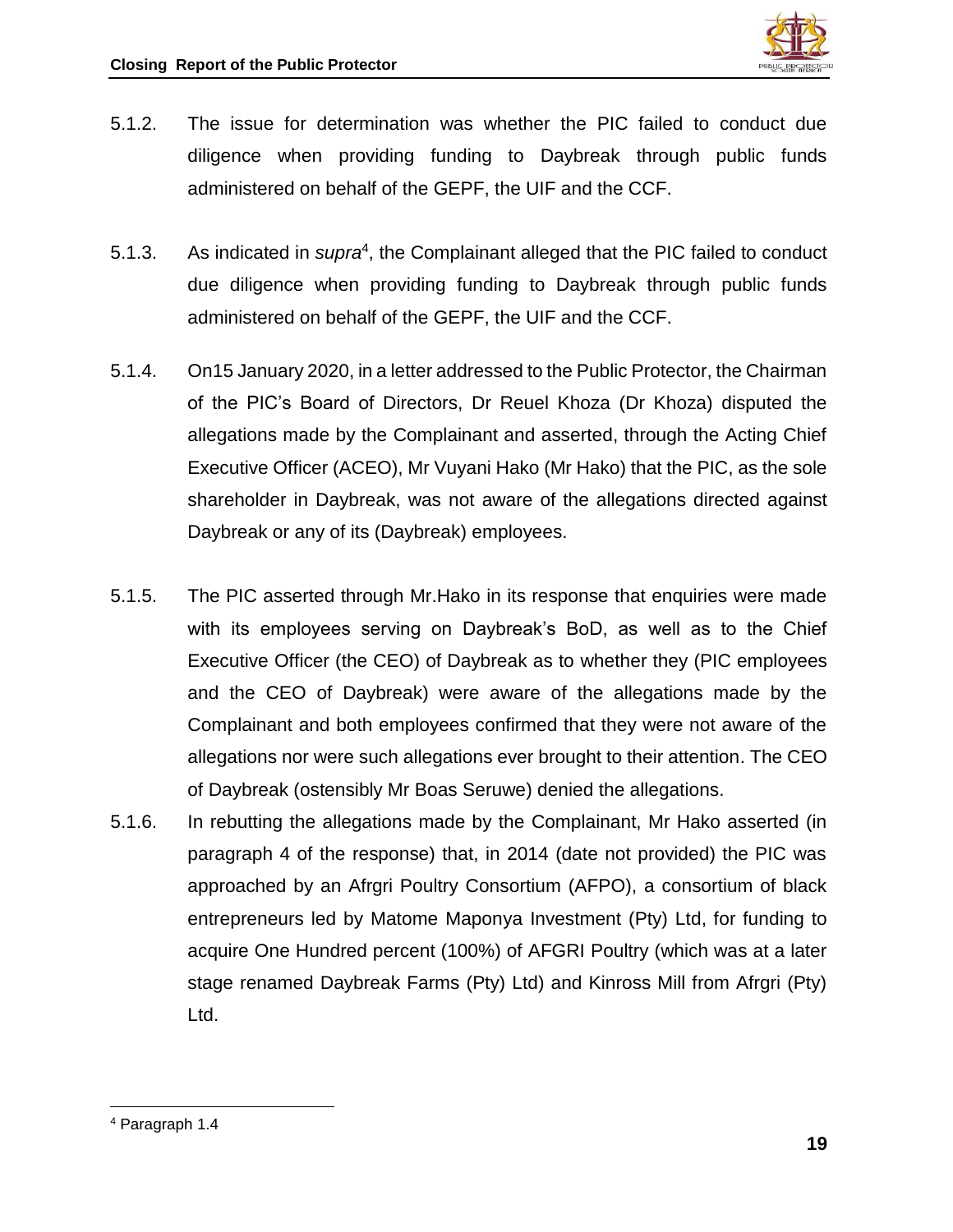5.1.2. The issue for determination was whether the PIC failed to conduct due diligence when providing funding to Daybreak through public funds administered on behalf of the GEPF, the UIF and the CCF.

5.1.3. As indicated in *supra*[4], the Complainant alleged that the PIC failed to conduct due diligence when providing funding to Daybreak through public funds administered on behalf of the GEPF, the UIF and the CCF.

5.1.4. On15 January 2020, in a letter addressed to the Public Protector, the Chairman of the PIC's Board of Directors, Dr Reuel Khoza (Dr Khoza) disputed the allegations made by the Complainant and asserted, through the Acting Chief Executive Officer (ACEO), Mr Vuyani Hako (Mr Hako) that the PIC, as the sole shareholder in Daybreak, was not aware of the allegations directed against Daybreak or any of its (Daybreak) employees.

5.1.5. The PIC asserted through Mr.Hako in its response that enquiries were made with its employees serving on Daybreak's BoD, as well as to the Chief Executive Officer (the CEO) of Daybreak as to whether they (PIC employees and the CEO of Daybreak) were aware of the allegations made by the Complainant and both employees confirmed that they were not aware of the allegations nor were such allegations ever brought to their attention. The CEO of Daybreak (ostensibly Mr Boas Seruwe) denied the allegations.

5.1.6. In rebutting the allegations made by the Complainant, Mr Hako asserted (in paragraph 4 of the response) that, in 2014 (date not provided) the PIC was approached by an Afrgri Poultry Consortium (AFPO), a consortium of black entrepreneurs led by Matome Maponya Investment (Pty) Ltd, for funding to acquire One Hundred percent (100%) of AFGRI Poultry (which was at a later stage renamed Daybreak Farms (Pty) Ltd) and Kinross Mill from Afrgri (Pty) Ltd.

---

[4] Paragraph 1.4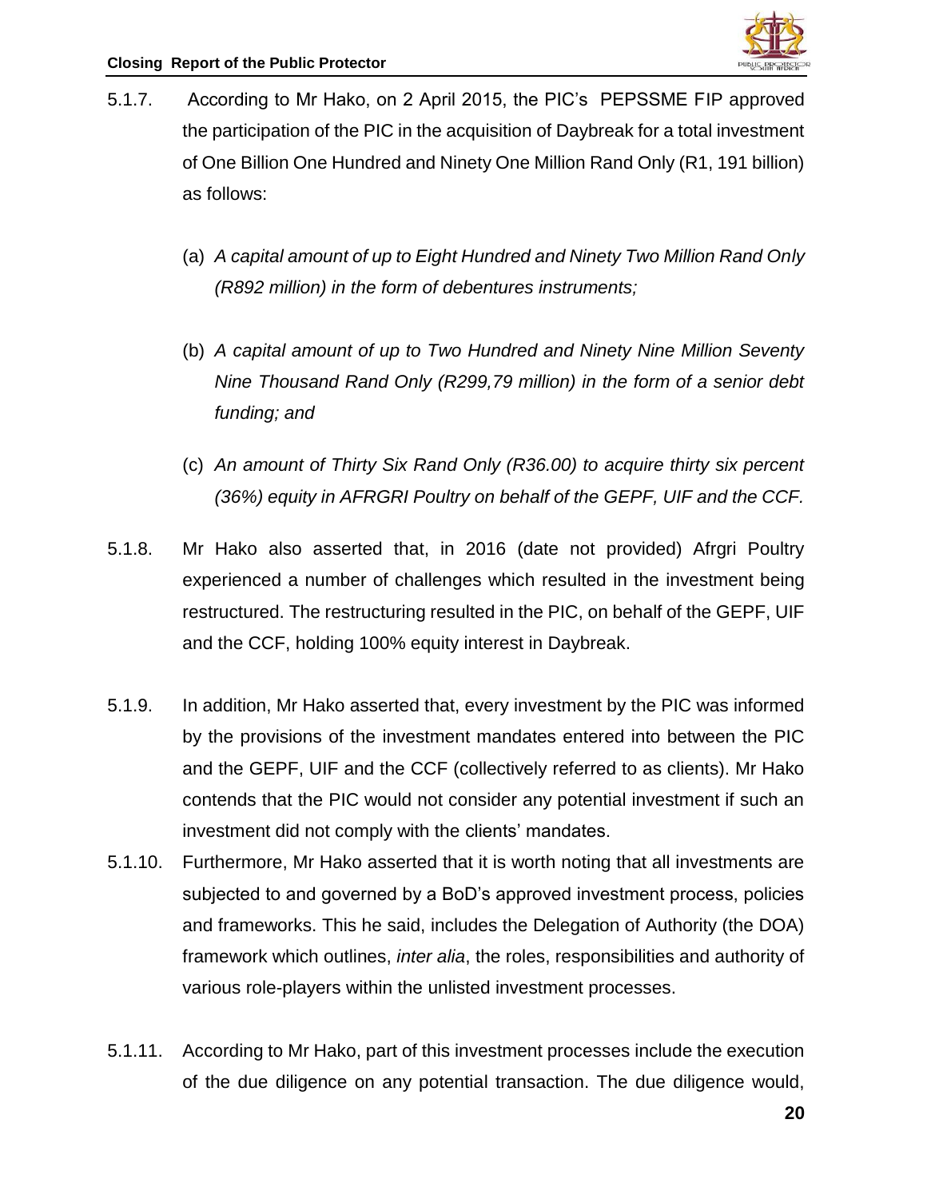5.1.7. According to Mr Hako, on 2 April 2015, the PIC's PEPSSME FIP approved the participation of the PIC in the acquisition of Daybreak for a total investment of One Billion One Hundred and Ninety One Million Rand Only (R1, 191 billion) as follows:

(a) *A capital amount of up to Eight Hundred and Ninety Two Million Rand Only (R892 million) in the form of debentures instruments;*

(b) *A capital amount of up to Two Hundred and Ninety Nine Million Seventy Nine Thousand Rand Only (R299,79 million) in the form of a senior debt funding; and*

(c) *An amount of Thirty Six Rand Only (R36.00) to acquire thirty six percent (36%) equity in AFRGRI Poultry on behalf of the GEPF, UIF and the CCF.*

5.1.8. Mr Hako also asserted that, in 2016 (date not provided) Afrgri Poultry experienced a number of challenges which resulted in the investment being restructured. The restructuring resulted in the PIC, on behalf of the GEPF, UIF and the CCF, holding 100% equity interest in Daybreak.

5.1.9. In addition, Mr Hako asserted that, every investment by the PIC was informed by the provisions of the investment mandates entered into between the PIC and the GEPF, UIF and the CCF (collectively referred to as clients). Mr Hako contends that the PIC would not consider any potential investment if such an investment did not comply with the clients' mandates.

5.1.10. Furthermore, Mr Hako asserted that it is worth noting that all investments are subjected to and governed by a BoD's approved investment process, policies and frameworks. This he said, includes the Delegation of Authority (the DOA) framework which outlines, *inter alia*, the roles, responsibilities and authority of various role-players within the unlisted investment processes.

5.1.11. According to Mr Hako, part of this investment processes include the execution of the due diligence on any potential transaction. The due diligence would,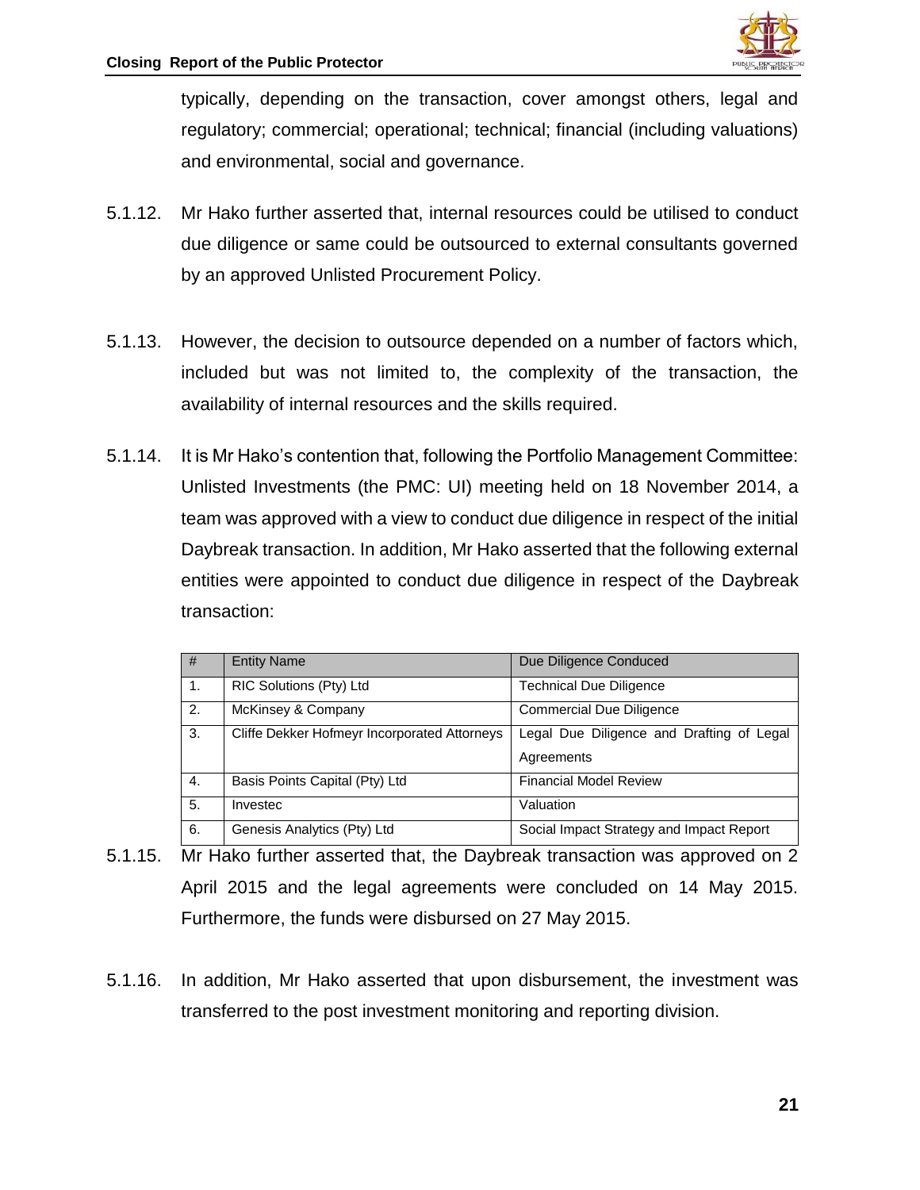typically, depending on the transaction, cover amongst others, legal and regulatory; commercial; operational; technical; financial (including valuations) and environmental, social and governance.

5.1.12. Mr Hako further asserted that, internal resources could be utilised to conduct due diligence or same could be outsourced to external consultants governed by an approved Unlisted Procurement Policy.

5.1.13. However, the decision to outsource depended on a number of factors which, included but was not limited to, the complexity of the transaction, the availability of internal resources and the skills required.

5.1.14. It is Mr Hako's contention that, following the Portfolio Management Committee: Unlisted Investments (the PMC: UI) meeting held on 18 November 2014, a team was approved with a view to conduct due diligence in respect of the initial Daybreak transaction. In addition, Mr Hako asserted that the following external entities were appointed to conduct due diligence in respect of the Daybreak transaction:

| # | Entity Name | Due Diligence Conduced |
|---|---|---|
| 1. | RIC Solutions (Pty) Ltd | Technical Due Diligence |
| 2. | McKinsey & Company | Commercial Due Diligence |
| 3. | Cliffe Dekker Hofmeyr Incorporated Attorneys | Legal Due Diligence and Drafting of Legal Agreements |
| 4. | Basis Points Capital (Pty) Ltd | Financial Model Review |
| 5. | Investec | Valuation |
| 6. | Genesis Analytics (Pty) Ltd | Social Impact Strategy and Impact Report |

5.1.15. Mr Hako further asserted that, the Daybreak transaction was approved on 2 April 2015 and the legal agreements were concluded on 14 May 2015. Furthermore, the funds were disbursed on 27 May 2015.

5.1.16. In addition, Mr Hako asserted that upon disbursement, the investment was transferred to the post investment monitoring and reporting division.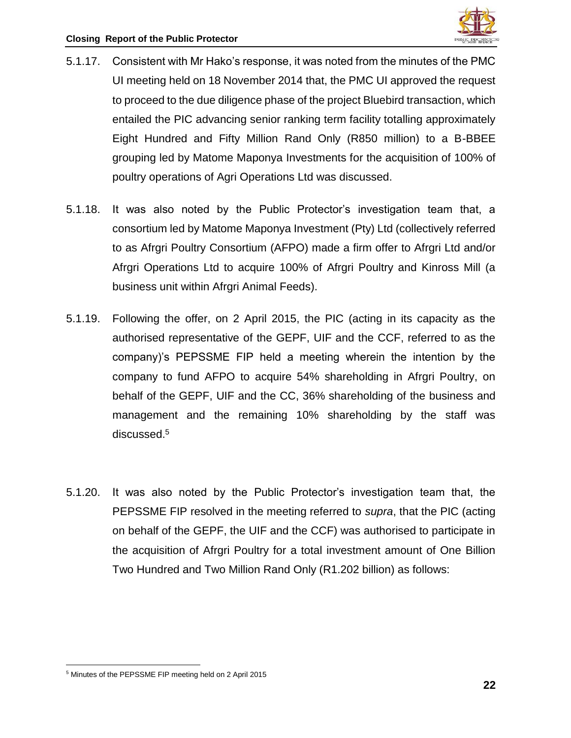5.1.17. Consistent with Mr Hako's response, it was noted from the minutes of the PMC UI meeting held on 18 November 2014 that, the PMC UI approved the request to proceed to the due diligence phase of the project Bluebird transaction, which entailed the PIC advancing senior ranking term facility totalling approximately Eight Hundred and Fifty Million Rand Only (R850 million) to a B-BBEE grouping led by Matome Maponya Investments for the acquisition of 100% of poultry operations of Agri Operations Ltd was discussed.

5.1.18. It was also noted by the Public Protector's investigation team that, a consortium led by Matome Maponya Investment (Pty) Ltd (collectively referred to as Afrgri Poultry Consortium (AFPO) made a firm offer to Afrgri Ltd and/or Afrgri Operations Ltd to acquire 100% of Afrgri Poultry and Kinross Mill (a business unit within Afrgri Animal Feeds).

5.1.19. Following the offer, on 2 April 2015, the PIC (acting in its capacity as the authorised representative of the GEPF, UIF and the CCF, referred to as the company)'s PEPSSME FIP held a meeting wherein the intention by the company to fund AFPO to acquire 54% shareholding in Afrgri Poultry, on behalf of the GEPF, UIF and the CC, 36% shareholding of the business and management and the remaining 10% shareholding by the staff was discussed.[5]

5.1.20. It was also noted by the Public Protector's investigation team that, the PEPSSME FIP resolved in the meeting referred to *supra*, that the PIC (acting on behalf of the GEPF, the UIF and the CCF) was authorised to participate in the acquisition of Afrgri Poultry for a total investment amount of One Billion Two Hundred and Two Million Rand Only (R1.202 billion) as follows:

[5] Minutes of the PEPSSME FIP meeting held on 2 April 2015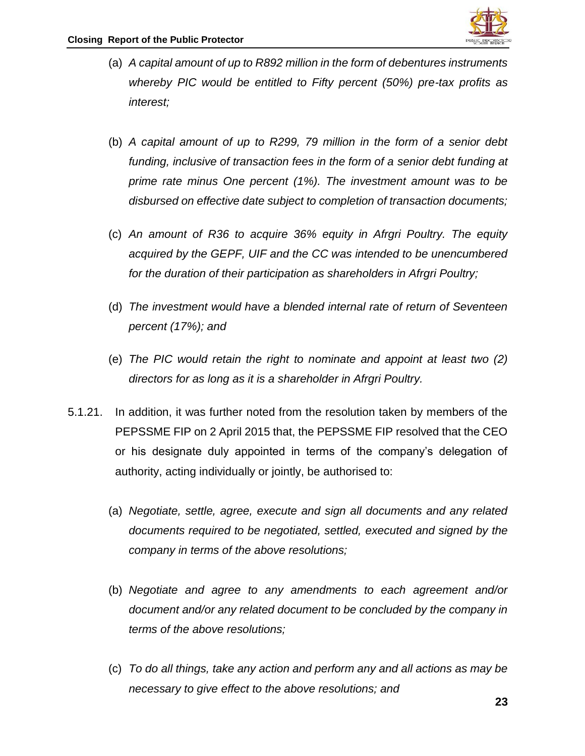(a) *A capital amount of up to R892 million in the form of debentures instruments whereby PIC would be entitled to Fifty percent (50%) pre-tax profits as interest;*

(b) *A capital amount of up to R299, 79 million in the form of a senior debt funding, inclusive of transaction fees in the form of a senior debt funding at prime rate minus One percent (1%). The investment amount was to be disbursed on effective date subject to completion of transaction documents;*

(c) *An amount of R36 to acquire 36% equity in Afrgri Poultry. The equity acquired by the GEPF, UIF and the CC was intended to be unencumbered for the duration of their participation as shareholders in Afrgri Poultry;*

(d) *The investment would have a blended internal rate of return of Seventeen percent (17%); and*

(e) *The PIC would retain the right to nominate and appoint at least two (2) directors for as long as it is a shareholder in Afrgri Poultry.*

5.1.21. In addition, it was further noted from the resolution taken by members of the PEPSSME FIP on 2 April 2015 that, the PEPSSME FIP resolved that the CEO or his designate duly appointed in terms of the company's delegation of authority, acting individually or jointly, be authorised to:

(a) *Negotiate, settle, agree, execute and sign all documents and any related documents required to be negotiated, settled, executed and signed by the company in terms of the above resolutions;*

(b) *Negotiate and agree to any amendments to each agreement and/or document and/or any related document to be concluded by the company in terms of the above resolutions;*

(c) *To do all things, take any action and perform any and all actions as may be necessary to give effect to the above resolutions; and*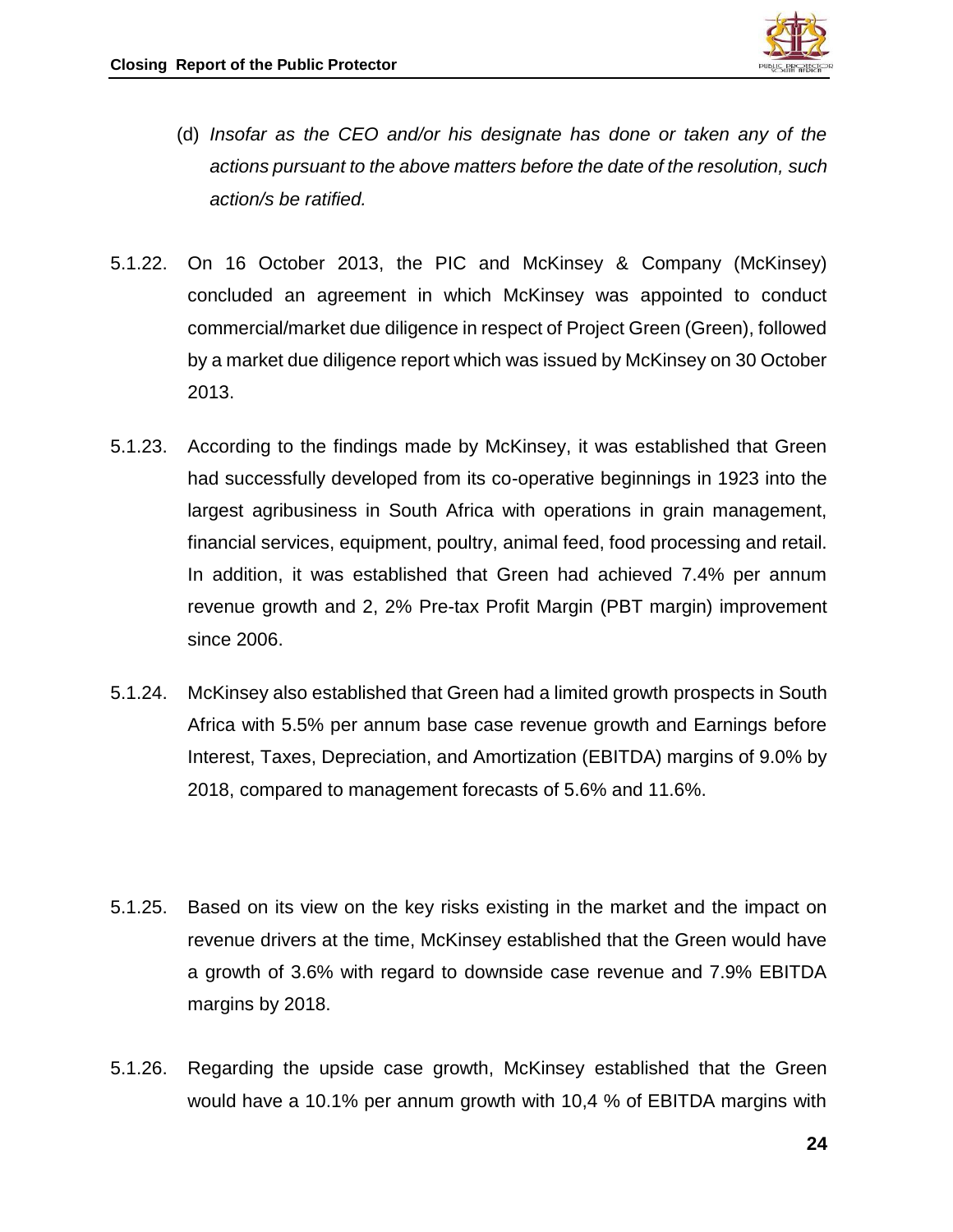(d) *Insofar as the CEO and/or his designate has done or taken any of the actions pursuant to the above matters before the date of the resolution, such action/s be ratified.*

5.1.22. On 16 October 2013, the PIC and McKinsey & Company (McKinsey) concluded an agreement in which McKinsey was appointed to conduct commercial/market due diligence in respect of Project Green (Green), followed by a market due diligence report which was issued by McKinsey on 30 October 2013.

5.1.23. According to the findings made by McKinsey, it was established that Green had successfully developed from its co-operative beginnings in 1923 into the largest agribusiness in South Africa with operations in grain management, financial services, equipment, poultry, animal feed, food processing and retail. In addition, it was established that Green had achieved 7.4% per annum revenue growth and 2, 2% Pre-tax Profit Margin (PBT margin) improvement since 2006.

5.1.24. McKinsey also established that Green had a limited growth prospects in South Africa with 5.5% per annum base case revenue growth and Earnings before Interest, Taxes, Depreciation, and Amortization (EBITDA) margins of 9.0% by 2018, compared to management forecasts of 5.6% and 11.6%.

5.1.25. Based on its view on the key risks existing in the market and the impact on revenue drivers at the time, McKinsey established that the Green would have a growth of 3.6% with regard to downside case revenue and 7.9% EBITDA margins by 2018.

5.1.26. Regarding the upside case growth, McKinsey established that the Green would have a 10.1% per annum growth with 10,4 % of EBITDA margins with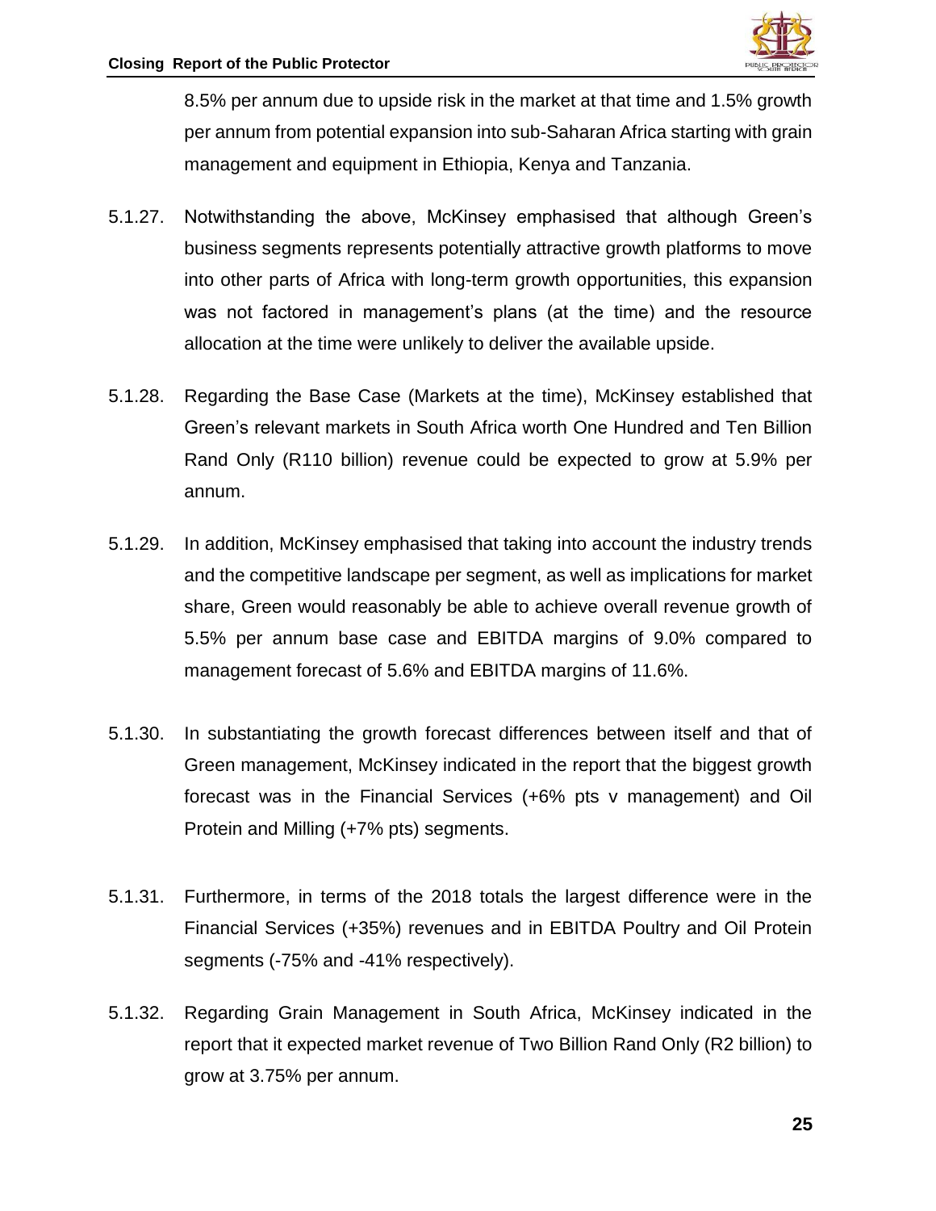8.5% per annum due to upside risk in the market at that time and 1.5% growth per annum from potential expansion into sub-Saharan Africa starting with grain management and equipment in Ethiopia, Kenya and Tanzania.

5.1.27. Notwithstanding the above, McKinsey emphasised that although Green's business segments represents potentially attractive growth platforms to move into other parts of Africa with long-term growth opportunities, this expansion was not factored in management's plans (at the time) and the resource allocation at the time were unlikely to deliver the available upside.

5.1.28. Regarding the Base Case (Markets at the time), McKinsey established that Green's relevant markets in South Africa worth One Hundred and Ten Billion Rand Only (R110 billion) revenue could be expected to grow at 5.9% per annum.

5.1.29. In addition, McKinsey emphasised that taking into account the industry trends and the competitive landscape per segment, as well as implications for market share, Green would reasonably be able to achieve overall revenue growth of 5.5% per annum base case and EBITDA margins of 9.0% compared to management forecast of 5.6% and EBITDA margins of 11.6%.

5.1.30. In substantiating the growth forecast differences between itself and that of Green management, McKinsey indicated in the report that the biggest growth forecast was in the Financial Services (+6% pts v management) and Oil Protein and Milling (+7% pts) segments.

5.1.31. Furthermore, in terms of the 2018 totals the largest difference were in the Financial Services (+35%) revenues and in EBITDA Poultry and Oil Protein segments (-75% and -41% respectively).

5.1.32. Regarding Grain Management in South Africa, McKinsey indicated in the report that it expected market revenue of Two Billion Rand Only (R2 billion) to grow at 3.75% per annum.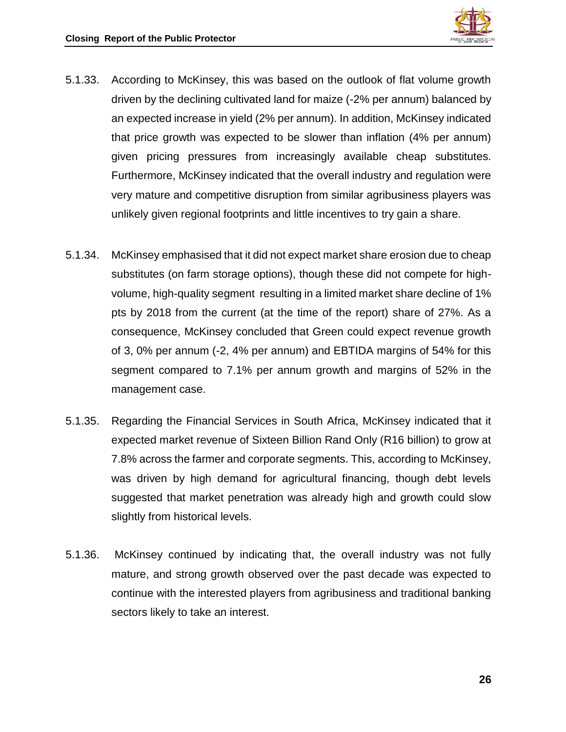5.1.33. According to McKinsey, this was based on the outlook of flat volume growth driven by the declining cultivated land for maize (-2% per annum) balanced by an expected increase in yield (2% per annum). In addition, McKinsey indicated that price growth was expected to be slower than inflation (4% per annum) given pricing pressures from increasingly available cheap substitutes. Furthermore, McKinsey indicated that the overall industry and regulation were very mature and competitive disruption from similar agribusiness players was unlikely given regional footprints and little incentives to try gain a share.

5.1.34. McKinsey emphasised that it did not expect market share erosion due to cheap substitutes (on farm storage options), though these did not compete for high-volume, high-quality segment resulting in a limited market share decline of 1% pts by 2018 from the current (at the time of the report) share of 27%. As a consequence, McKinsey concluded that Green could expect revenue growth of 3, 0% per annum (-2, 4% per annum) and EBTIDA margins of 54% for this segment compared to 7.1% per annum growth and margins of 52% in the management case.

5.1.35. Regarding the Financial Services in South Africa, McKinsey indicated that it expected market revenue of Sixteen Billion Rand Only (R16 billion) to grow at 7.8% across the farmer and corporate segments. This, according to McKinsey, was driven by high demand for agricultural financing, though debt levels suggested that market penetration was already high and growth could slow slightly from historical levels.

5.1.36. McKinsey continued by indicating that, the overall industry was not fully mature, and strong growth observed over the past decade was expected to continue with the interested players from agribusiness and traditional banking sectors likely to take an interest.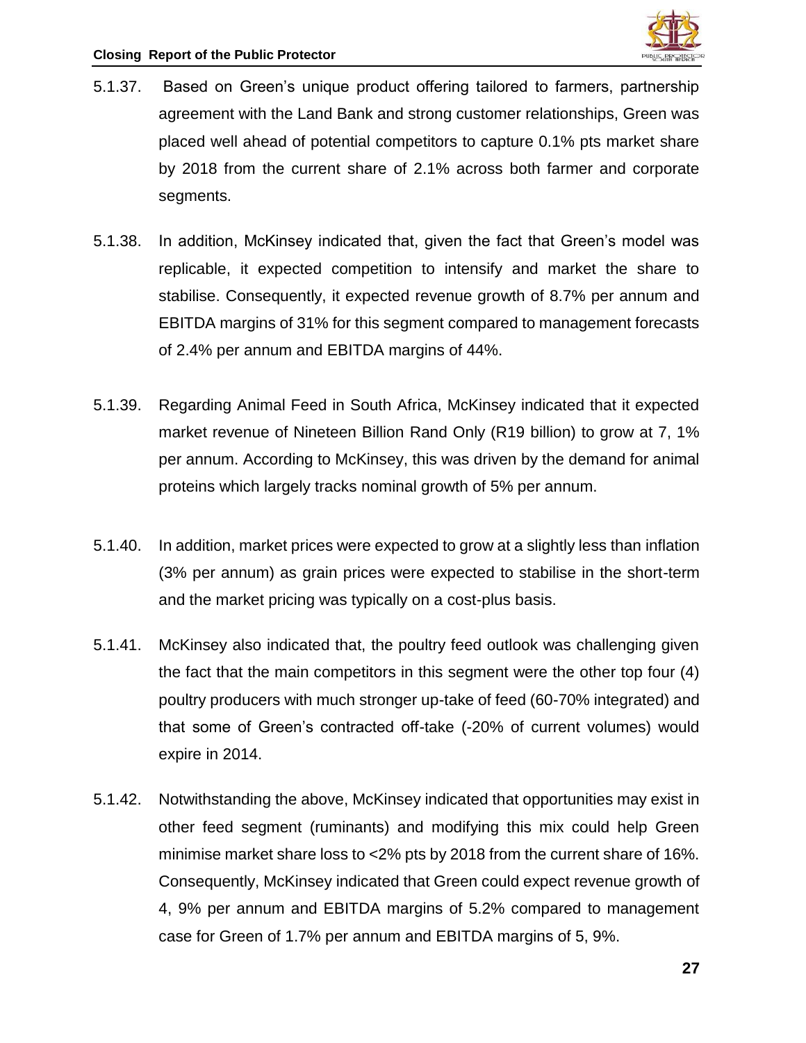5.1.37. Based on Green's unique product offering tailored to farmers, partnership agreement with the Land Bank and strong customer relationships, Green was placed well ahead of potential competitors to capture 0.1% pts market share by 2018 from the current share of 2.1% across both farmer and corporate segments.

5.1.38. In addition, McKinsey indicated that, given the fact that Green's model was replicable, it expected competition to intensify and market the share to stabilise. Consequently, it expected revenue growth of 8.7% per annum and EBITDA margins of 31% for this segment compared to management forecasts of 2.4% per annum and EBITDA margins of 44%.

5.1.39. Regarding Animal Feed in South Africa, McKinsey indicated that it expected market revenue of Nineteen Billion Rand Only (R19 billion) to grow at 7, 1% per annum. According to McKinsey, this was driven by the demand for animal proteins which largely tracks nominal growth of 5% per annum.

5.1.40. In addition, market prices were expected to grow at a slightly less than inflation (3% per annum) as grain prices were expected to stabilise in the short-term and the market pricing was typically on a cost-plus basis.

5.1.41. McKinsey also indicated that, the poultry feed outlook was challenging given the fact that the main competitors in this segment were the other top four (4) poultry producers with much stronger up-take of feed (60-70% integrated) and that some of Green's contracted off-take (-20% of current volumes) would expire in 2014.

5.1.42. Notwithstanding the above, McKinsey indicated that opportunities may exist in other feed segment (ruminants) and modifying this mix could help Green minimise market share loss to <2% pts by 2018 from the current share of 16%. Consequently, McKinsey indicated that Green could expect revenue growth of 4, 9% per annum and EBITDA margins of 5.2% compared to management case for Green of 1.7% per annum and EBITDA margins of 5, 9%.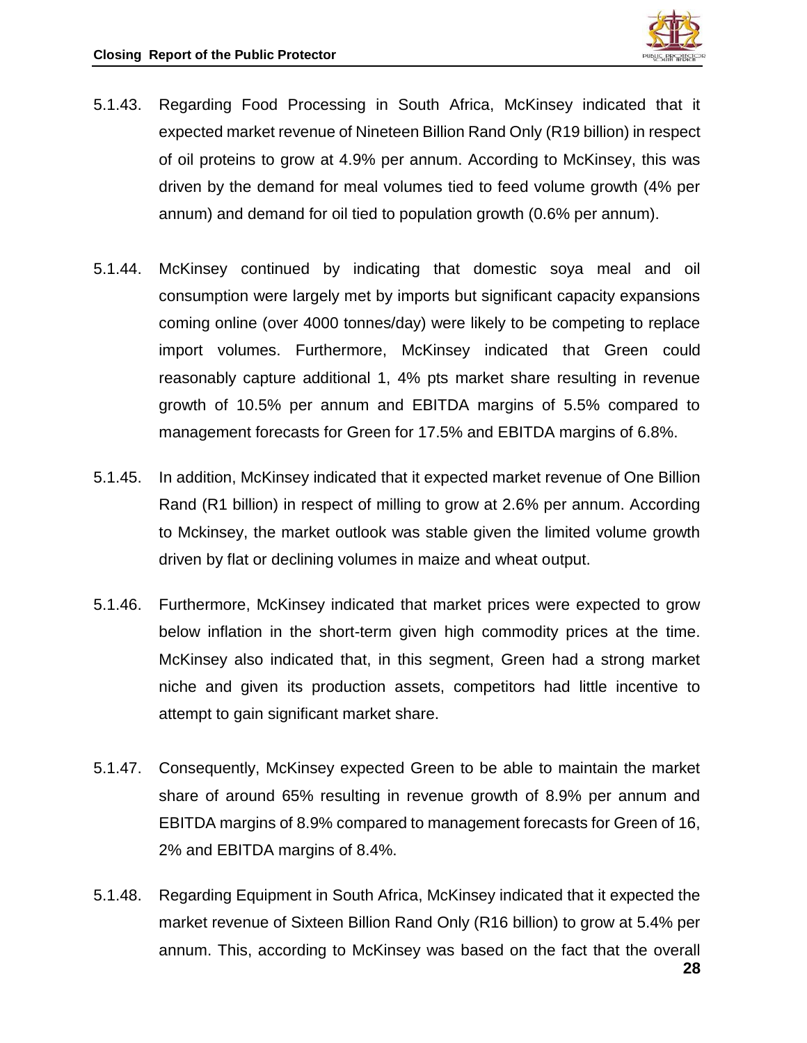5.1.43. Regarding Food Processing in South Africa, McKinsey indicated that it expected market revenue of Nineteen Billion Rand Only (R19 billion) in respect of oil proteins to grow at 4.9% per annum. According to McKinsey, this was driven by the demand for meal volumes tied to feed volume growth (4% per annum) and demand for oil tied to population growth (0.6% per annum).

5.1.44. McKinsey continued by indicating that domestic soya meal and oil consumption were largely met by imports but significant capacity expansions coming online (over 4000 tonnes/day) were likely to be competing to replace import volumes. Furthermore, McKinsey indicated that Green could reasonably capture additional 1, 4% pts market share resulting in revenue growth of 10.5% per annum and EBITDA margins of 5.5% compared to management forecasts for Green for 17.5% and EBITDA margins of 6.8%.

5.1.45. In addition, McKinsey indicated that it expected market revenue of One Billion Rand (R1 billion) in respect of milling to grow at 2.6% per annum. According to Mckinsey, the market outlook was stable given the limited volume growth driven by flat or declining volumes in maize and wheat output.

5.1.46. Furthermore, McKinsey indicated that market prices were expected to grow below inflation in the short-term given high commodity prices at the time. McKinsey also indicated that, in this segment, Green had a strong market niche and given its production assets, competitors had little incentive to attempt to gain significant market share.

5.1.47. Consequently, McKinsey expected Green to be able to maintain the market share of around 65% resulting in revenue growth of 8.9% per annum and EBITDA margins of 8.9% compared to management forecasts for Green of 16, 2% and EBITDA margins of 8.4%.

5.1.48. Regarding Equipment in South Africa, McKinsey indicated that it expected the market revenue of Sixteen Billion Rand Only (R16 billion) to grow at 5.4% per annum. This, according to McKinsey was based on the fact that the overall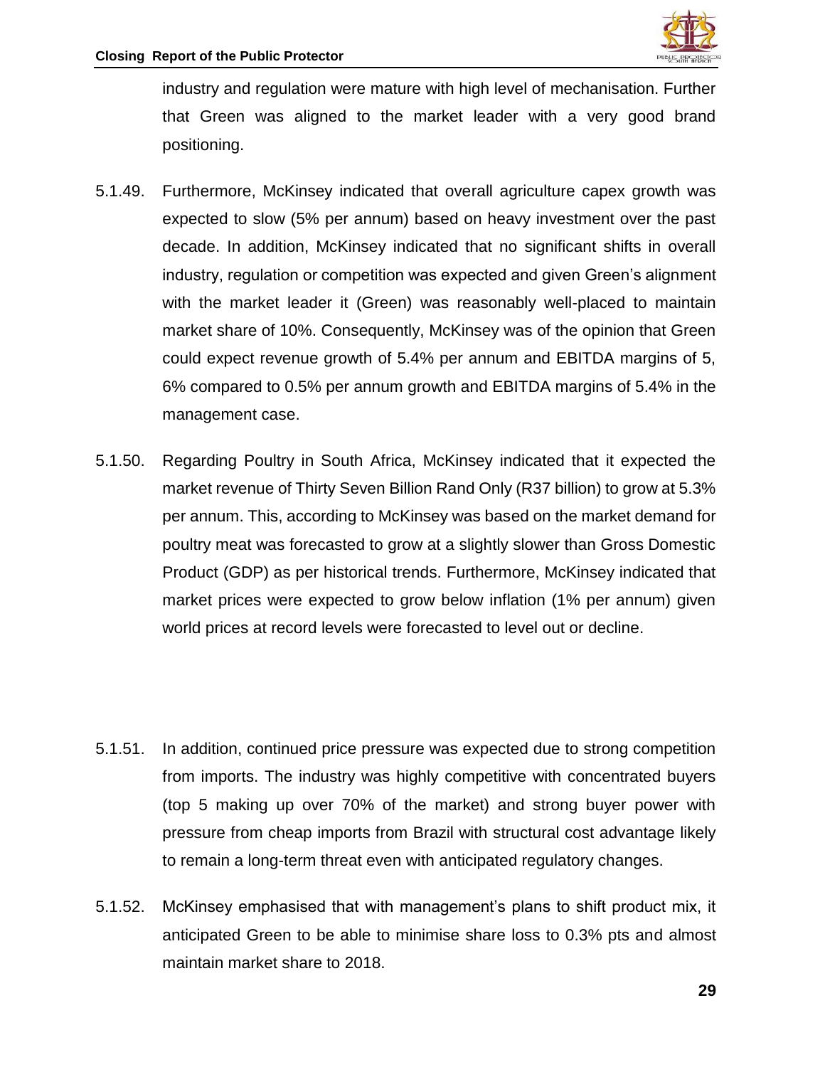industry and regulation were mature with high level of mechanisation. Further that Green was aligned to the market leader with a very good brand positioning.

5.1.49. Furthermore, McKinsey indicated that overall agriculture capex growth was expected to slow (5% per annum) based on heavy investment over the past decade. In addition, McKinsey indicated that no significant shifts in overall industry, regulation or competition was expected and given Green's alignment with the market leader it (Green) was reasonably well-placed to maintain market share of 10%. Consequently, McKinsey was of the opinion that Green could expect revenue growth of 5.4% per annum and EBITDA margins of 5, 6% compared to 0.5% per annum growth and EBITDA margins of 5.4% in the management case.

5.1.50. Regarding Poultry in South Africa, McKinsey indicated that it expected the market revenue of Thirty Seven Billion Rand Only (R37 billion) to grow at 5.3% per annum. This, according to McKinsey was based on the market demand for poultry meat was forecasted to grow at a slightly slower than Gross Domestic Product (GDP) as per historical trends. Furthermore, McKinsey indicated that market prices were expected to grow below inflation (1% per annum) given world prices at record levels were forecasted to level out or decline.

5.1.51. In addition, continued price pressure was expected due to strong competition from imports. The industry was highly competitive with concentrated buyers (top 5 making up over 70% of the market) and strong buyer power with pressure from cheap imports from Brazil with structural cost advantage likely to remain a long-term threat even with anticipated regulatory changes.

5.1.52. McKinsey emphasised that with management's plans to shift product mix, it anticipated Green to be able to minimise share loss to 0.3% pts and almost maintain market share to 2018.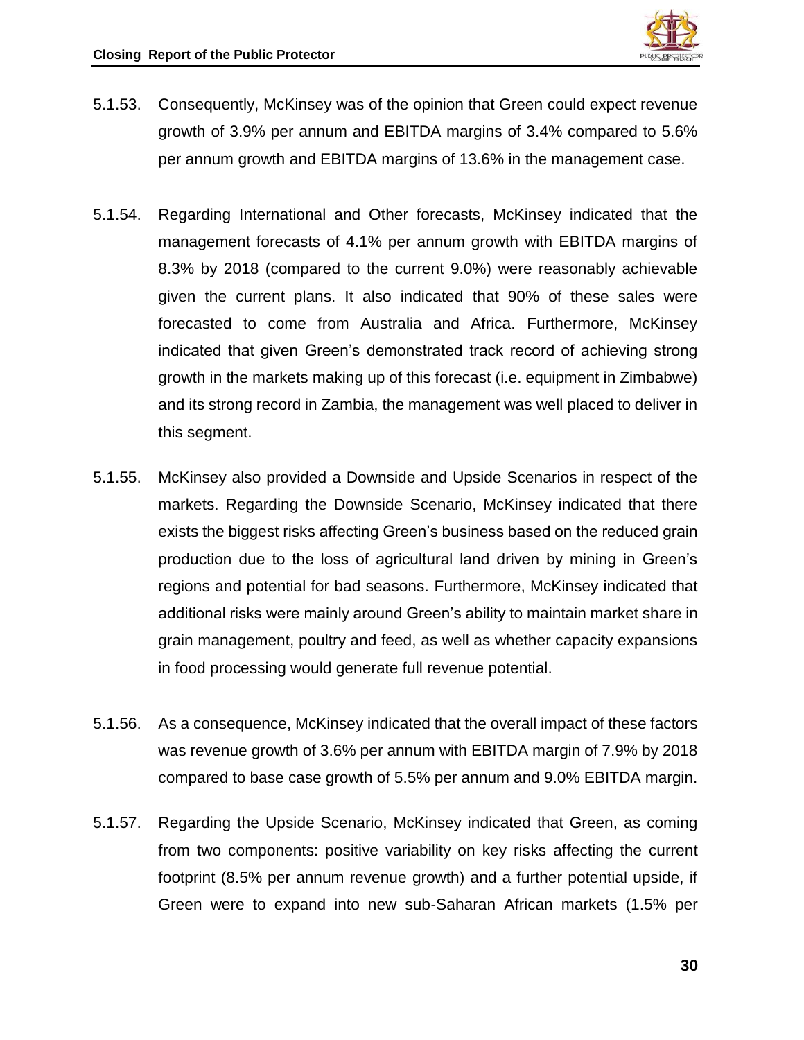5.1.53. Consequently, McKinsey was of the opinion that Green could expect revenue growth of 3.9% per annum and EBITDA margins of 3.4% compared to 5.6% per annum growth and EBITDA margins of 13.6% in the management case.

5.1.54. Regarding International and Other forecasts, McKinsey indicated that the management forecasts of 4.1% per annum growth with EBITDA margins of 8.3% by 2018 (compared to the current 9.0%) were reasonably achievable given the current plans. It also indicated that 90% of these sales were forecasted to come from Australia and Africa. Furthermore, McKinsey indicated that given Green's demonstrated track record of achieving strong growth in the markets making up of this forecast (i.e. equipment in Zimbabwe) and its strong record in Zambia, the management was well placed to deliver in this segment.

5.1.55. McKinsey also provided a Downside and Upside Scenarios in respect of the markets. Regarding the Downside Scenario, McKinsey indicated that there exists the biggest risks affecting Green's business based on the reduced grain production due to the loss of agricultural land driven by mining in Green's regions and potential for bad seasons. Furthermore, McKinsey indicated that additional risks were mainly around Green's ability to maintain market share in grain management, poultry and feed, as well as whether capacity expansions in food processing would generate full revenue potential.

5.1.56. As a consequence, McKinsey indicated that the overall impact of these factors was revenue growth of 3.6% per annum with EBITDA margin of 7.9% by 2018 compared to base case growth of 5.5% per annum and 9.0% EBITDA margin.

5.1.57. Regarding the Upside Scenario, McKinsey indicated that Green, as coming from two components: positive variability on key risks affecting the current footprint (8.5% per annum revenue growth) and a further potential upside, if Green were to expand into new sub-Saharan African markets (1.5% per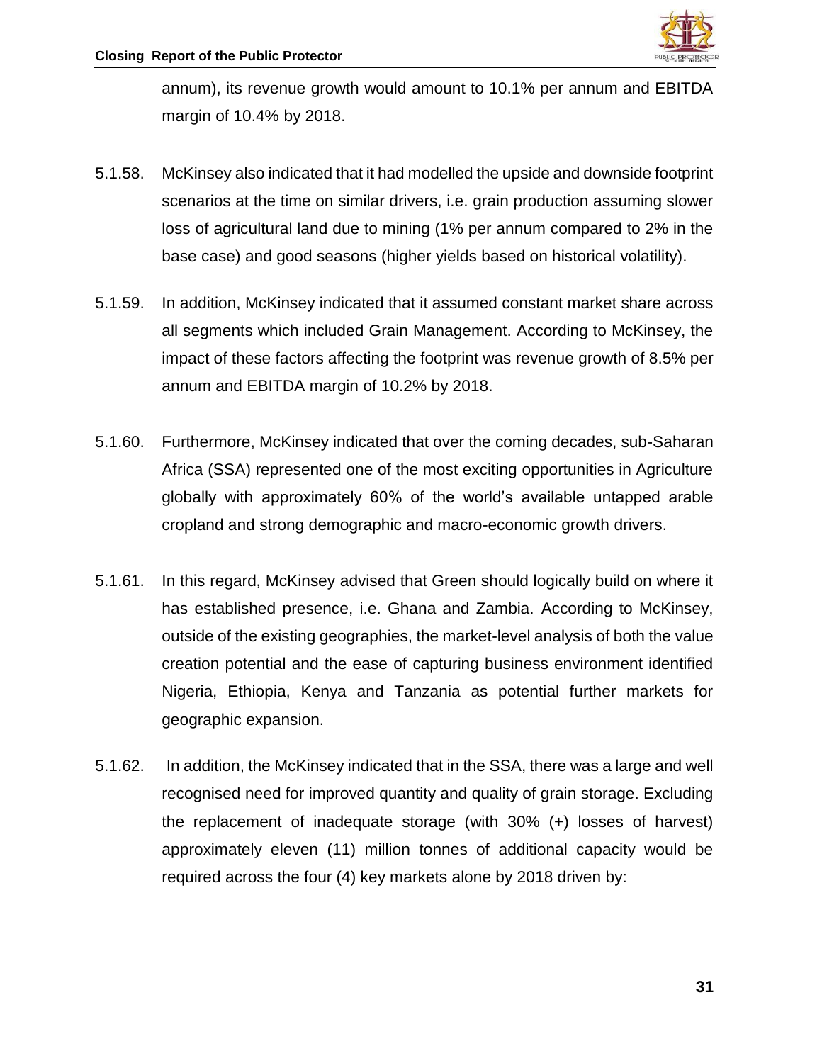annum), its revenue growth would amount to 10.1% per annum and EBITDA margin of 10.4% by 2018.

5.1.58. McKinsey also indicated that it had modelled the upside and downside footprint scenarios at the time on similar drivers, i.e. grain production assuming slower loss of agricultural land due to mining (1% per annum compared to 2% in the base case) and good seasons (higher yields based on historical volatility).

5.1.59. In addition, McKinsey indicated that it assumed constant market share across all segments which included Grain Management. According to McKinsey, the impact of these factors affecting the footprint was revenue growth of 8.5% per annum and EBITDA margin of 10.2% by 2018.

5.1.60. Furthermore, McKinsey indicated that over the coming decades, sub-Saharan Africa (SSA) represented one of the most exciting opportunities in Agriculture globally with approximately 60% of the world's available untapped arable cropland and strong demographic and macro-economic growth drivers.

5.1.61. In this regard, McKinsey advised that Green should logically build on where it has established presence, i.e. Ghana and Zambia. According to McKinsey, outside of the existing geographies, the market-level analysis of both the value creation potential and the ease of capturing business environment identified Nigeria, Ethiopia, Kenya and Tanzania as potential further markets for geographic expansion.

5.1.62. In addition, the McKinsey indicated that in the SSA, there was a large and well recognised need for improved quantity and quality of grain storage. Excluding the replacement of inadequate storage (with 30% (+) losses of harvest) approximately eleven (11) million tonnes of additional capacity would be required across the four (4) key markets alone by 2018 driven by: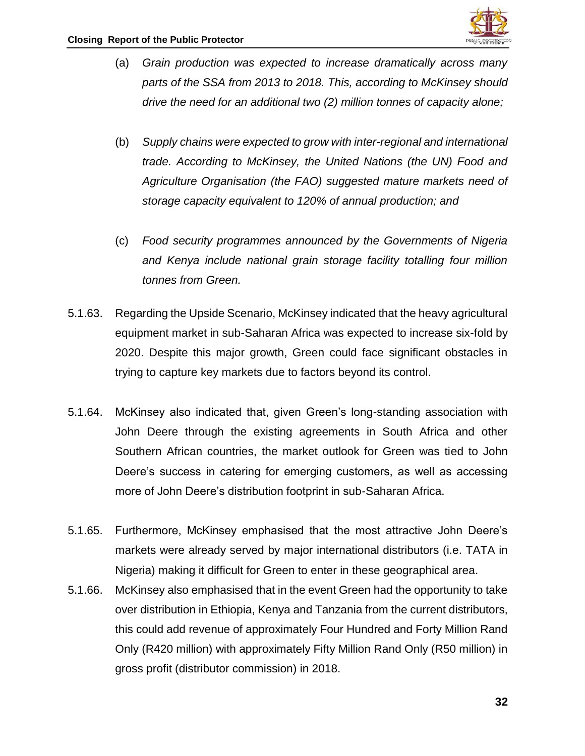(a) *Grain production was expected to increase dramatically across many parts of the SSA from 2013 to 2018. This, according to McKinsey should drive the need for an additional two (2) million tonnes of capacity alone;*

(b) *Supply chains were expected to grow with inter-regional and international trade. According to McKinsey, the United Nations (the UN) Food and Agriculture Organisation (the FAO) suggested mature markets need of storage capacity equivalent to 120% of annual production; and*

(c) *Food security programmes announced by the Governments of Nigeria and Kenya include national grain storage facility totalling four million tonnes from Green.*

5.1.63. Regarding the Upside Scenario, McKinsey indicated that the heavy agricultural equipment market in sub-Saharan Africa was expected to increase six-fold by 2020. Despite this major growth, Green could face significant obstacles in trying to capture key markets due to factors beyond its control.

5.1.64. McKinsey also indicated that, given Green's long-standing association with John Deere through the existing agreements in South Africa and other Southern African countries, the market outlook for Green was tied to John Deere's success in catering for emerging customers, as well as accessing more of John Deere's distribution footprint in sub-Saharan Africa.

5.1.65. Furthermore, McKinsey emphasised that the most attractive John Deere's markets were already served by major international distributors (i.e. TATA in Nigeria) making it difficult for Green to enter in these geographical area.

5.1.66. McKinsey also emphasised that in the event Green had the opportunity to take over distribution in Ethiopia, Kenya and Tanzania from the current distributors, this could add revenue of approximately Four Hundred and Forty Million Rand Only (R420 million) with approximately Fifty Million Rand Only (R50 million) in gross profit (distributor commission) in 2018.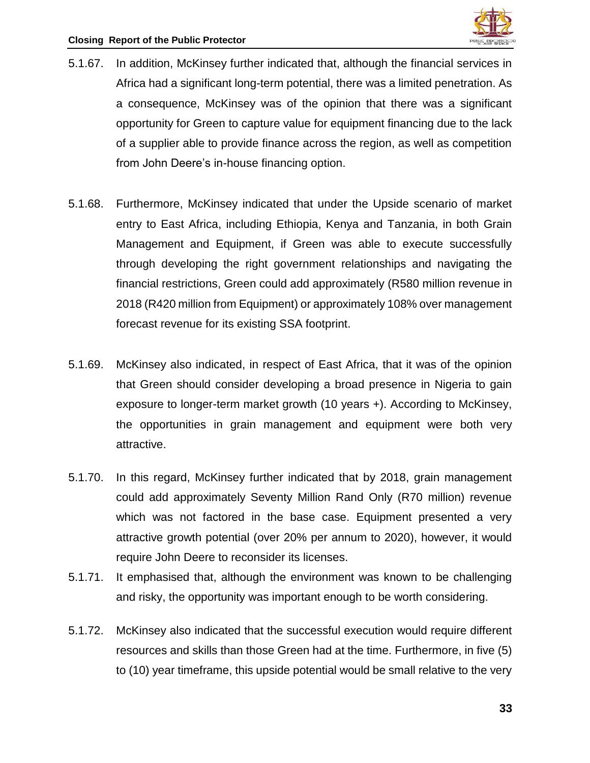5.1.67. In addition, McKinsey further indicated that, although the financial services in Africa had a significant long-term potential, there was a limited penetration. As a consequence, McKinsey was of the opinion that there was a significant opportunity for Green to capture value for equipment financing due to the lack of a supplier able to provide finance across the region, as well as competition from John Deere's in-house financing option.

5.1.68. Furthermore, McKinsey indicated that under the Upside scenario of market entry to East Africa, including Ethiopia, Kenya and Tanzania, in both Grain Management and Equipment, if Green was able to execute successfully through developing the right government relationships and navigating the financial restrictions, Green could add approximately (R580 million revenue in 2018 (R420 million from Equipment) or approximately 108% over management forecast revenue for its existing SSA footprint.

5.1.69. McKinsey also indicated, in respect of East Africa, that it was of the opinion that Green should consider developing a broad presence in Nigeria to gain exposure to longer-term market growth (10 years +). According to McKinsey, the opportunities in grain management and equipment were both very attractive.

5.1.70. In this regard, McKinsey further indicated that by 2018, grain management could add approximately Seventy Million Rand Only (R70 million) revenue which was not factored in the base case. Equipment presented a very attractive growth potential (over 20% per annum to 2020), however, it would require John Deere to reconsider its licenses.

5.1.71. It emphasised that, although the environment was known to be challenging and risky, the opportunity was important enough to be worth considering.

5.1.72. McKinsey also indicated that the successful execution would require different resources and skills than those Green had at the time. Furthermore, in five (5) to (10) year timeframe, this upside potential would be small relative to the very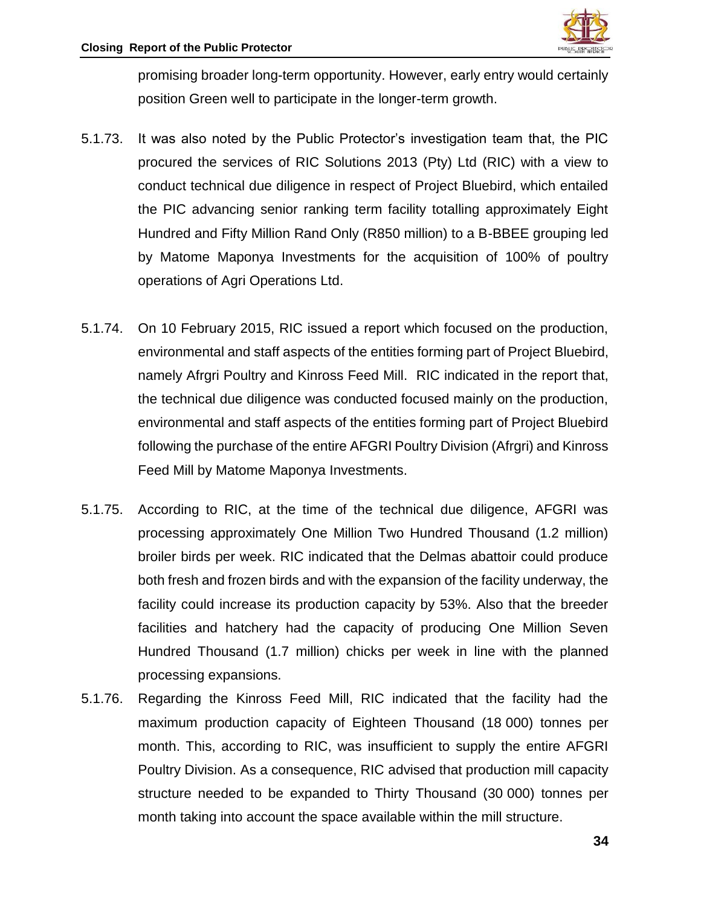promising broader long-term opportunity. However, early entry would certainly position Green well to participate in the longer-term growth.

5.1.73. It was also noted by the Public Protector's investigation team that, the PIC procured the services of RIC Solutions 2013 (Pty) Ltd (RIC) with a view to conduct technical due diligence in respect of Project Bluebird, which entailed the PIC advancing senior ranking term facility totalling approximately Eight Hundred and Fifty Million Rand Only (R850 million) to a B-BBEE grouping led by Matome Maponya Investments for the acquisition of 100% of poultry operations of Agri Operations Ltd.

5.1.74. On 10 February 2015, RIC issued a report which focused on the production, environmental and staff aspects of the entities forming part of Project Bluebird, namely Afrgri Poultry and Kinross Feed Mill. RIC indicated in the report that, the technical due diligence was conducted focused mainly on the production, environmental and staff aspects of the entities forming part of Project Bluebird following the purchase of the entire AFGRI Poultry Division (Afrgri) and Kinross Feed Mill by Matome Maponya Investments.

5.1.75. According to RIC, at the time of the technical due diligence, AFGRI was processing approximately One Million Two Hundred Thousand (1.2 million) broiler birds per week. RIC indicated that the Delmas abattoir could produce both fresh and frozen birds and with the expansion of the facility underway, the facility could increase its production capacity by 53%. Also that the breeder facilities and hatchery had the capacity of producing One Million Seven Hundred Thousand (1.7 million) chicks per week in line with the planned processing expansions.

5.1.76. Regarding the Kinross Feed Mill, RIC indicated that the facility had the maximum production capacity of Eighteen Thousand (18 000) tonnes per month. This, according to RIC, was insufficient to supply the entire AFGRI Poultry Division. As a consequence, RIC advised that production mill capacity structure needed to be expanded to Thirty Thousand (30 000) tonnes per month taking into account the space available within the mill structure.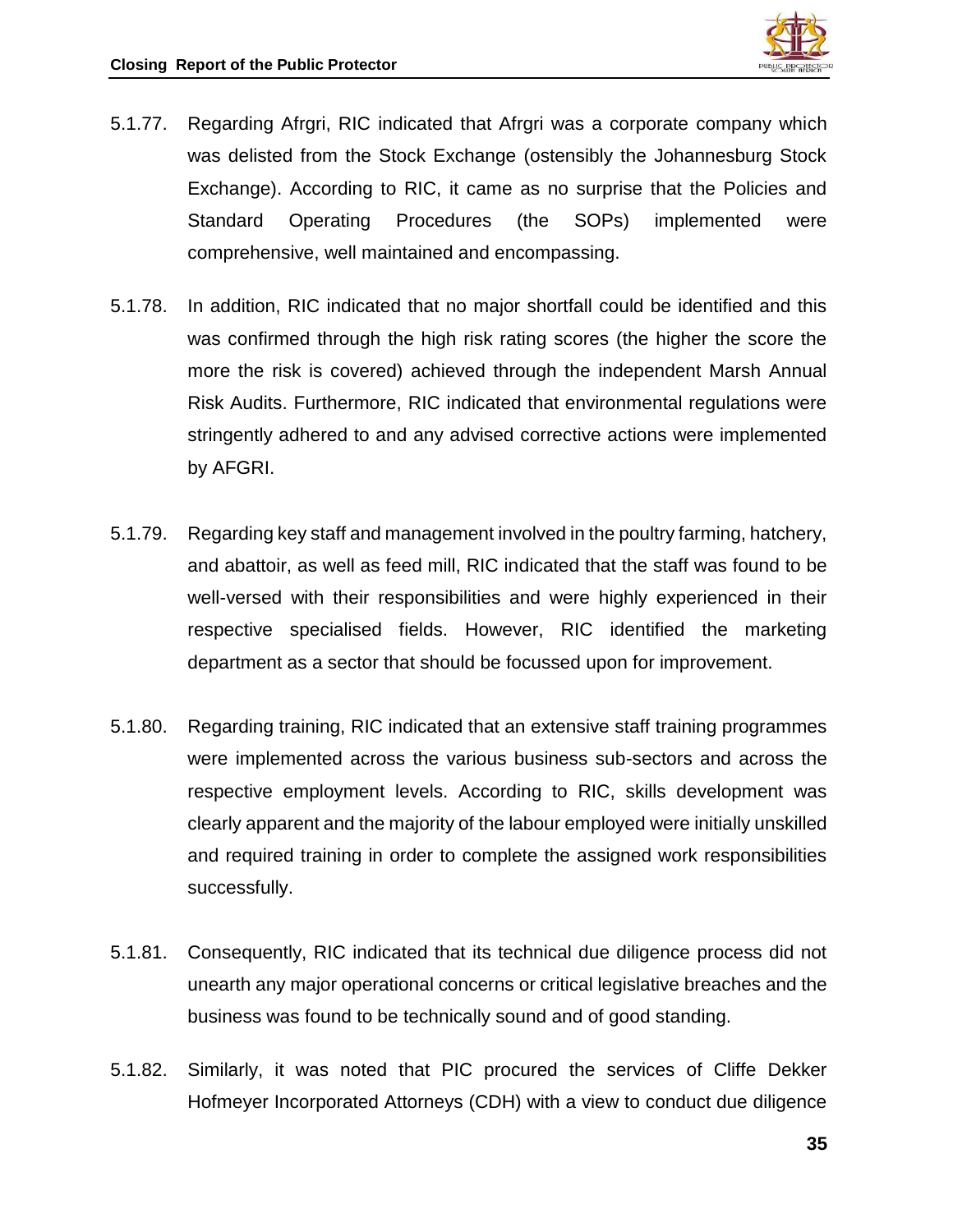5.1.77. Regarding Afrgri, RIC indicated that Afrgri was a corporate company which was delisted from the Stock Exchange (ostensibly the Johannesburg Stock Exchange). According to RIC, it came as no surprise that the Policies and Standard Operating Procedures (the SOPs) implemented were comprehensive, well maintained and encompassing.

5.1.78. In addition, RIC indicated that no major shortfall could be identified and this was confirmed through the high risk rating scores (the higher the score the more the risk is covered) achieved through the independent Marsh Annual Risk Audits. Furthermore, RIC indicated that environmental regulations were stringently adhered to and any advised corrective actions were implemented by AFGRI.

5.1.79. Regarding key staff and management involved in the poultry farming, hatchery, and abattoir, as well as feed mill, RIC indicated that the staff was found to be well-versed with their responsibilities and were highly experienced in their respective specialised fields. However, RIC identified the marketing department as a sector that should be focussed upon for improvement.

5.1.80. Regarding training, RIC indicated that an extensive staff training programmes were implemented across the various business sub-sectors and across the respective employment levels. According to RIC, skills development was clearly apparent and the majority of the labour employed were initially unskilled and required training in order to complete the assigned work responsibilities successfully.

5.1.81. Consequently, RIC indicated that its technical due diligence process did not unearth any major operational concerns or critical legislative breaches and the business was found to be technically sound and of good standing.

5.1.82. Similarly, it was noted that PIC procured the services of Cliffe Dekker Hofmeyer Incorporated Attorneys (CDH) with a view to conduct due diligence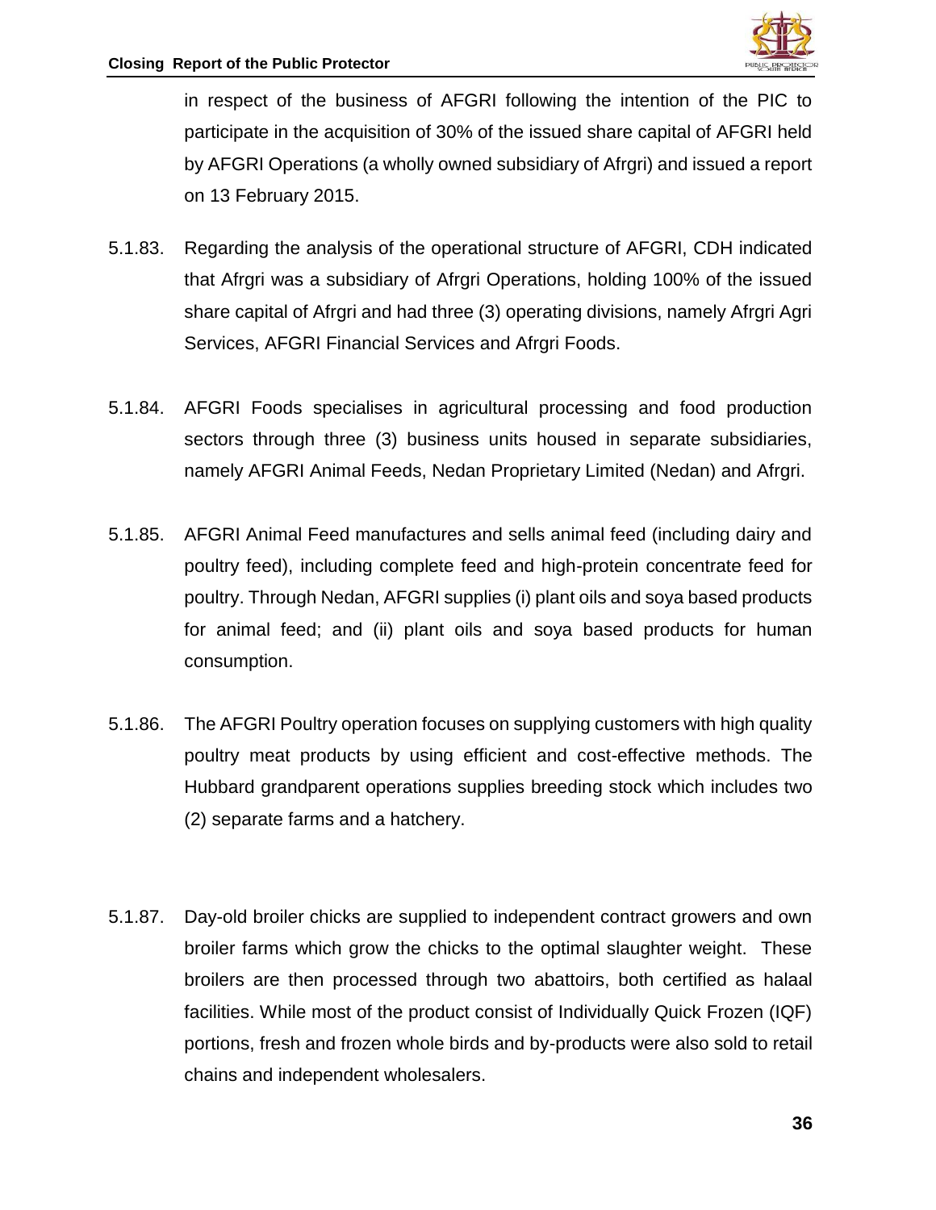in respect of the business of AFGRI following the intention of the PIC to participate in the acquisition of 30% of the issued share capital of AFGRI held by AFGRI Operations (a wholly owned subsidiary of Afrgri) and issued a report on 13 February 2015.

5.1.83. Regarding the analysis of the operational structure of AFGRI, CDH indicated that Afrgri was a subsidiary of Afrgri Operations, holding 100% of the issued share capital of Afrgri and had three (3) operating divisions, namely Afrgri Agri Services, AFGRI Financial Services and Afrgri Foods.

5.1.84. AFGRI Foods specialises in agricultural processing and food production sectors through three (3) business units housed in separate subsidiaries, namely AFGRI Animal Feeds, Nedan Proprietary Limited (Nedan) and Afrgri.

5.1.85. AFGRI Animal Feed manufactures and sells animal feed (including dairy and poultry feed), including complete feed and high-protein concentrate feed for poultry. Through Nedan, AFGRI supplies (i) plant oils and soya based products for animal feed; and (ii) plant oils and soya based products for human consumption.

5.1.86. The AFGRI Poultry operation focuses on supplying customers with high quality poultry meat products by using efficient and cost-effective methods. The Hubbard grandparent operations supplies breeding stock which includes two (2) separate farms and a hatchery.

5.1.87. Day-old broiler chicks are supplied to independent contract growers and own broiler farms which grow the chicks to the optimal slaughter weight. These broilers are then processed through two abattoirs, both certified as halaal facilities. While most of the product consist of Individually Quick Frozen (IQF) portions, fresh and frozen whole birds and by-products were also sold to retail chains and independent wholesalers.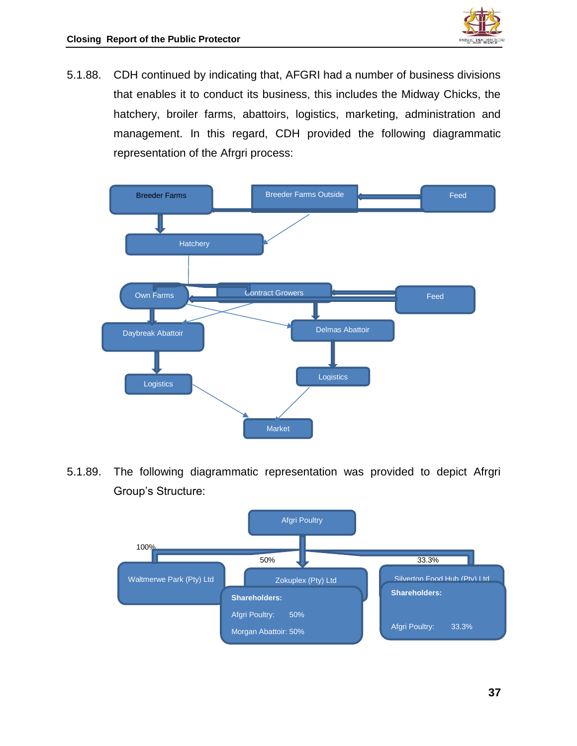5.1.88. CDH continued by indicating that, AFGRI had a number of business divisions that enables it to conduct its business, this includes the Midway Chicks, the hatchery, broiler farms, abattoirs, logistics, marketing, administration and management. In this regard, CDH provided the following diagrammatic representation of the Afrgri process:

Breeder Farms | Breeder Farms Outside | Feed | Hatchery | Own Farms | Contract Growers | Feed | Daybreak Abattoir | Delmas Abattoir | Logistics | Logistics | Market

5.1.89. The following diagrammatic representation was provided to depict Afrgri Group's Structure:

Afgri Poultry

100% — Waltmerwe Park (Pty) Ltd

50% — Zokuplex (Pty) Ltd
**Shareholders:**
Afgri Poultry: 50%
Morgan Abattoir: 50%

33.3% — Silverton Food Hub (Pty) Ltd
**Shareholders:**
Afgri Poultry: 33.3%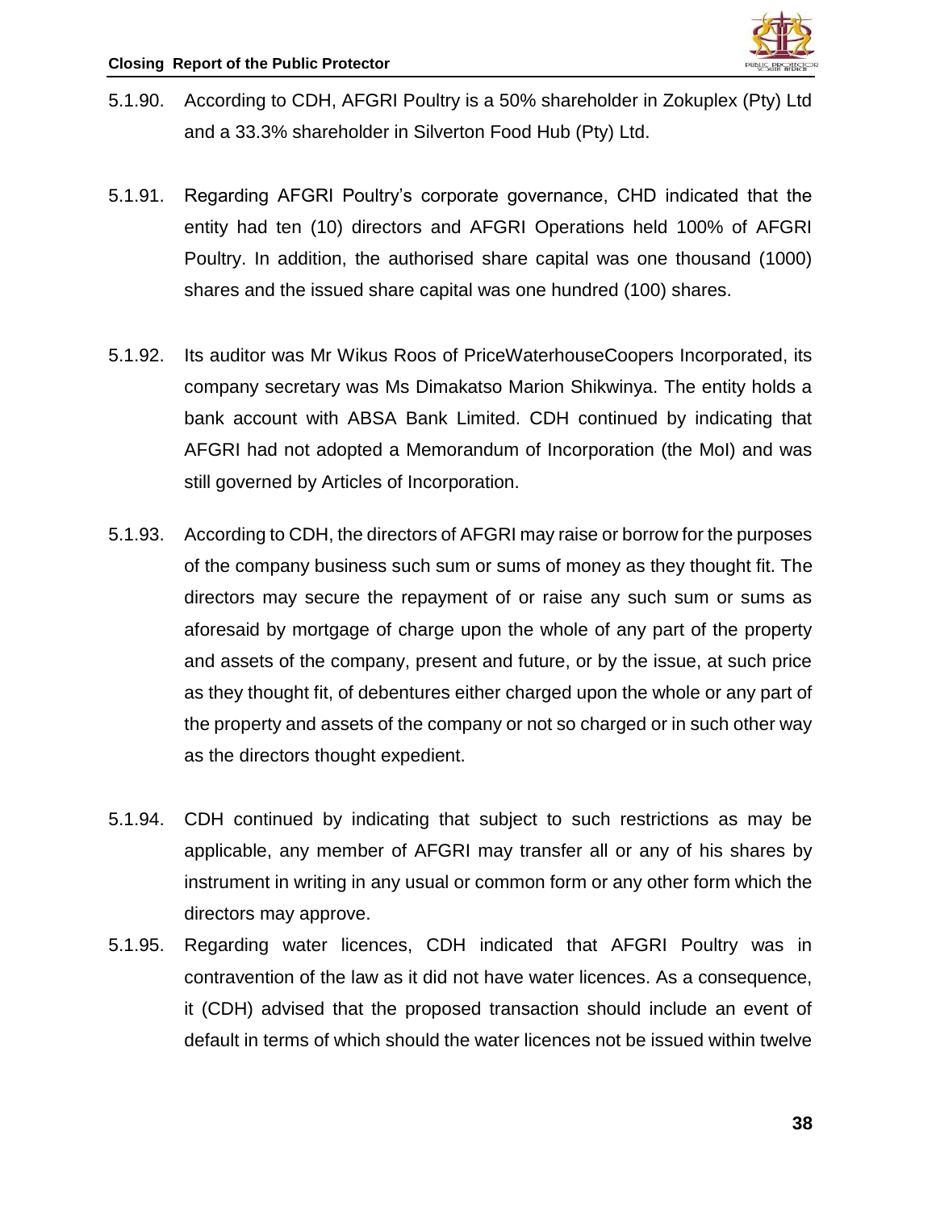5.1.90. According to CDH, AFGRI Poultry is a 50% shareholder in Zokuplex (Pty) Ltd and a 33.3% shareholder in Silverton Food Hub (Pty) Ltd.

5.1.91. Regarding AFGRI Poultry's corporate governance, CHD indicated that the entity had ten (10) directors and AFGRI Operations held 100% of AFGRI Poultry. In addition, the authorised share capital was one thousand (1000) shares and the issued share capital was one hundred (100) shares.

5.1.92. Its auditor was Mr Wikus Roos of PriceWaterhouseCoopers Incorporated, its company secretary was Ms Dimakatso Marion Shikwinya. The entity holds a bank account with ABSA Bank Limited. CDH continued by indicating that AFGRI had not adopted a Memorandum of Incorporation (the MoI) and was still governed by Articles of Incorporation.

5.1.93. According to CDH, the directors of AFGRI may raise or borrow for the purposes of the company business such sum or sums of money as they thought fit. The directors may secure the repayment of or raise any such sum or sums as aforesaid by mortgage of charge upon the whole of any part of the property and assets of the company, present and future, or by the issue, at such price as they thought fit, of debentures either charged upon the whole or any part of the property and assets of the company or not so charged or in such other way as the directors thought expedient.

5.1.94. CDH continued by indicating that subject to such restrictions as may be applicable, any member of AFGRI may transfer all or any of his shares by instrument in writing in any usual or common form or any other form which the directors may approve.

5.1.95. Regarding water licences, CDH indicated that AFGRI Poultry was in contravention of the law as it did not have water licences. As a consequence, it (CDH) advised that the proposed transaction should include an event of default in terms of which should the water licences not be issued within twelve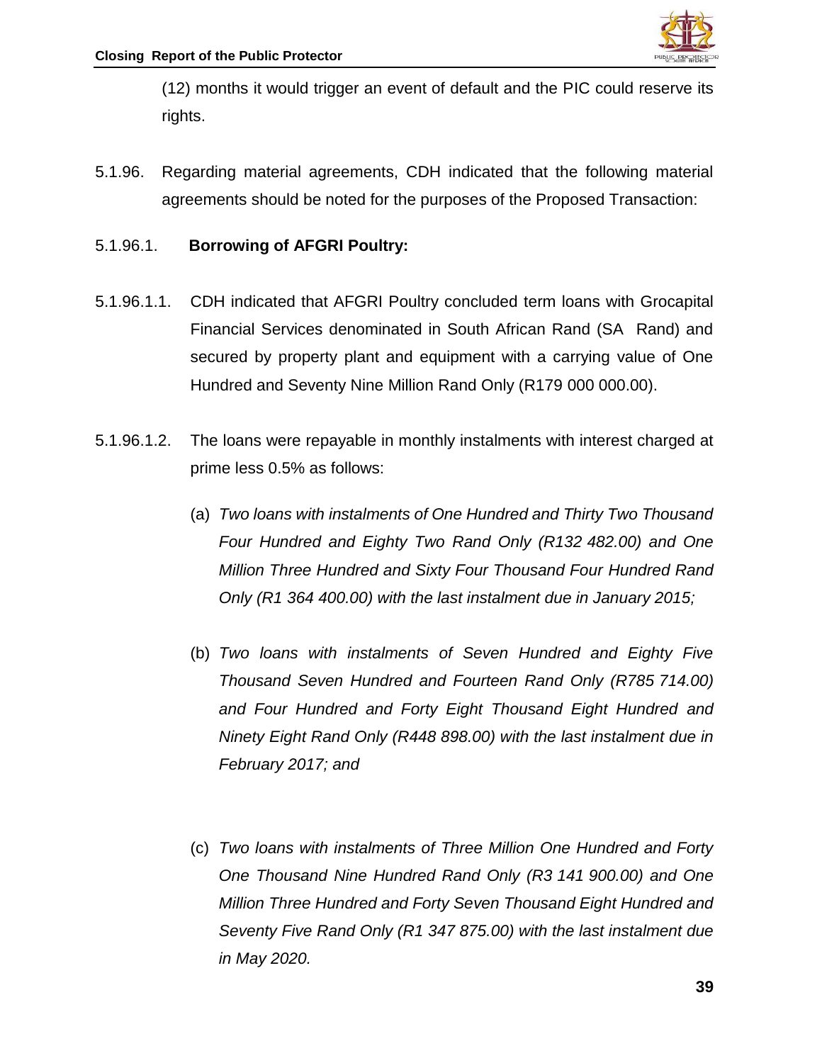(12) months it would trigger an event of default and the PIC could reserve its rights.

5.1.96. Regarding material agreements, CDH indicated that the following material agreements should be noted for the purposes of the Proposed Transaction:

5.1.96.1. **Borrowing of AFGRI Poultry:**

5.1.96.1.1. CDH indicated that AFGRI Poultry concluded term loans with Grocapital Financial Services denominated in South African Rand (SA Rand) and secured by property plant and equipment with a carrying value of One Hundred and Seventy Nine Million Rand Only (R179 000 000.00).

5.1.96.1.2. The loans were repayable in monthly instalments with interest charged at prime less 0.5% as follows:

(a) *Two loans with instalments of One Hundred and Thirty Two Thousand Four Hundred and Eighty Two Rand Only (R132 482.00) and One Million Three Hundred and Sixty Four Thousand Four Hundred Rand Only (R1 364 400.00) with the last instalment due in January 2015;*

(b) *Two loans with instalments of Seven Hundred and Eighty Five Thousand Seven Hundred and Fourteen Rand Only (R785 714.00) and Four Hundred and Forty Eight Thousand Eight Hundred and Ninety Eight Rand Only (R448 898.00) with the last instalment due in February 2017; and*

(c) *Two loans with instalments of Three Million One Hundred and Forty One Thousand Nine Hundred Rand Only (R3 141 900.00) and One Million Three Hundred and Forty Seven Thousand Eight Hundred and Seventy Five Rand Only (R1 347 875.00) with the last instalment due in May 2020.*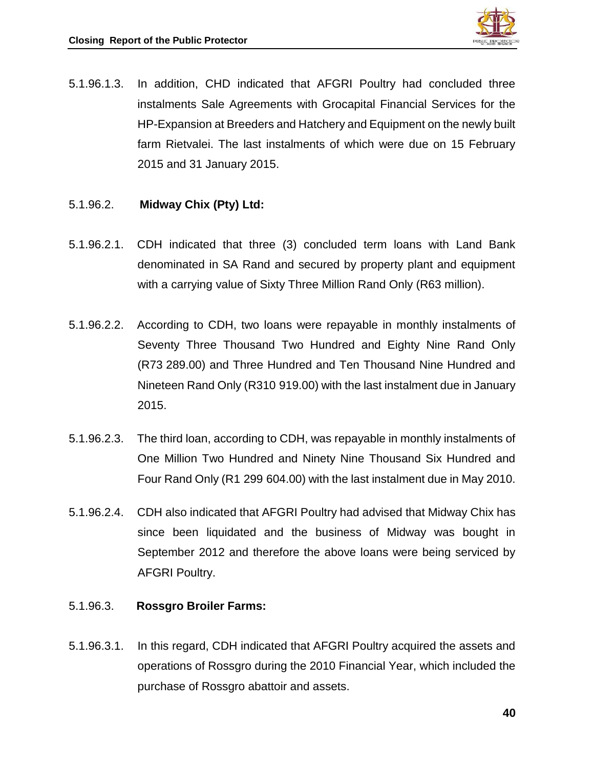5.1.96.1.3. In addition, CHD indicated that AFGRI Poultry had concluded three instalments Sale Agreements with Grocapital Financial Services for the HP-Expansion at Breeders and Hatchery and Equipment on the newly built farm Rietvalei. The last instalments of which were due on 15 February 2015 and 31 January 2015.

5.1.96.2. **Midway Chix (Pty) Ltd:**

5.1.96.2.1. CDH indicated that three (3) concluded term loans with Land Bank denominated in SA Rand and secured by property plant and equipment with a carrying value of Sixty Three Million Rand Only (R63 million).

5.1.96.2.2. According to CDH, two loans were repayable in monthly instalments of Seventy Three Thousand Two Hundred and Eighty Nine Rand Only (R73 289.00) and Three Hundred and Ten Thousand Nine Hundred and Nineteen Rand Only (R310 919.00) with the last instalment due in January 2015.

5.1.96.2.3. The third loan, according to CDH, was repayable in monthly instalments of One Million Two Hundred and Ninety Nine Thousand Six Hundred and Four Rand Only (R1 299 604.00) with the last instalment due in May 2010.

5.1.96.2.4. CDH also indicated that AFGRI Poultry had advised that Midway Chix has since been liquidated and the business of Midway was bought in September 2012 and therefore the above loans were being serviced by AFGRI Poultry.

5.1.96.3. **Rossgro Broiler Farms:**

5.1.96.3.1. In this regard, CDH indicated that AFGRI Poultry acquired the assets and operations of Rossgro during the 2010 Financial Year, which included the purchase of Rossgro abattoir and assets.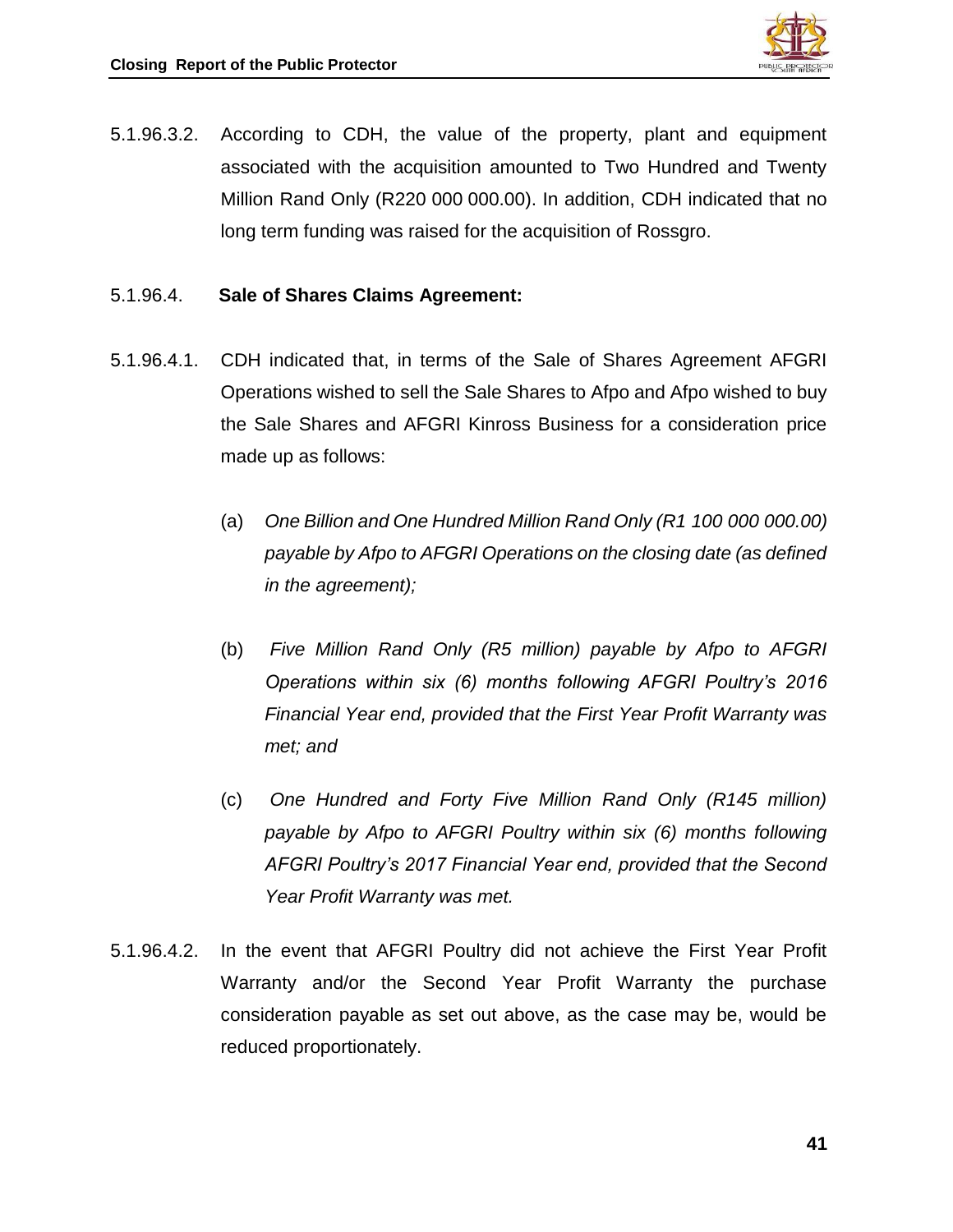5.1.96.3.2. According to CDH, the value of the property, plant and equipment associated with the acquisition amounted to Two Hundred and Twenty Million Rand Only (R220 000 000.00). In addition, CDH indicated that no long term funding was raised for the acquisition of Rossgro.

5.1.96.4. **Sale of Shares Claims Agreement:**

5.1.96.4.1. CDH indicated that, in terms of the Sale of Shares Agreement AFGRI Operations wished to sell the Sale Shares to Afpo and Afpo wished to buy the Sale Shares and AFGRI Kinross Business for a consideration price made up as follows:

(a) *One Billion and One Hundred Million Rand Only (R1 100 000 000.00) payable by Afpo to AFGRI Operations on the closing date (as defined in the agreement);*

(b) *Five Million Rand Only (R5 million) payable by Afpo to AFGRI Operations within six (6) months following AFGRI Poultry's 2016 Financial Year end, provided that the First Year Profit Warranty was met; and*

(c) *One Hundred and Forty Five Million Rand Only (R145 million) payable by Afpo to AFGRI Poultry within six (6) months following AFGRI Poultry's 2017 Financial Year end, provided that the Second Year Profit Warranty was met.*

5.1.96.4.2. In the event that AFGRI Poultry did not achieve the First Year Profit Warranty and/or the Second Year Profit Warranty the purchase consideration payable as set out above, as the case may be, would be reduced proportionately.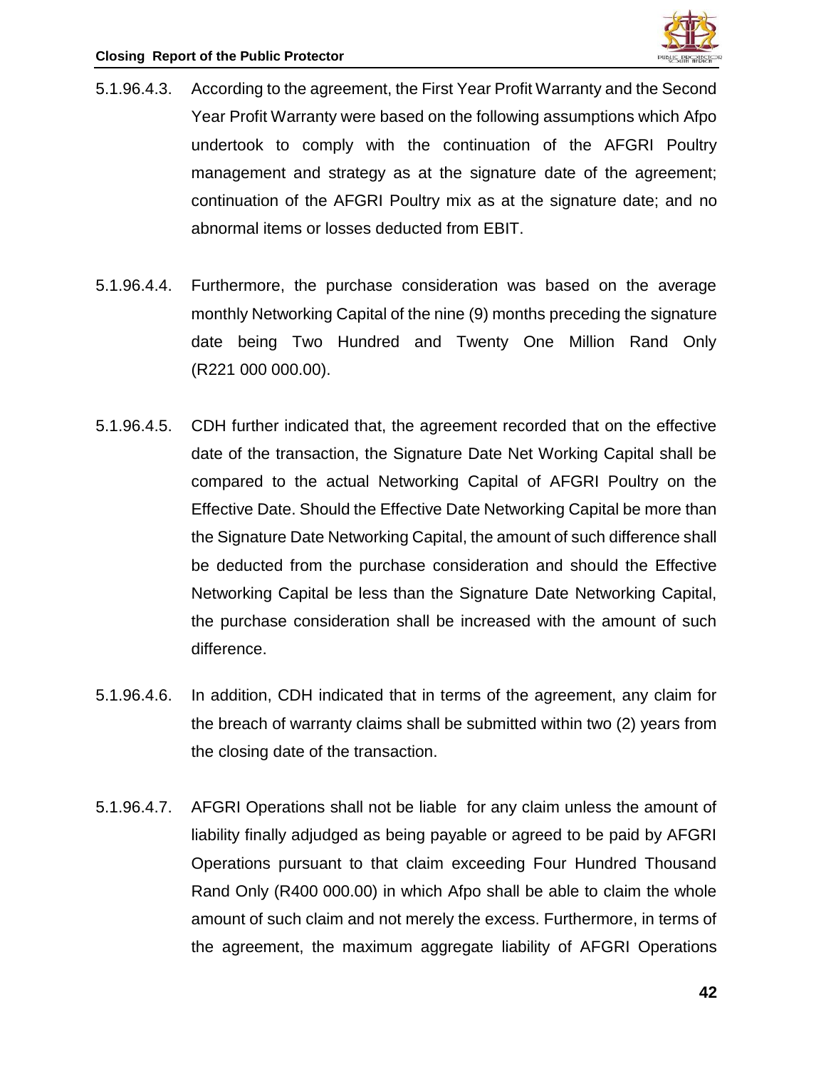5.1.96.4.3. According to the agreement, the First Year Profit Warranty and the Second Year Profit Warranty were based on the following assumptions which Afpo undertook to comply with the continuation of the AFGRI Poultry management and strategy as at the signature date of the agreement; continuation of the AFGRI Poultry mix as at the signature date; and no abnormal items or losses deducted from EBIT.

5.1.96.4.4. Furthermore, the purchase consideration was based on the average monthly Networking Capital of the nine (9) months preceding the signature date being Two Hundred and Twenty One Million Rand Only (R221 000 000.00).

5.1.96.4.5. CDH further indicated that, the agreement recorded that on the effective date of the transaction, the Signature Date Net Working Capital shall be compared to the actual Networking Capital of AFGRI Poultry on the Effective Date. Should the Effective Date Networking Capital be more than the Signature Date Networking Capital, the amount of such difference shall be deducted from the purchase consideration and should the Effective Networking Capital be less than the Signature Date Networking Capital, the purchase consideration shall be increased with the amount of such difference.

5.1.96.4.6. In addition, CDH indicated that in terms of the agreement, any claim for the breach of warranty claims shall be submitted within two (2) years from the closing date of the transaction.

5.1.96.4.7. AFGRI Operations shall not be liable for any claim unless the amount of liability finally adjudged as being payable or agreed to be paid by AFGRI Operations pursuant to that claim exceeding Four Hundred Thousand Rand Only (R400 000.00) in which Afpo shall be able to claim the whole amount of such claim and not merely the excess. Furthermore, in terms of the agreement, the maximum aggregate liability of AFGRI Operations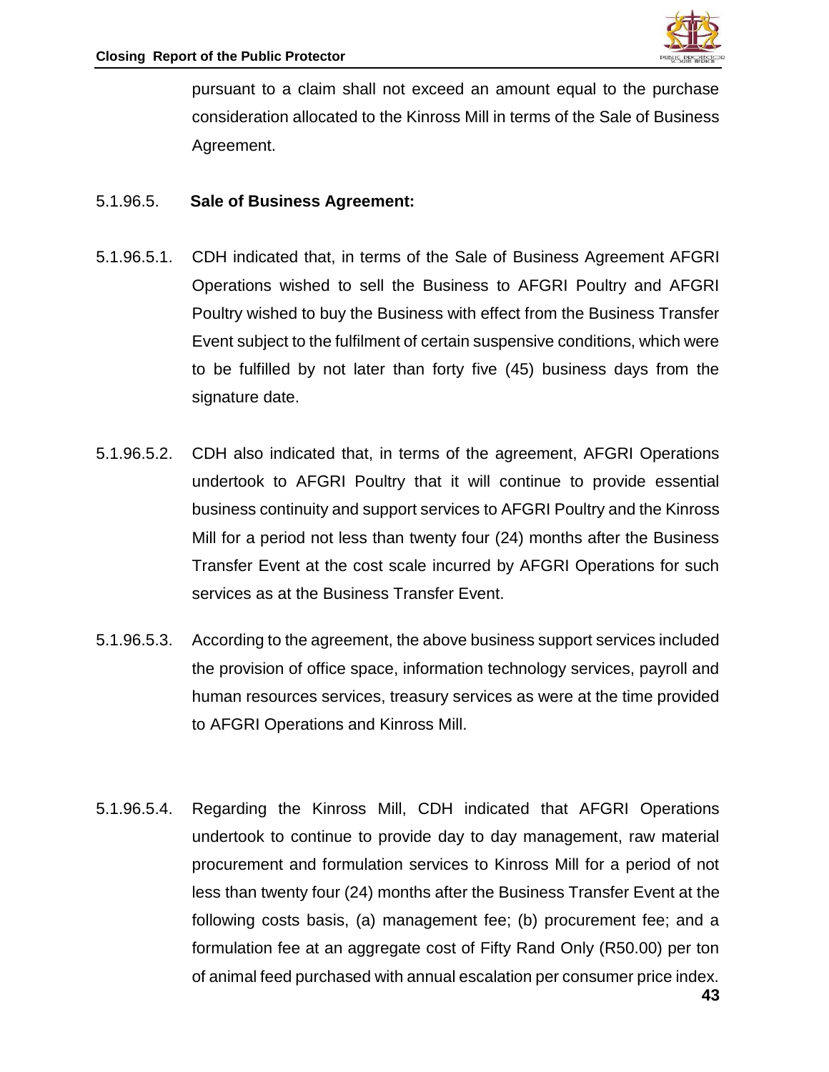pursuant to a claim shall not exceed an amount equal to the purchase consideration allocated to the Kinross Mill in terms of the Sale of Business Agreement.

5.1.96.5. **Sale of Business Agreement:**

5.1.96.5.1. CDH indicated that, in terms of the Sale of Business Agreement AFGRI Operations wished to sell the Business to AFGRI Poultry and AFGRI Poultry wished to buy the Business with effect from the Business Transfer Event subject to the fulfilment of certain suspensive conditions, which were to be fulfilled by not later than forty five (45) business days from the signature date.

5.1.96.5.2. CDH also indicated that, in terms of the agreement, AFGRI Operations undertook to AFGRI Poultry that it will continue to provide essential business continuity and support services to AFGRI Poultry and the Kinross Mill for a period not less than twenty four (24) months after the Business Transfer Event at the cost scale incurred by AFGRI Operations for such services as at the Business Transfer Event.

5.1.96.5.3. According to the agreement, the above business support services included the provision of office space, information technology services, payroll and human resources services, treasury services as were at the time provided to AFGRI Operations and Kinross Mill.

5.1.96.5.4. Regarding the Kinross Mill, CDH indicated that AFGRI Operations undertook to continue to provide day to day management, raw material procurement and formulation services to Kinross Mill for a period of not less than twenty four (24) months after the Business Transfer Event at the following costs basis, (a) management fee; (b) procurement fee; and a formulation fee at an aggregate cost of Fifty Rand Only (R50.00) per ton of animal feed purchased with annual escalation per consumer price index.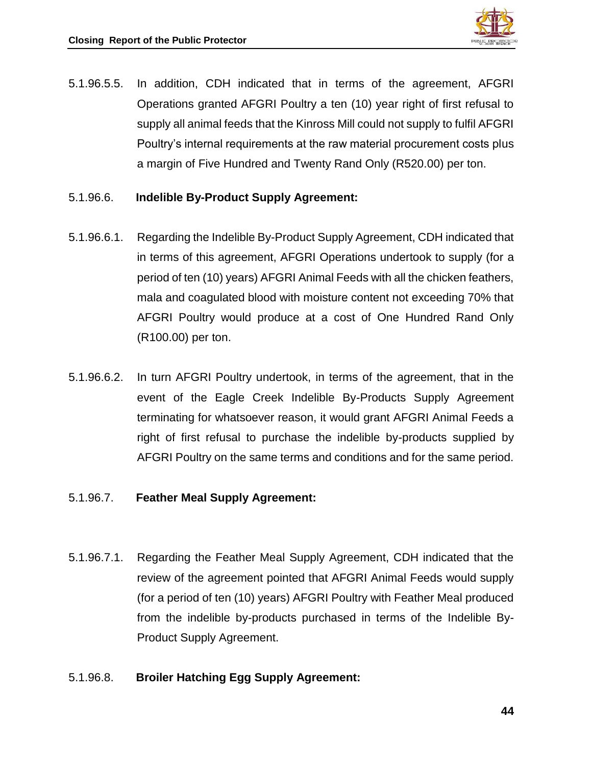5.1.96.5.5. In addition, CDH indicated that in terms of the agreement, AFGRI Operations granted AFGRI Poultry a ten (10) year right of first refusal to supply all animal feeds that the Kinross Mill could not supply to fulfil AFGRI Poultry's internal requirements at the raw material procurement costs plus a margin of Five Hundred and Twenty Rand Only (R520.00) per ton.

5.1.96.6. **Indelible By-Product Supply Agreement:**

5.1.96.6.1. Regarding the Indelible By-Product Supply Agreement, CDH indicated that in terms of this agreement, AFGRI Operations undertook to supply (for a period of ten (10) years) AFGRI Animal Feeds with all the chicken feathers, mala and coagulated blood with moisture content not exceeding 70% that AFGRI Poultry would produce at a cost of One Hundred Rand Only (R100.00) per ton.

5.1.96.6.2. In turn AFGRI Poultry undertook, in terms of the agreement, that in the event of the Eagle Creek Indelible By-Products Supply Agreement terminating for whatsoever reason, it would grant AFGRI Animal Feeds a right of first refusal to purchase the indelible by-products supplied by AFGRI Poultry on the same terms and conditions and for the same period.

5.1.96.7. **Feather Meal Supply Agreement:**

5.1.96.7.1. Regarding the Feather Meal Supply Agreement, CDH indicated that the review of the agreement pointed that AFGRI Animal Feeds would supply (for a period of ten (10) years) AFGRI Poultry with Feather Meal produced from the indelible by-products purchased in terms of the Indelible By-Product Supply Agreement.

5.1.96.8. **Broiler Hatching Egg Supply Agreement:**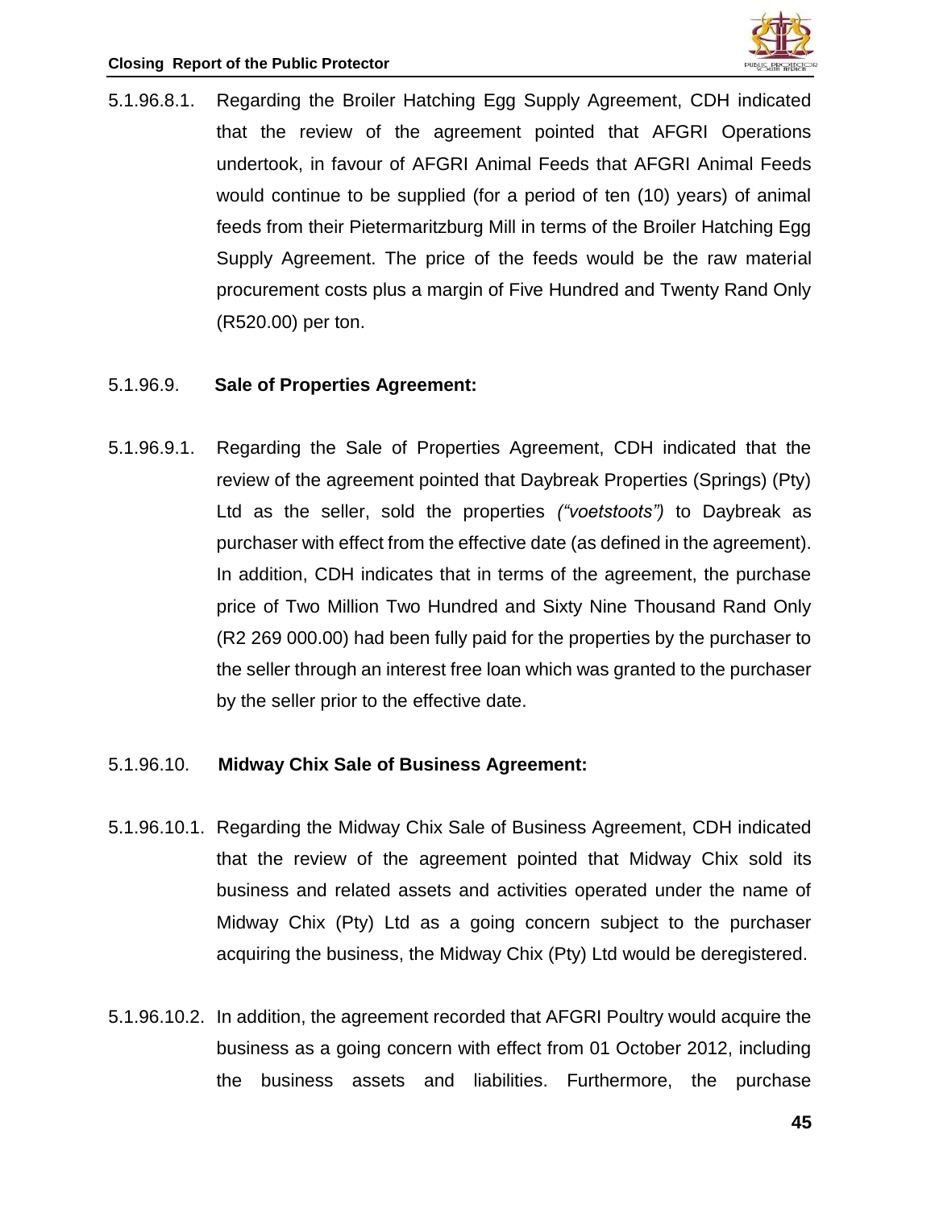5.1.96.8.1. Regarding the Broiler Hatching Egg Supply Agreement, CDH indicated that the review of the agreement pointed that AFGRI Operations undertook, in favour of AFGRI Animal Feeds that AFGRI Animal Feeds would continue to be supplied (for a period of ten (10) years) of animal feeds from their Pietermaritzburg Mill in terms of the Broiler Hatching Egg Supply Agreement. The price of the feeds would be the raw material procurement costs plus a margin of Five Hundred and Twenty Rand Only (R520.00) per ton.

5.1.96.9. **Sale of Properties Agreement:**

5.1.96.9.1. Regarding the Sale of Properties Agreement, CDH indicated that the review of the agreement pointed that Daybreak Properties (Springs) (Pty) Ltd as the seller, sold the properties *("voetstoots")* to Daybreak as purchaser with effect from the effective date (as defined in the agreement). In addition, CDH indicates that in terms of the agreement, the purchase price of Two Million Two Hundred and Sixty Nine Thousand Rand Only (R2 269 000.00) had been fully paid for the properties by the purchaser to the seller through an interest free loan which was granted to the purchaser by the seller prior to the effective date.

5.1.96.10. **Midway Chix Sale of Business Agreement:**

5.1.96.10.1. Regarding the Midway Chix Sale of Business Agreement, CDH indicated that the review of the agreement pointed that Midway Chix sold its business and related assets and activities operated under the name of Midway Chix (Pty) Ltd as a going concern subject to the purchaser acquiring the business, the Midway Chix (Pty) Ltd would be deregistered.

5.1.96.10.2. In addition, the agreement recorded that AFGRI Poultry would acquire the business as a going concern with effect from 01 October 2012, including the business assets and liabilities. Furthermore, the purchase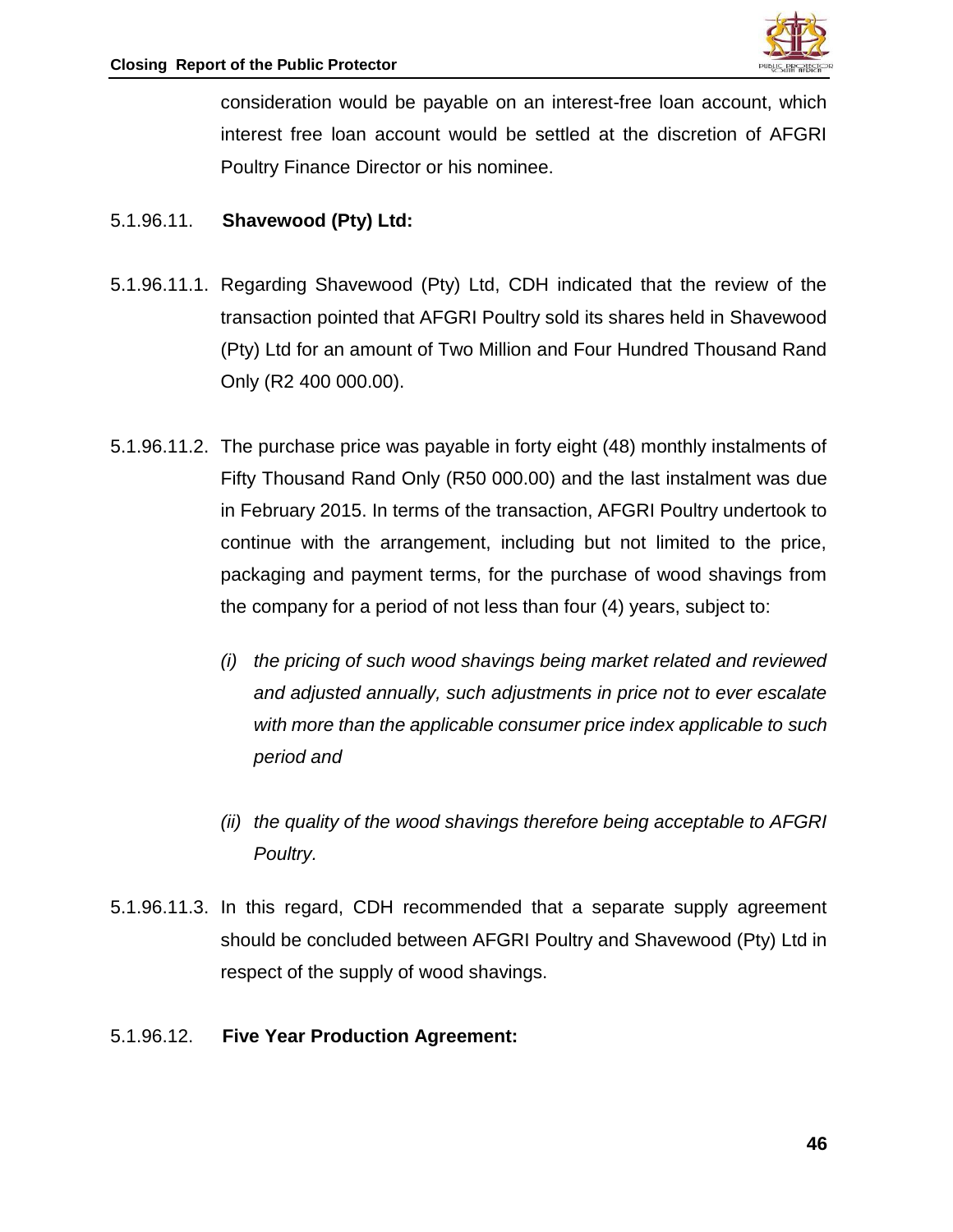consideration would be payable on an interest-free loan account, which interest free loan account would be settled at the discretion of AFGRI Poultry Finance Director or his nominee.

5.1.96.11. **Shavewood (Pty) Ltd:**

5.1.96.11.1. Regarding Shavewood (Pty) Ltd, CDH indicated that the review of the transaction pointed that AFGRI Poultry sold its shares held in Shavewood (Pty) Ltd for an amount of Two Million and Four Hundred Thousand Rand Only (R2 400 000.00).

5.1.96.11.2. The purchase price was payable in forty eight (48) monthly instalments of Fifty Thousand Rand Only (R50 000.00) and the last instalment was due in February 2015. In terms of the transaction, AFGRI Poultry undertook to continue with the arrangement, including but not limited to the price, packaging and payment terms, for the purchase of wood shavings from the company for a period of not less than four (4) years, subject to:

*(i) the pricing of such wood shavings being market related and reviewed and adjusted annually, such adjustments in price not to ever escalate with more than the applicable consumer price index applicable to such period and*

*(ii) the quality of the wood shavings therefore being acceptable to AFGRI Poultry.*

5.1.96.11.3. In this regard, CDH recommended that a separate supply agreement should be concluded between AFGRI Poultry and Shavewood (Pty) Ltd in respect of the supply of wood shavings.

5.1.96.12. **Five Year Production Agreement:**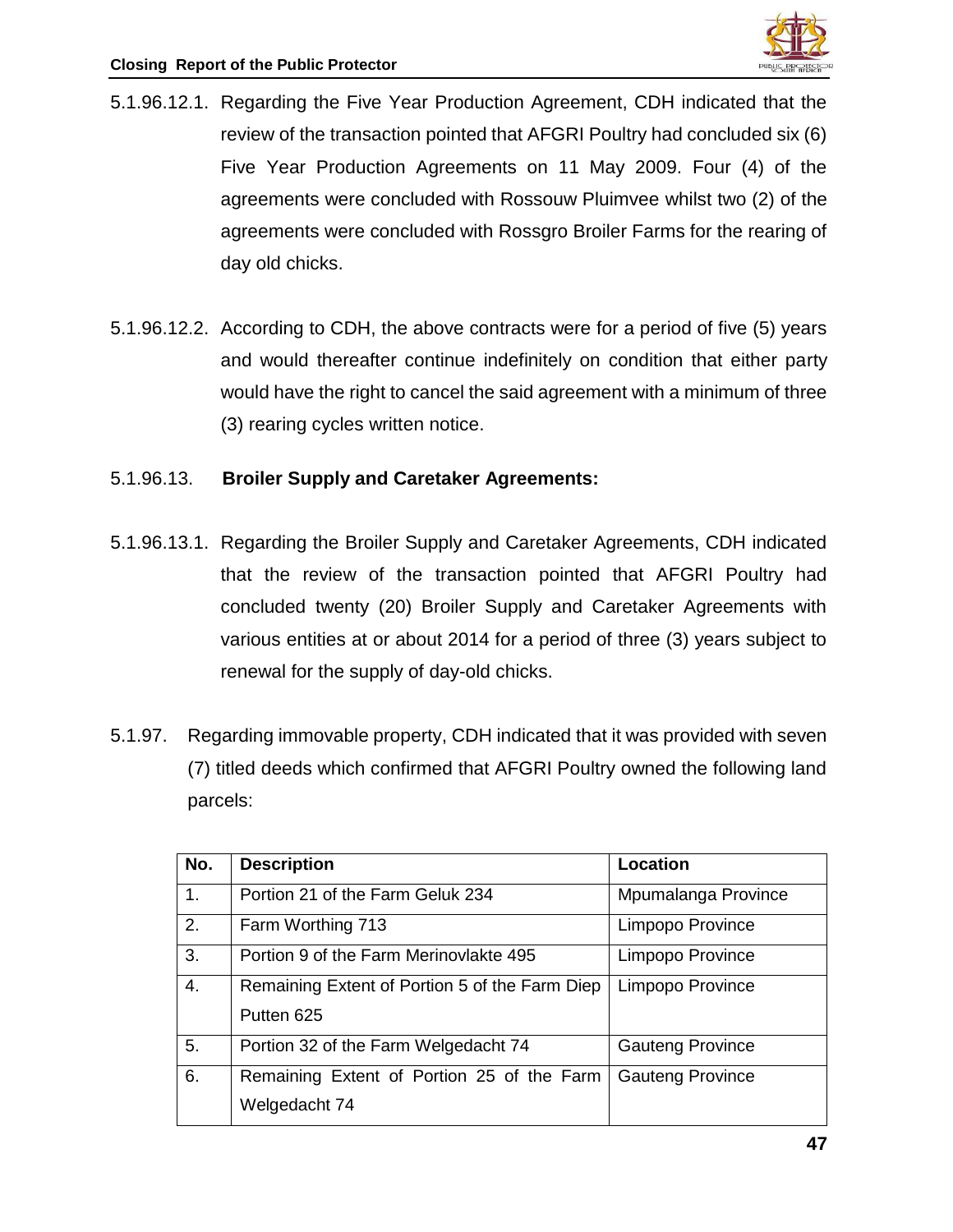5.1.96.12.1. Regarding the Five Year Production Agreement, CDH indicated that the review of the transaction pointed that AFGRI Poultry had concluded six (6) Five Year Production Agreements on 11 May 2009. Four (4) of the agreements were concluded with Rossouw Pluimvee whilst two (2) of the agreements were concluded with Rossgro Broiler Farms for the rearing of day old chicks.

5.1.96.12.2. According to CDH, the above contracts were for a period of five (5) years and would thereafter continue indefinitely on condition that either party would have the right to cancel the said agreement with a minimum of three (3) rearing cycles written notice.

5.1.96.13. **Broiler Supply and Caretaker Agreements:**

5.1.96.13.1. Regarding the Broiler Supply and Caretaker Agreements, CDH indicated that the review of the transaction pointed that AFGRI Poultry had concluded twenty (20) Broiler Supply and Caretaker Agreements with various entities at or about 2014 for a period of three (3) years subject to renewal for the supply of day-old chicks.

5.1.97. Regarding immovable property, CDH indicated that it was provided with seven (7) titled deeds which confirmed that AFGRI Poultry owned the following land parcels:

| No. | Description | Location |
|---|---|---|
| 1. | Portion 21 of the Farm Geluk 234 | Mpumalanga Province |
| 2. | Farm Worthing 713 | Limpopo Province |
| 3. | Portion 9 of the Farm Merinovlakte 495 | Limpopo Province |
| 4. | Remaining Extent of Portion 5 of the Farm Diep Putten 625 | Limpopo Province |
| 5. | Portion 32 of the Farm Welgedacht 74 | Gauteng Province |
| 6. | Remaining Extent of Portion 25 of the Farm Welgedacht 74 | Gauteng Province |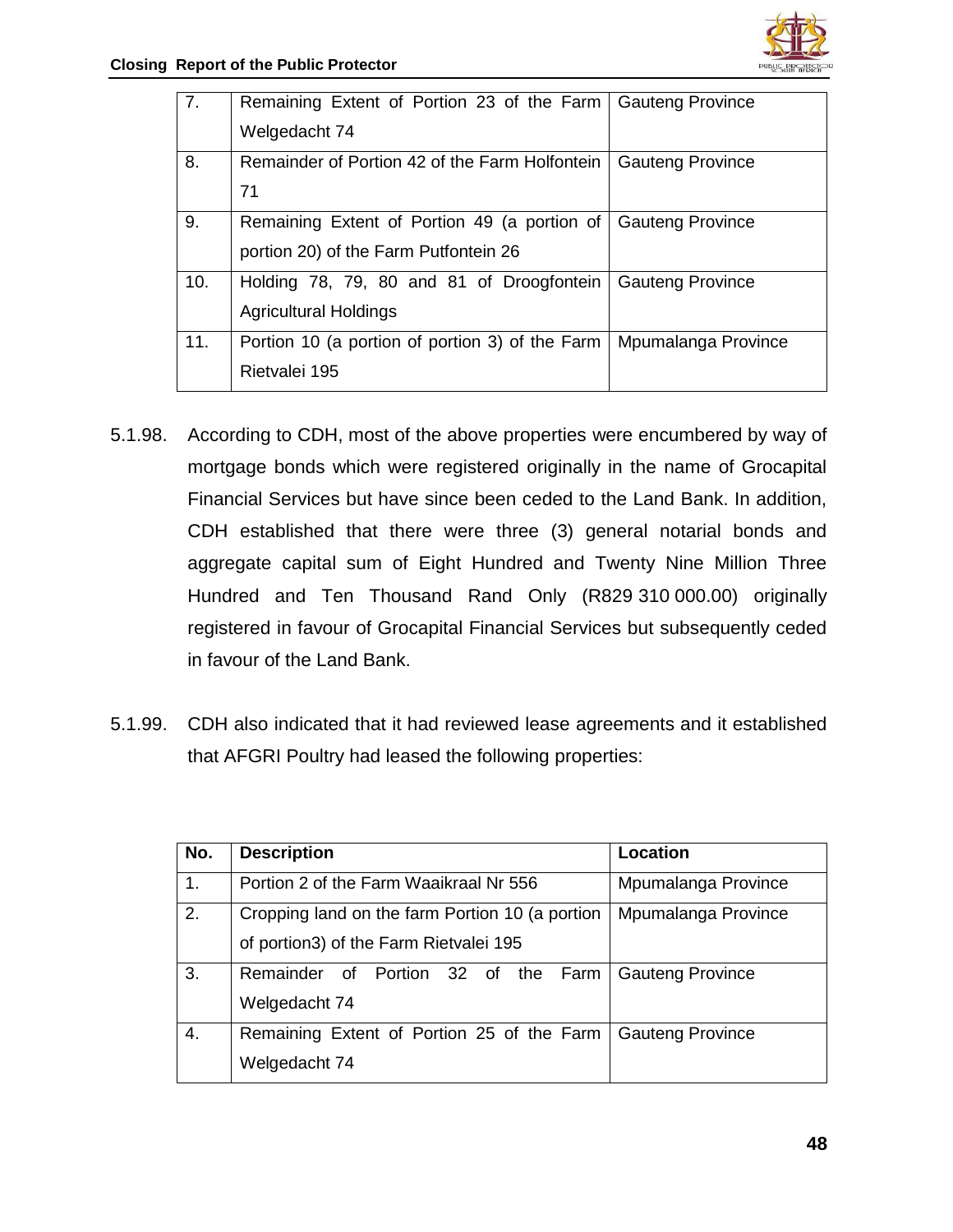| 7. | Remaining Extent of Portion 23 of the Farm Welgedacht 74 | Gauteng Province |
|---|---|---|
| 8. | Remainder of Portion 42 of the Farm Holfontein 71 | Gauteng Province |
| 9. | Remaining Extent of Portion 49 (a portion of portion 20) of the Farm Putfontein 26 | Gauteng Province |
| 10. | Holding 78, 79, 80 and 81 of Droogfontein Agricultural Holdings | Gauteng Province |
| 11. | Portion 10 (a portion of portion 3) of the Farm Rietvalei 195 | Mpumalanga Province |

5.1.98. According to CDH, most of the above properties were encumbered by way of mortgage bonds which were registered originally in the name of Grocapital Financial Services but have since been ceded to the Land Bank. In addition, CDH established that there were three (3) general notarial bonds and aggregate capital sum of Eight Hundred and Twenty Nine Million Three Hundred and Ten Thousand Rand Only (R829 310 000.00) originally registered in favour of Grocapital Financial Services but subsequently ceded in favour of the Land Bank.

5.1.99. CDH also indicated that it had reviewed lease agreements and it established that AFGRI Poultry had leased the following properties:

| No. | Description | Location |
|---|---|---|
| 1. | Portion 2 of the Farm Waaikraal Nr 556 | Mpumalanga Province |
| 2. | Cropping land on the farm Portion 10 (a portion of portion3) of the Farm Rietvalei 195 | Mpumalanga Province |
| 3. | Remainder of Portion 32 of the Farm Welgedacht 74 | Gauteng Province |
| 4. | Remaining Extent of Portion 25 of the Farm Welgedacht 74 | Gauteng Province |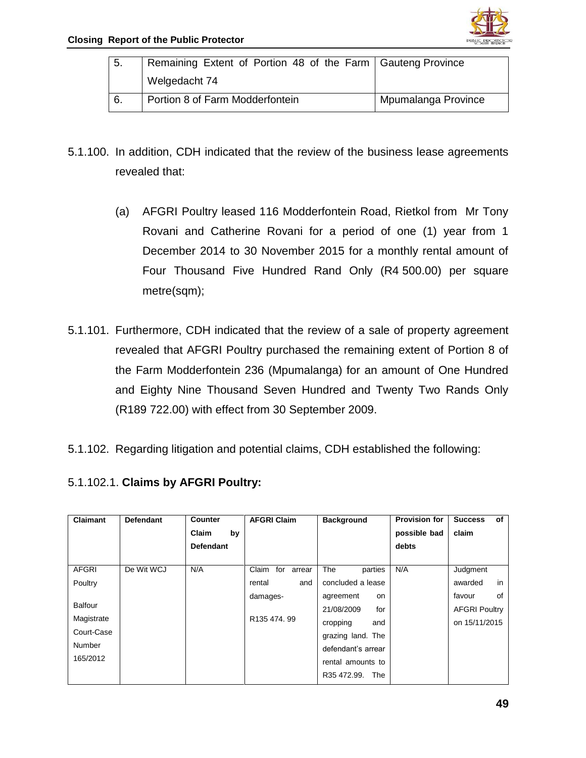| 5. | Remaining Extent of Portion 48 of the Farm Welgedacht 74 | Gauteng Province |
|---|---|---|
| 6. | Portion 8 of Farm Modderfontein | Mpumalanga Province |

5.1.100. In addition, CDH indicated that the review of the business lease agreements revealed that:

(a) AFGRI Poultry leased 116 Modderfontein Road, Rietkol from Mr Tony Rovani and Catherine Rovani for a period of one (1) year from 1 December 2014 to 30 November 2015 for a monthly rental amount of Four Thousand Five Hundred Rand Only (R4 500.00) per square metre(sqm);

5.1.101. Furthermore, CDH indicated that the review of a sale of property agreement revealed that AFGRI Poultry purchased the remaining extent of Portion 8 of the Farm Modderfontein 236 (Mpumalanga) for an amount of One Hundred and Eighty Nine Thousand Seven Hundred and Twenty Two Rands Only (R189 722.00) with effect from 30 September 2009.

5.1.102. Regarding litigation and potential claims, CDH established the following:

5.1.102.1. **Claims by AFGRI Poultry:**

| Claimant | Defendant | Counter Claim by Defendant | AFGRI Claim | Background | Provision for possible bad debts | Success of claim |
|---|---|---|---|---|---|---|
| AFGRI Poultry<br><br>Balfour Magistrate Court-Case Number 165/2012 | De Wit WCJ | N/A | Claim for arrear rental and damages-<br><br>R135 474. 99 | The parties concluded a lease agreement on 21/08/2009 for cropping and grazing land. The defendant's arrear rental amounts to R35 472.99. The | N/A | Judgment awarded in favour of AFGRI Poultry on 15/11/2015 |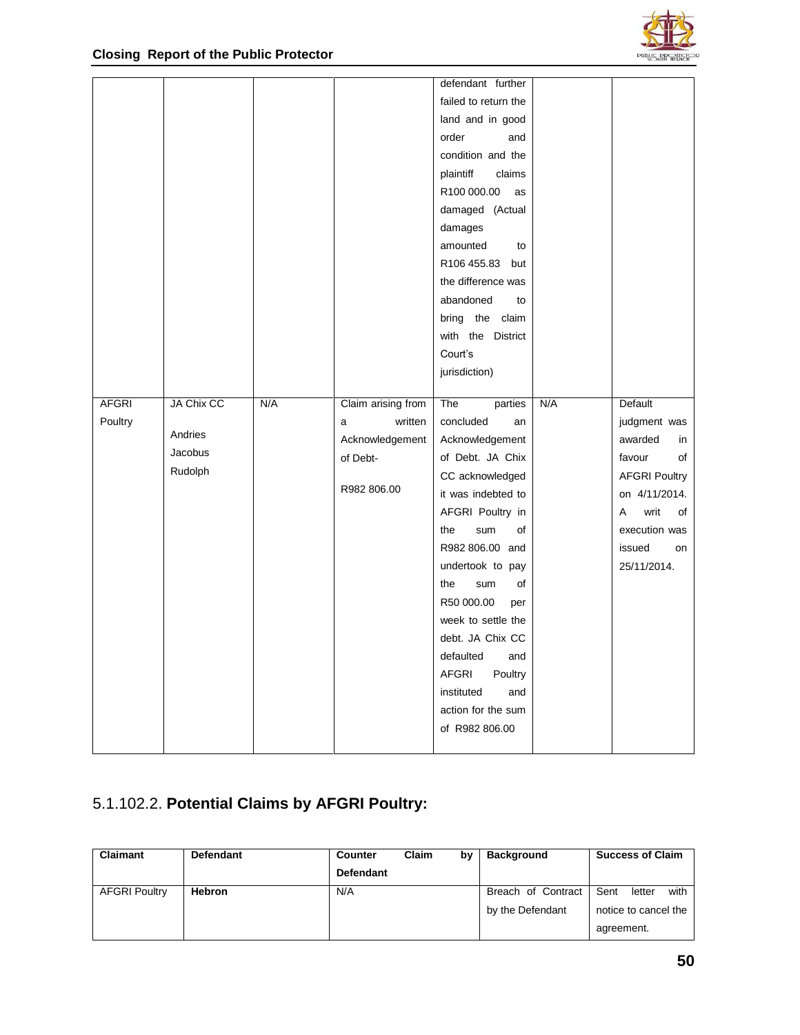|  |  |  |  |  |  |  |
|---|---|---|---|---|---|---|
|  |  |  |  | defendant further failed to return the land and in good order and condition and the plaintiff claims R100 000.00 as damaged (Actual damages amounted to R106 455.83 but the difference was abandoned to bring the claim with the District Court's jurisdiction) |  |  |
| AFGRI Poultry | JA Chix CC<br><br>Andries Jacobus Rudolph | N/A | Claim arising from a written Acknowledgement of Debt-<br><br>R982 806.00 | The parties concluded an Acknowledgement of Debt. JA Chix CC acknowledged it was indebted to AFGRI Poultry in the sum of R982 806.00 and undertook to pay the sum of R50 000.00 per week to settle the debt. JA Chix CC defaulted and AFGRI Poultry instituted and action for the sum of R982 806.00 | N/A | Default judgment was awarded in favour of AFGRI Poultry on 4/11/2014. A writ of execution was issued on 25/11/2014. |

## 5.1.102.2. **Potential Claims by AFGRI Poultry:**

| **Claimant** | **Defendant** | **Counter Claim by Defendant** | **Background** | **Success of Claim** |
|---|---|---|---|---|
| AFGRI Poultry | **Hebron** | N/A | Breach of Contract by the Defendant | Sent letter with notice to cancel the agreement. |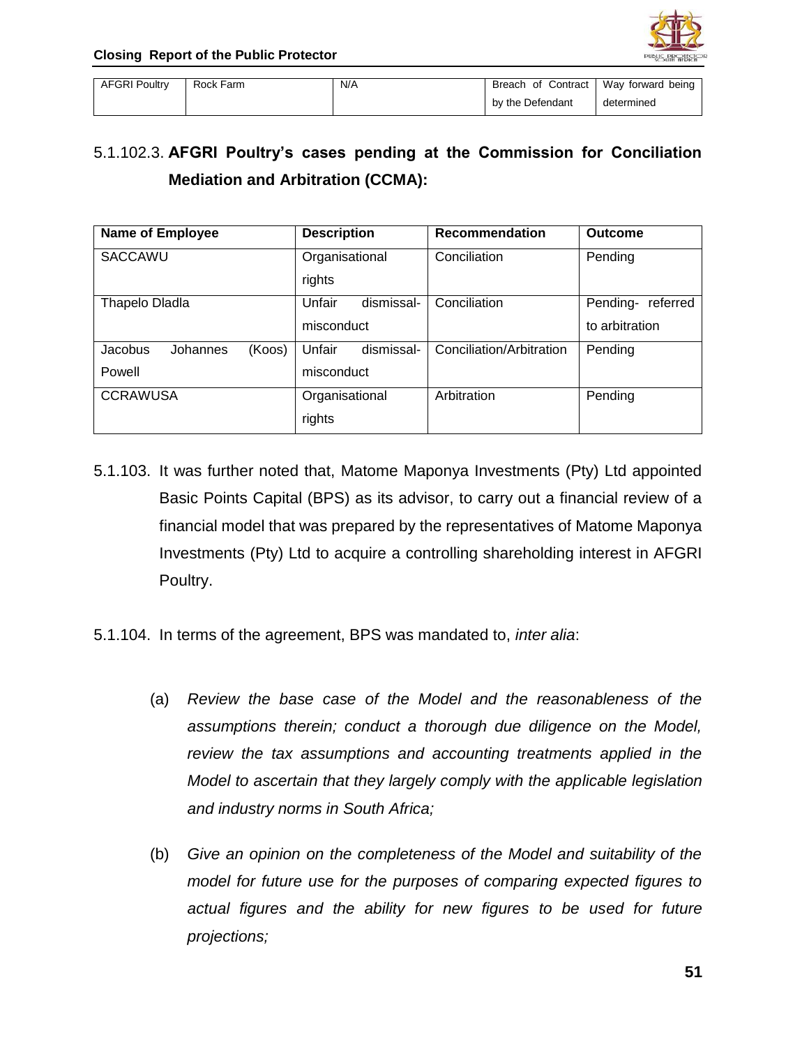| AFGRI Poultry | Rock Farm | N/A | Breach of Contract by the Defendant | Way forward being determined |
|---|---|---|---|---|

5.1.102.3. **AFGRI Poultry's cases pending at the Commission for Conciliation Mediation and Arbitration (CCMA):**

| Name of Employee | Description | Recommendation | Outcome |
|---|---|---|---|
| SACCAWU | Organisational rights | Conciliation | Pending |
| Thapelo Dladla | Unfair dismissal-misconduct | Conciliation | Pending- referred to arbitration |
| Jacobus Johannes (Koos) Powell | Unfair dismissal-misconduct | Conciliation/Arbitration | Pending |
| CCRAWUSA | Organisational rights | Arbitration | Pending |

5.1.103. It was further noted that, Matome Maponya Investments (Pty) Ltd appointed Basic Points Capital (BPS) as its advisor, to carry out a financial review of a financial model that was prepared by the representatives of Matome Maponya Investments (Pty) Ltd to acquire a controlling shareholding interest in AFGRI Poultry.

5.1.104. In terms of the agreement, BPS was mandated to, *inter alia*:

(a) *Review the base case of the Model and the reasonableness of the assumptions therein; conduct a thorough due diligence on the Model, review the tax assumptions and accounting treatments applied in the Model to ascertain that they largely comply with the applicable legislation and industry norms in South Africa;*

(b) *Give an opinion on the completeness of the Model and suitability of the model for future use for the purposes of comparing expected figures to actual figures and the ability for new figures to be used for future projections;*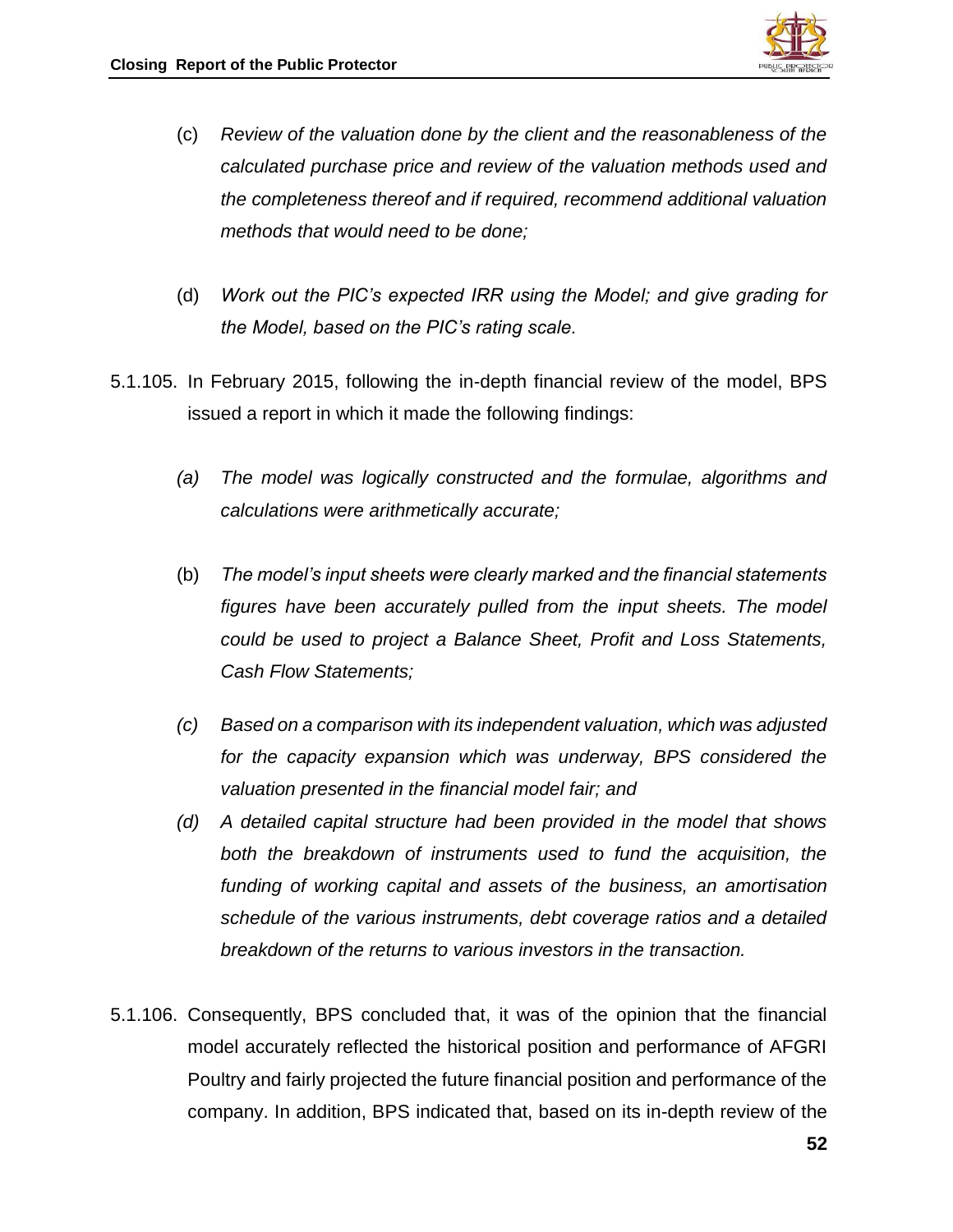(c) *Review of the valuation done by the client and the reasonableness of the calculated purchase price and review of the valuation methods used and the completeness thereof and if required, recommend additional valuation methods that would need to be done;*

(d) *Work out the PIC's expected IRR using the Model; and give grading for the Model, based on the PIC's rating scale.*

5.1.105. In February 2015, following the in-depth financial review of the model, BPS issued a report in which it made the following findings:

*(a) The model was logically constructed and the formulae, algorithms and calculations were arithmetically accurate;*

(b) *The model's input sheets were clearly marked and the financial statements figures have been accurately pulled from the input sheets. The model could be used to project a Balance Sheet, Profit and Loss Statements, Cash Flow Statements;*

*(c) Based on a comparison with its independent valuation, which was adjusted for the capacity expansion which was underway, BPS considered the valuation presented in the financial model fair; and*

*(d) A detailed capital structure had been provided in the model that shows both the breakdown of instruments used to fund the acquisition, the funding of working capital and assets of the business, an amortisation schedule of the various instruments, debt coverage ratios and a detailed breakdown of the returns to various investors in the transaction.*

5.1.106. Consequently, BPS concluded that, it was of the opinion that the financial model accurately reflected the historical position and performance of AFGRI Poultry and fairly projected the future financial position and performance of the company. In addition, BPS indicated that, based on its in-depth review of the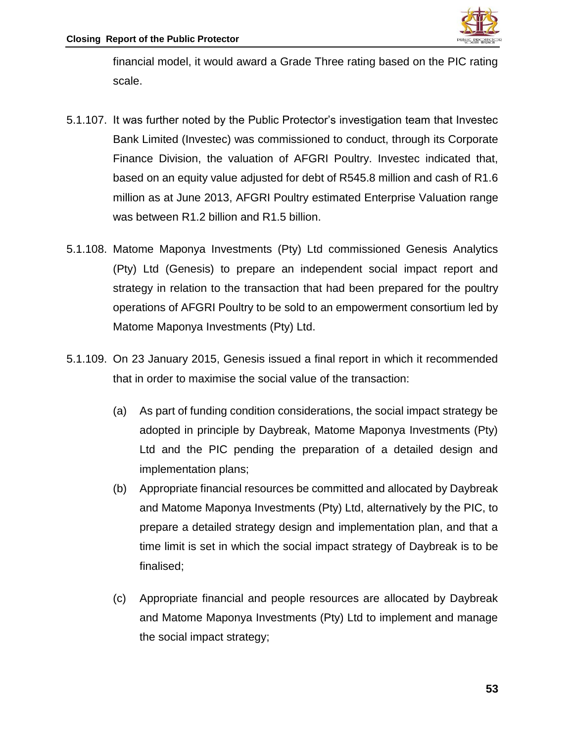financial model, it would award a Grade Three rating based on the PIC rating scale.

5.1.107. It was further noted by the Public Protector's investigation team that Investec Bank Limited (Investec) was commissioned to conduct, through its Corporate Finance Division, the valuation of AFGRI Poultry. Investec indicated that, based on an equity value adjusted for debt of R545.8 million and cash of R1.6 million as at June 2013, AFGRI Poultry estimated Enterprise Valuation range was between R1.2 billion and R1.5 billion.

5.1.108. Matome Maponya Investments (Pty) Ltd commissioned Genesis Analytics (Pty) Ltd (Genesis) to prepare an independent social impact report and strategy in relation to the transaction that had been prepared for the poultry operations of AFGRI Poultry to be sold to an empowerment consortium led by Matome Maponya Investments (Pty) Ltd.

5.1.109. On 23 January 2015, Genesis issued a final report in which it recommended that in order to maximise the social value of the transaction:

(a) As part of funding condition considerations, the social impact strategy be adopted in principle by Daybreak, Matome Maponya Investments (Pty) Ltd and the PIC pending the preparation of a detailed design and implementation plans;

(b) Appropriate financial resources be committed and allocated by Daybreak and Matome Maponya Investments (Pty) Ltd, alternatively by the PIC, to prepare a detailed strategy design and implementation plan, and that a time limit is set in which the social impact strategy of Daybreak is to be finalised;

(c) Appropriate financial and people resources are allocated by Daybreak and Matome Maponya Investments (Pty) Ltd to implement and manage the social impact strategy;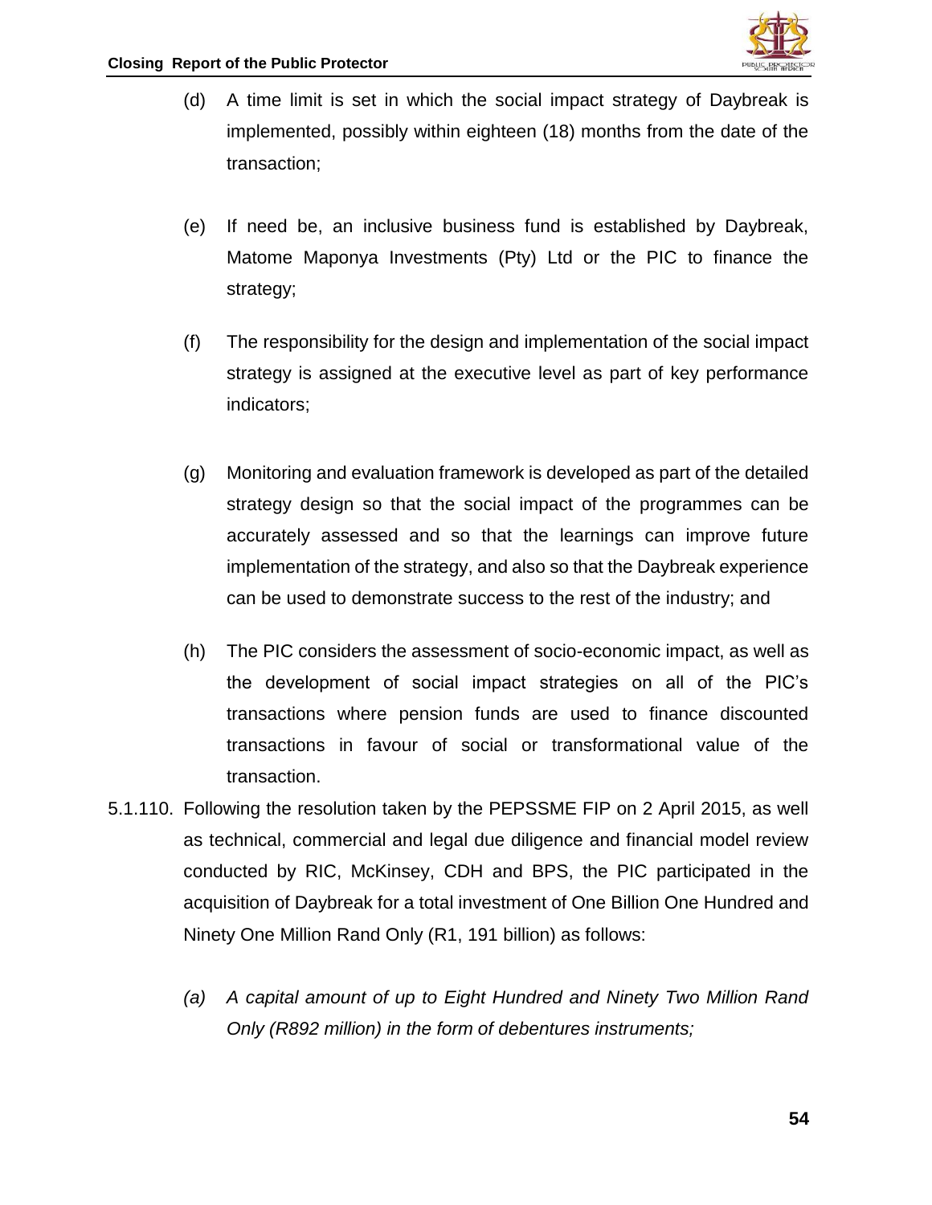(d) A time limit is set in which the social impact strategy of Daybreak is implemented, possibly within eighteen (18) months from the date of the transaction;

(e) If need be, an inclusive business fund is established by Daybreak, Matome Maponya Investments (Pty) Ltd or the PIC to finance the strategy;

(f) The responsibility for the design and implementation of the social impact strategy is assigned at the executive level as part of key performance indicators;

(g) Monitoring and evaluation framework is developed as part of the detailed strategy design so that the social impact of the programmes can be accurately assessed and so that the learnings can improve future implementation of the strategy, and also so that the Daybreak experience can be used to demonstrate success to the rest of the industry; and

(h) The PIC considers the assessment of socio-economic impact, as well as the development of social impact strategies on all of the PIC's transactions where pension funds are used to finance discounted transactions in favour of social or transformational value of the transaction.

5.1.110. Following the resolution taken by the PEPSSME FIP on 2 April 2015, as well as technical, commercial and legal due diligence and financial model review conducted by RIC, McKinsey, CDH and BPS, the PIC participated in the acquisition of Daybreak for a total investment of One Billion One Hundred and Ninety One Million Rand Only (R1, 191 billion) as follows:

*(a) A capital amount of up to Eight Hundred and Ninety Two Million Rand Only (R892 million) in the form of debentures instruments;*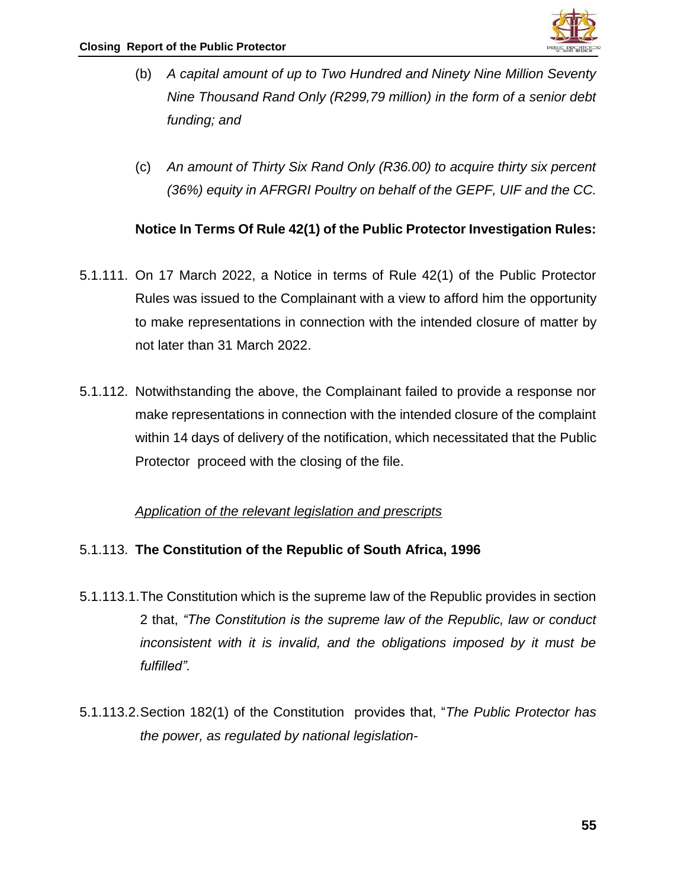(b) *A capital amount of up to Two Hundred and Ninety Nine Million Seventy Nine Thousand Rand Only (R299,79 million) in the form of a senior debt funding; and*

(c) *An amount of Thirty Six Rand Only (R36.00) to acquire thirty six percent (36%) equity in AFRGRI Poultry on behalf of the GEPF, UIF and the CC.*

**Notice In Terms Of Rule 42(1) of the Public Protector Investigation Rules:**

5.1.111. On 17 March 2022, a Notice in terms of Rule 42(1) of the Public Protector Rules was issued to the Complainant with a view to afford him the opportunity to make representations in connection with the intended closure of matter by not later than 31 March 2022.

5.1.112. Notwithstanding the above, the Complainant failed to provide a response nor make representations in connection with the intended closure of the complaint within 14 days of delivery of the notification, which necessitated that the Public Protector proceed with the closing of the file.

*Application of the relevant legislation and prescripts*

5.1.113. **The Constitution of the Republic of South Africa, 1996**

5.1.113.1. The Constitution which is the supreme law of the Republic provides in section 2 that, *"The Constitution is the supreme law of the Republic, law or conduct inconsistent with it is invalid, and the obligations imposed by it must be fulfilled".*

5.1.113.2. Section 182(1) of the Constitution provides that, "*The Public Protector has the power, as regulated by national legislation-*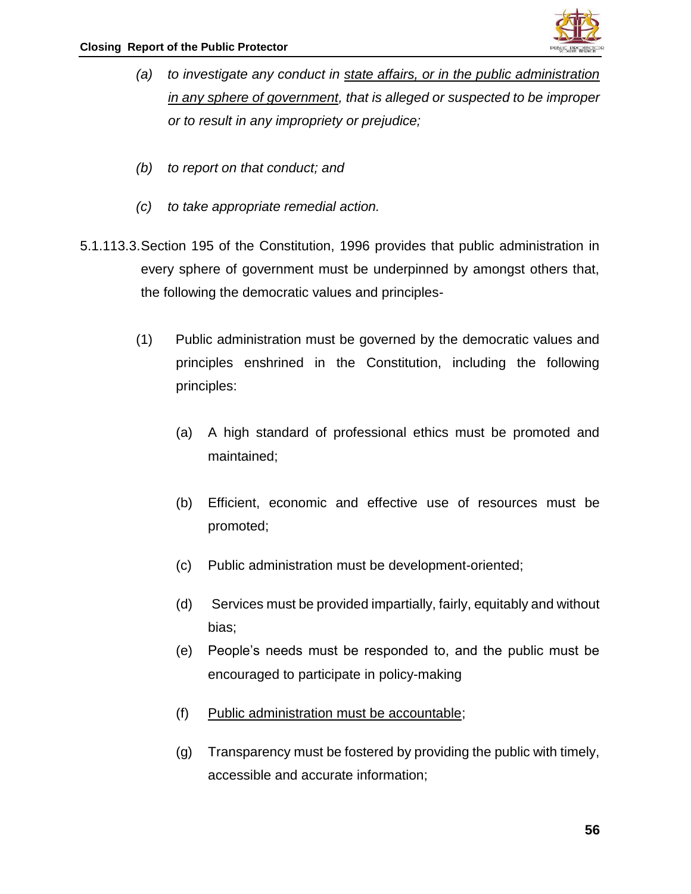*(a) to investigate any conduct in <u>state affairs, or in the public administration in any sphere of government</u>, that is alleged or suspected to be improper or to result in any impropriety or prejudice;*

*(b) to report on that conduct; and*

*(c) to take appropriate remedial action.*

5.1.113.3. Section 195 of the Constitution, 1996 provides that public administration in every sphere of government must be underpinned by amongst others that, the following the democratic values and principles-

(1) Public administration must be governed by the democratic values and principles enshrined in the Constitution, including the following principles:

(a) A high standard of professional ethics must be promoted and maintained;

(b) Efficient, economic and effective use of resources must be promoted;

(c) Public administration must be development-oriented;

(d) Services must be provided impartially, fairly, equitably and without bias;

(e) People's needs must be responded to, and the public must be encouraged to participate in policy-making

(f) <u>Public administration must be accountable</u>;

(g) Transparency must be fostered by providing the public with timely, accessible and accurate information;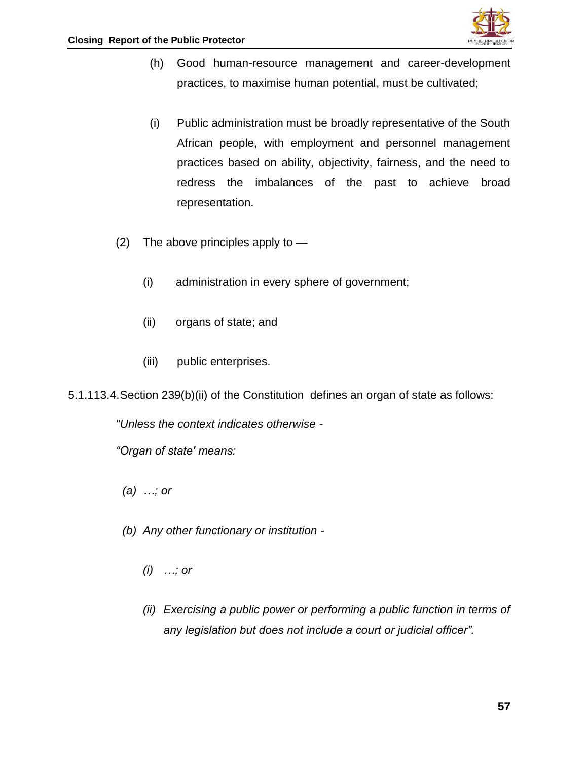(h) Good human-resource management and career-development practices, to maximise human potential, must be cultivated;

(i) Public administration must be broadly representative of the South African people, with employment and personnel management practices based on ability, objectivity, fairness, and the need to redress the imbalances of the past to achieve broad representation.

(2) The above principles apply to —

(i) administration in every sphere of government;

(ii) organs of state; and

(iii) public enterprises.

5.1.113.4. Section 239(b)(ii) of the Constitution defines an organ of state as follows:

*"Unless the context indicates otherwise -*

*"Organ of state' means:*

*(a) …; or*

*(b) Any other functionary or institution -*

*(i) …; or*

*(ii) Exercising a public power or performing a public function in terms of any legislation but does not include a court or judicial officer".*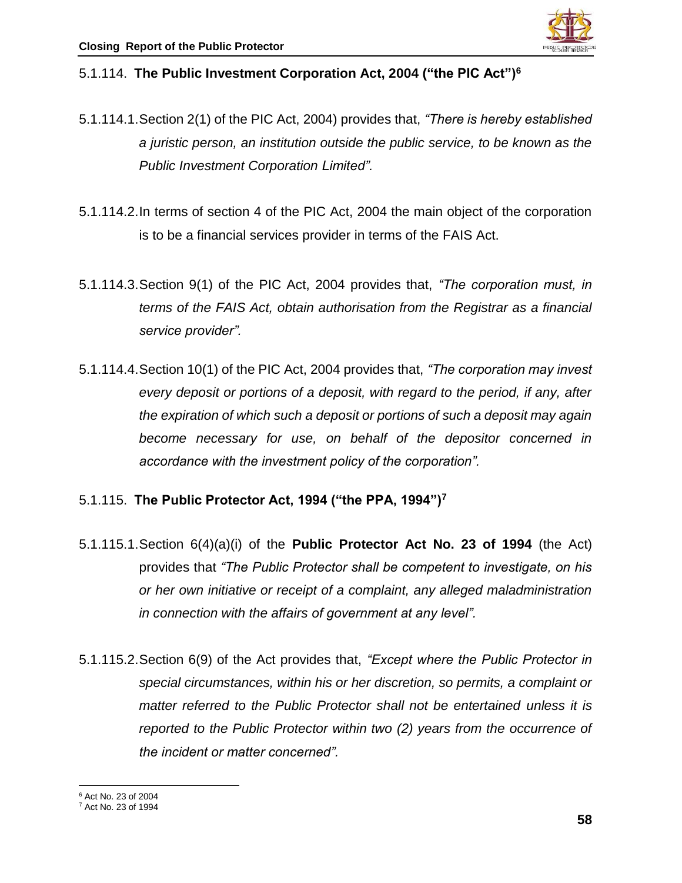5.1.114. **The Public Investment Corporation Act, 2004 ("the PIC Act")**[6]

5.1.114.1. Section 2(1) of the PIC Act, 2004) provides that, *"There is hereby established a juristic person, an institution outside the public service, to be known as the Public Investment Corporation Limited".*

5.1.114.2. In terms of section 4 of the PIC Act, 2004 the main object of the corporation is to be a financial services provider in terms of the FAIS Act.

5.1.114.3. Section 9(1) of the PIC Act, 2004 provides that, *"The corporation must, in terms of the FAIS Act, obtain authorisation from the Registrar as a financial service provider".*

5.1.114.4. Section 10(1) of the PIC Act, 2004 provides that, *"The corporation may invest every deposit or portions of a deposit, with regard to the period, if any, after the expiration of which such a deposit or portions of such a deposit may again become necessary for use, on behalf of the depositor concerned in accordance with the investment policy of the corporation".*

5.1.115. **The Public Protector Act, 1994 ("the PPA, 1994")**[7]

5.1.115.1. Section 6(4)(a)(i) of the **Public Protector Act No. 23 of 1994** (the Act) provides that *"The Public Protector shall be competent to investigate, on his or her own initiative or receipt of a complaint, any alleged maladministration in connection with the affairs of government at any level".*

5.1.115.2. Section 6(9) of the Act provides that, *"Except where the Public Protector in special circumstances, within his or her discretion, so permits, a complaint or matter referred to the Public Protector shall not be entertained unless it is reported to the Public Protector within two (2) years from the occurrence of the incident or matter concerned".*

[6] Act No. 23 of 2004
[7] Act No. 23 of 1994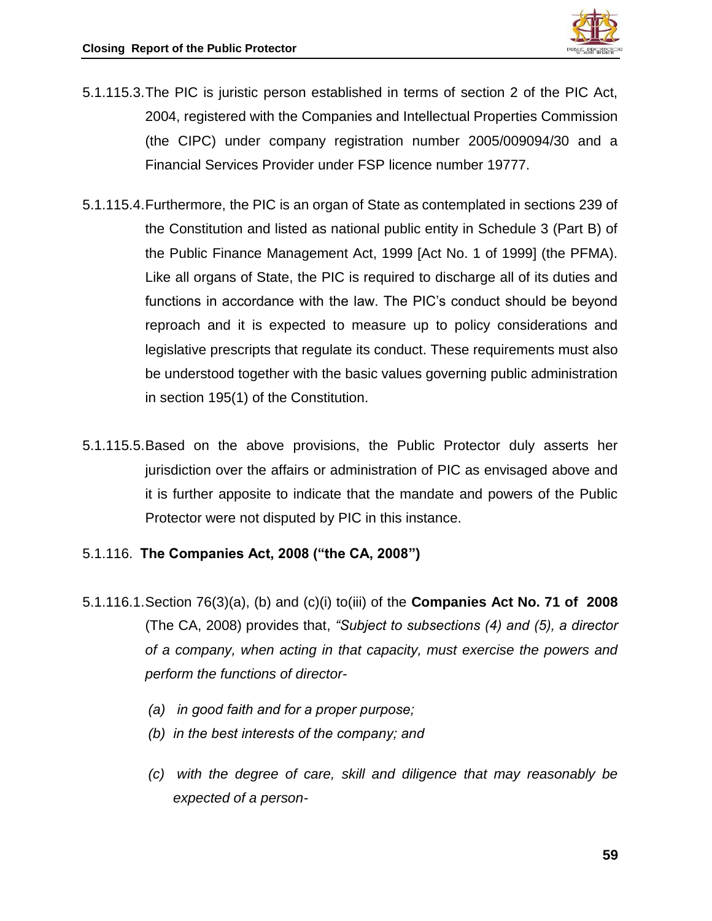5.1.115.3. The PIC is juristic person established in terms of section 2 of the PIC Act, 2004, registered with the Companies and Intellectual Properties Commission (the CIPC) under company registration number 2005/009094/30 and a Financial Services Provider under FSP licence number 19777.

5.1.115.4. Furthermore, the PIC is an organ of State as contemplated in sections 239 of the Constitution and listed as national public entity in Schedule 3 (Part B) of the Public Finance Management Act, 1999 [Act No. 1 of 1999] (the PFMA). Like all organs of State, the PIC is required to discharge all of its duties and functions in accordance with the law. The PIC's conduct should be beyond reproach and it is expected to measure up to policy considerations and legislative prescripts that regulate its conduct. These requirements must also be understood together with the basic values governing public administration in section 195(1) of the Constitution.

5.1.115.5. Based on the above provisions, the Public Protector duly asserts her jurisdiction over the affairs or administration of PIC as envisaged above and it is further apposite to indicate that the mandate and powers of the Public Protector were not disputed by PIC in this instance.

5.1.116. **The Companies Act, 2008 ("the CA, 2008")**

5.1.116.1. Section 76(3)(a), (b) and (c)(i) to(iii) of the **Companies Act No. 71 of 2008** (The CA, 2008) provides that, *"Subject to subsections (4) and (5), a director of a company, when acting in that capacity, must exercise the powers and perform the functions of director-*

*(a) in good faith and for a proper purpose;*

*(b) in the best interests of the company; and*

*(c) with the degree of care, skill and diligence that may reasonably be expected of a person-*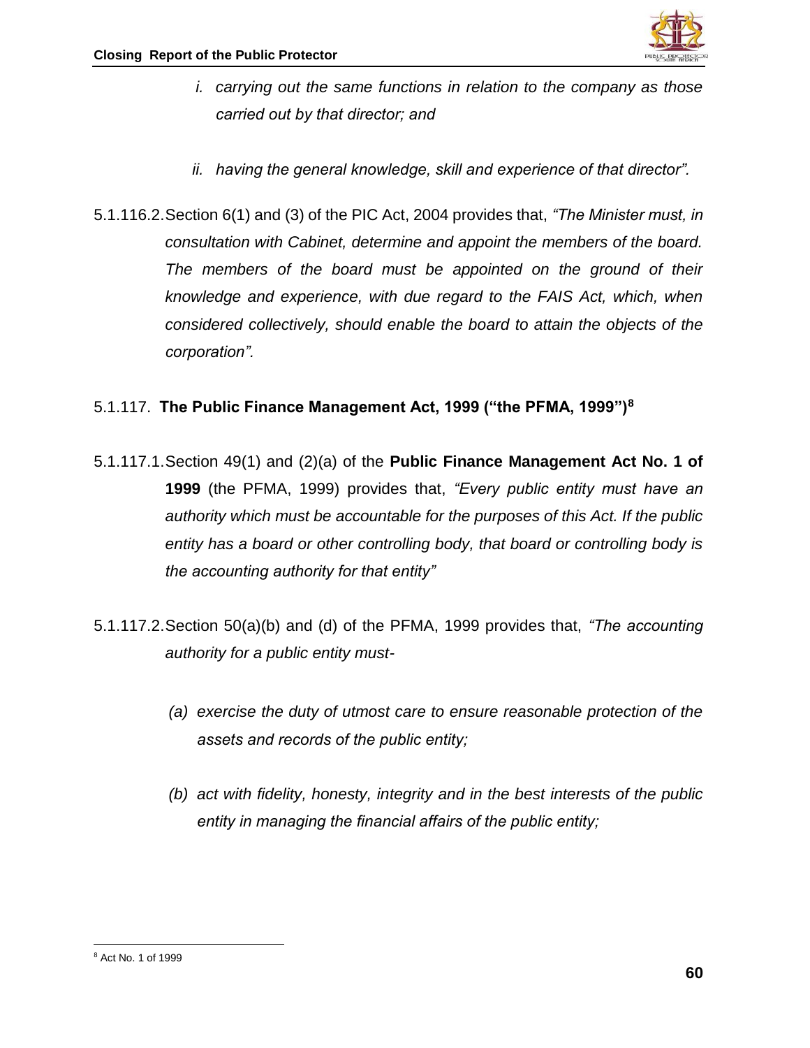*i. carrying out the same functions in relation to the company as those carried out by that director; and*

*ii. having the general knowledge, skill and experience of that director".*

5.1.116.2. Section 6(1) and (3) of the PIC Act, 2004 provides that, *"The Minister must, in consultation with Cabinet, determine and appoint the members of the board. The members of the board must be appointed on the ground of their knowledge and experience, with due regard to the FAIS Act, which, when considered collectively, should enable the board to attain the objects of the corporation".*

5.1.117. **The Public Finance Management Act, 1999 ("the PFMA, 1999")**[8]

5.1.117.1. Section 49(1) and (2)(a) of the **Public Finance Management Act No. 1 of 1999** (the PFMA, 1999) provides that, *"Every public entity must have an authority which must be accountable for the purposes of this Act. If the public entity has a board or other controlling body, that board or controlling body is the accounting authority for that entity"*

5.1.117.2. Section 50(a)(b) and (d) of the PFMA, 1999 provides that, *"The accounting authority for a public entity must-*

*(a) exercise the duty of utmost care to ensure reasonable protection of the assets and records of the public entity;*

*(b) act with fidelity, honesty, integrity and in the best interests of the public entity in managing the financial affairs of the public entity;*

[8] Act No. 1 of 1999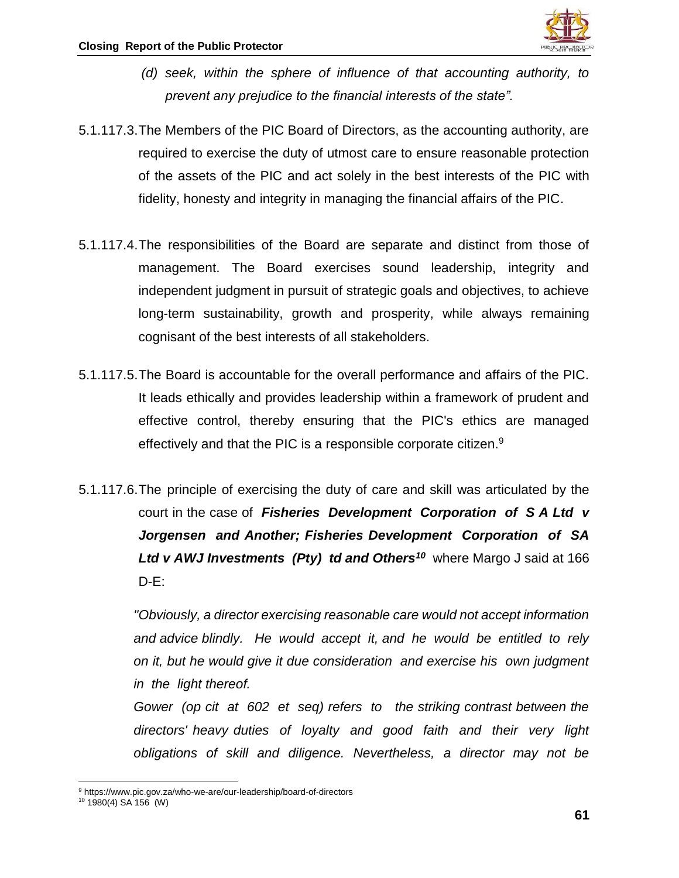*(d) seek, within the sphere of influence of that accounting authority, to prevent any prejudice to the financial interests of the state".*

5.1.117.3. The Members of the PIC Board of Directors, as the accounting authority, are required to exercise the duty of utmost care to ensure reasonable protection of the assets of the PIC and act solely in the best interests of the PIC with fidelity, honesty and integrity in managing the financial affairs of the PIC.

5.1.117.4. The responsibilities of the Board are separate and distinct from those of management. The Board exercises sound leadership, integrity and independent judgment in pursuit of strategic goals and objectives, to achieve long-term sustainability, growth and prosperity, while always remaining cognisant of the best interests of all stakeholders.

5.1.117.5. The Board is accountable for the overall performance and affairs of the PIC. It leads ethically and provides leadership within a framework of prudent and effective control, thereby ensuring that the PIC's ethics are managed effectively and that the PIC is a responsible corporate citizen.[9]

5.1.117.6. The principle of exercising the duty of care and skill was articulated by the court in the case of ***Fisheries Development Corporation of S A Ltd v Jorgensen and Another; Fisheries Development Corporation of SA Ltd v AWJ Investments (Pty) td and Others***[10] where Margo J said at 166 D-E:

*"Obviously, a director exercising reasonable care would not accept information and advice blindly. He would accept it, and he would be entitled to rely on it, but he would give it due consideration and exercise his own judgment in the light thereof.*

*Gower (op cit at 602 et seq) refers to the striking contrast between the directors' heavy duties of loyalty and good faith and their very light obligations of skill and diligence. Nevertheless, a director may not be*

---

[9] https://www.pic.gov.za/who-we-are/our-leadership/board-of-directors

[10] 1980(4) SA 156 (W)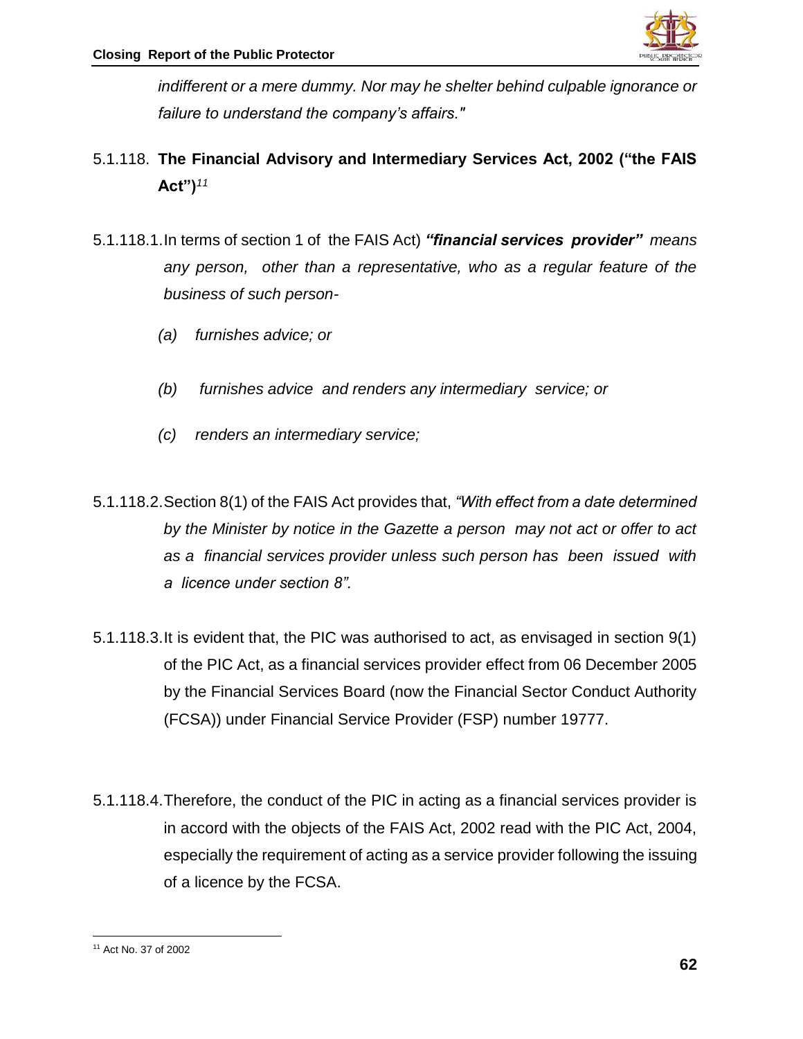*indifferent or a mere dummy. Nor may he shelter behind culpable ignorance or failure to understand the company's affairs."*

5.1.118. **The Financial Advisory and Intermediary Services Act, 2002 ("the FAIS Act")**[11]

5.1.118.1. In terms of section 1 of the FAIS Act) ***"financial services provider"*** *means any person, other than a representative, who as a regular feature of the business of such person-*

*(a) furnishes advice; or*

*(b) furnishes advice and renders any intermediary service; or*

*(c) renders an intermediary service;*

5.1.118.2. Section 8(1) of the FAIS Act provides that, *"With effect from a date determined by the Minister by notice in the Gazette a person may not act or offer to act as a financial services provider unless such person has been issued with a licence under section 8".*

5.1.118.3. It is evident that, the PIC was authorised to act, as envisaged in section 9(1) of the PIC Act, as a financial services provider effect from 06 December 2005 by the Financial Services Board (now the Financial Sector Conduct Authority (FCSA)) under Financial Service Provider (FSP) number 19777.

5.1.118.4. Therefore, the conduct of the PIC in acting as a financial services provider is in accord with the objects of the FAIS Act, 2002 read with the PIC Act, 2004, especially the requirement of acting as a service provider following the issuing of a licence by the FCSA.

[11] Act No. 37 of 2002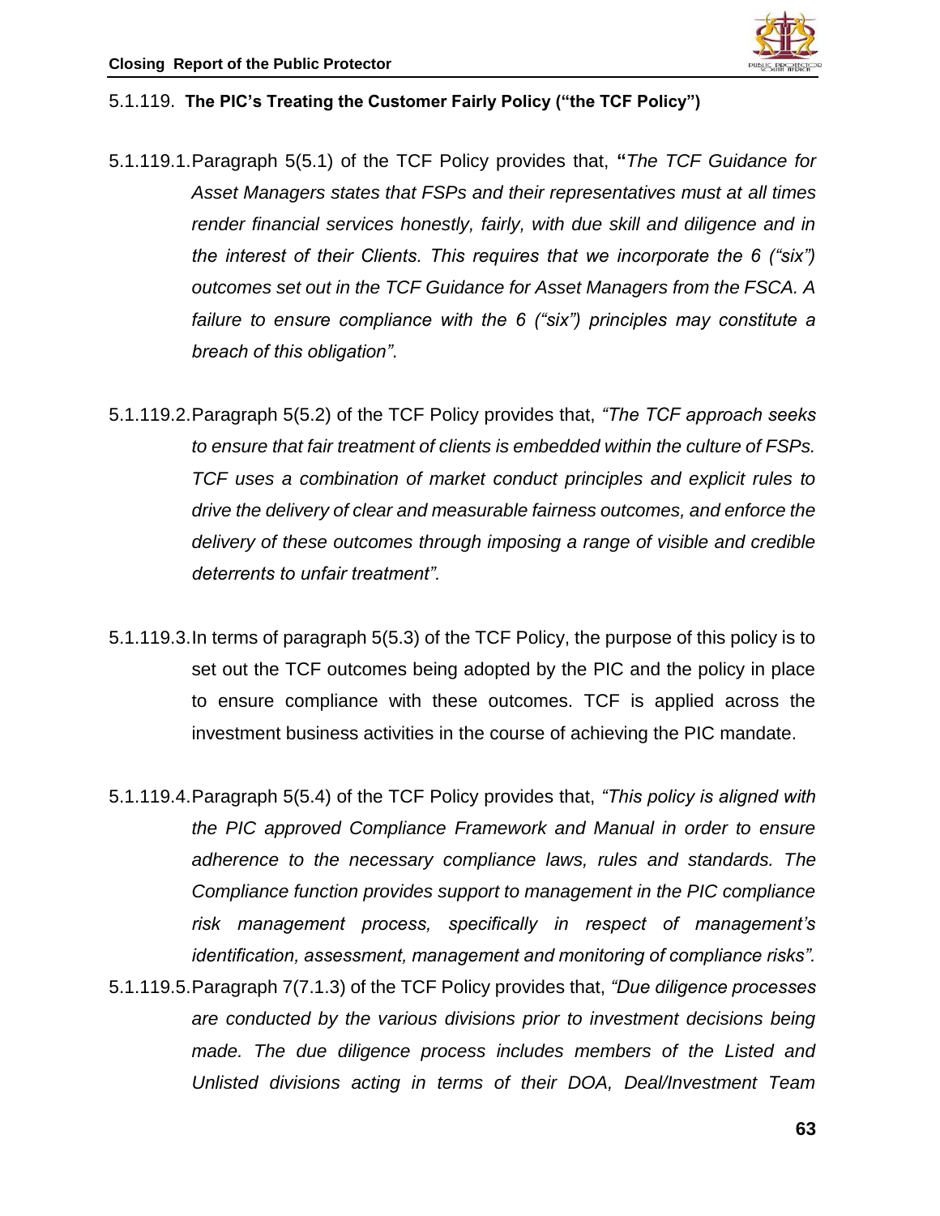5.1.119. **The PIC's Treating the Customer Fairly Policy ("the TCF Policy")**

5.1.119.1. Paragraph 5(5.1) of the TCF Policy provides that, **"***The TCF Guidance for Asset Managers states that FSPs and their representatives must at all times render financial services honestly, fairly, with due skill and diligence and in the interest of their Clients. This requires that we incorporate the 6 ("six") outcomes set out in the TCF Guidance for Asset Managers from the FSCA. A failure to ensure compliance with the 6 ("six") principles may constitute a breach of this obligation"*.

5.1.119.2. Paragraph 5(5.2) of the TCF Policy provides that, *"The TCF approach seeks to ensure that fair treatment of clients is embedded within the culture of FSPs. TCF uses a combination of market conduct principles and explicit rules to drive the delivery of clear and measurable fairness outcomes, and enforce the delivery of these outcomes through imposing a range of visible and credible deterrents to unfair treatment".*

5.1.119.3. In terms of paragraph 5(5.3) of the TCF Policy, the purpose of this policy is to set out the TCF outcomes being adopted by the PIC and the policy in place to ensure compliance with these outcomes. TCF is applied across the investment business activities in the course of achieving the PIC mandate.

5.1.119.4. Paragraph 5(5.4) of the TCF Policy provides that, *"This policy is aligned with the PIC approved Compliance Framework and Manual in order to ensure adherence to the necessary compliance laws, rules and standards. The Compliance function provides support to management in the PIC compliance risk management process, specifically in respect of management's identification, assessment, management and monitoring of compliance risks".*

5.1.119.5. Paragraph 7(7.1.3) of the TCF Policy provides that, *"Due diligence processes are conducted by the various divisions prior to investment decisions being made. The due diligence process includes members of the Listed and Unlisted divisions acting in terms of their DOA, Deal/Investment Team*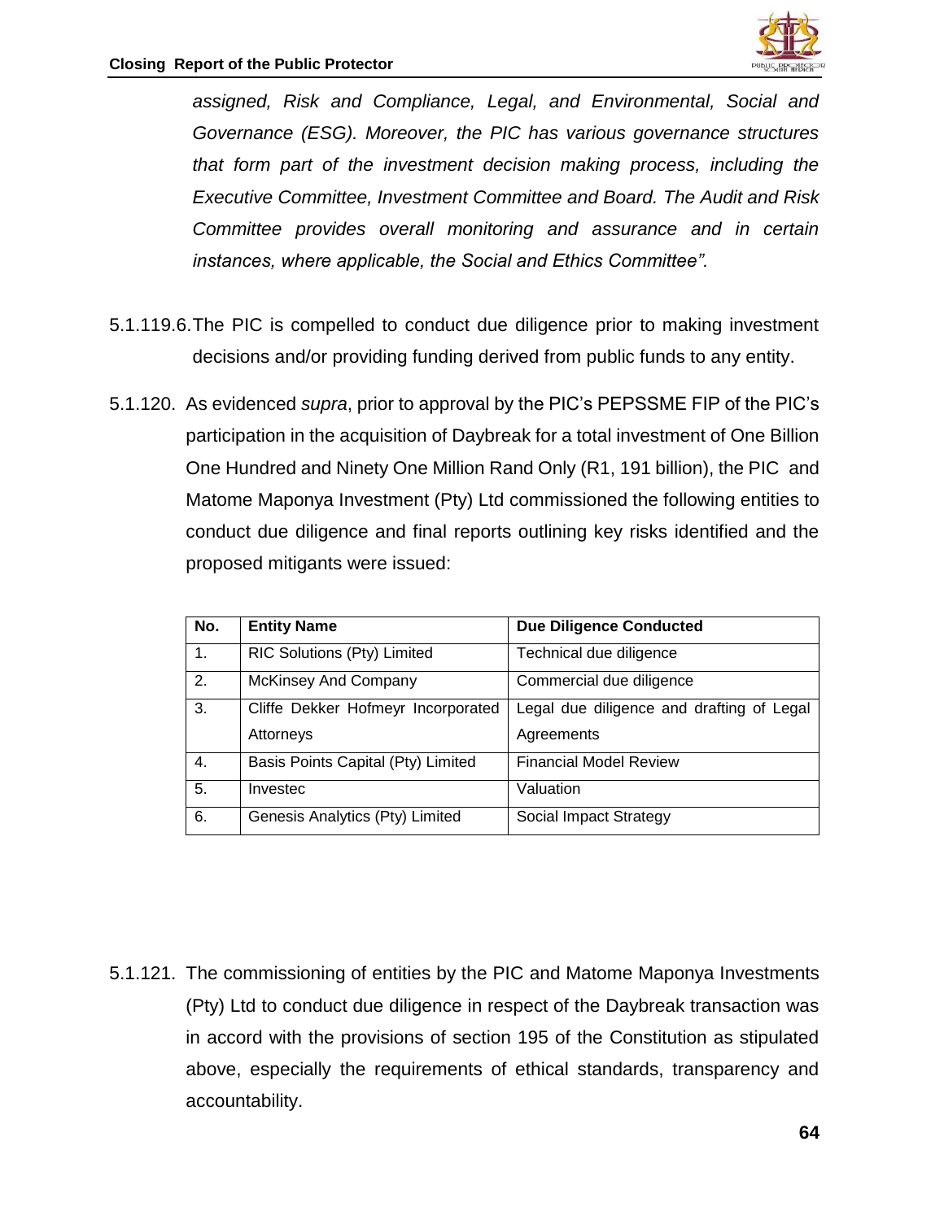*assigned, Risk and Compliance, Legal, and Environmental, Social and Governance (ESG). Moreover, the PIC has various governance structures that form part of the investment decision making process, including the Executive Committee, Investment Committee and Board. The Audit and Risk Committee provides overall monitoring and assurance and in certain instances, where applicable, the Social and Ethics Committee".*

5.1.119.6. The PIC is compelled to conduct due diligence prior to making investment decisions and/or providing funding derived from public funds to any entity.

5.1.120. As evidenced *supra*, prior to approval by the PIC's PEPSSME FIP of the PIC's participation in the acquisition of Daybreak for a total investment of One Billion One Hundred and Ninety One Million Rand Only (R1, 191 billion), the PIC and Matome Maponya Investment (Pty) Ltd commissioned the following entities to conduct due diligence and final reports outlining key risks identified and the proposed mitigants were issued:

| No. | Entity Name | Due Diligence Conducted |
|---|---|---|
| 1. | RIC Solutions (Pty) Limited | Technical due diligence |
| 2. | McKinsey And Company | Commercial due diligence |
| 3. | Cliffe Dekker Hofmeyr Incorporated Attorneys | Legal due diligence and drafting of Legal Agreements |
| 4. | Basis Points Capital (Pty) Limited | Financial Model Review |
| 5. | Investec | Valuation |
| 6. | Genesis Analytics (Pty) Limited | Social Impact Strategy |

5.1.121. The commissioning of entities by the PIC and Matome Maponya Investments (Pty) Ltd to conduct due diligence in respect of the Daybreak transaction was in accord with the provisions of section 195 of the Constitution as stipulated above, especially the requirements of ethical standards, transparency and accountability.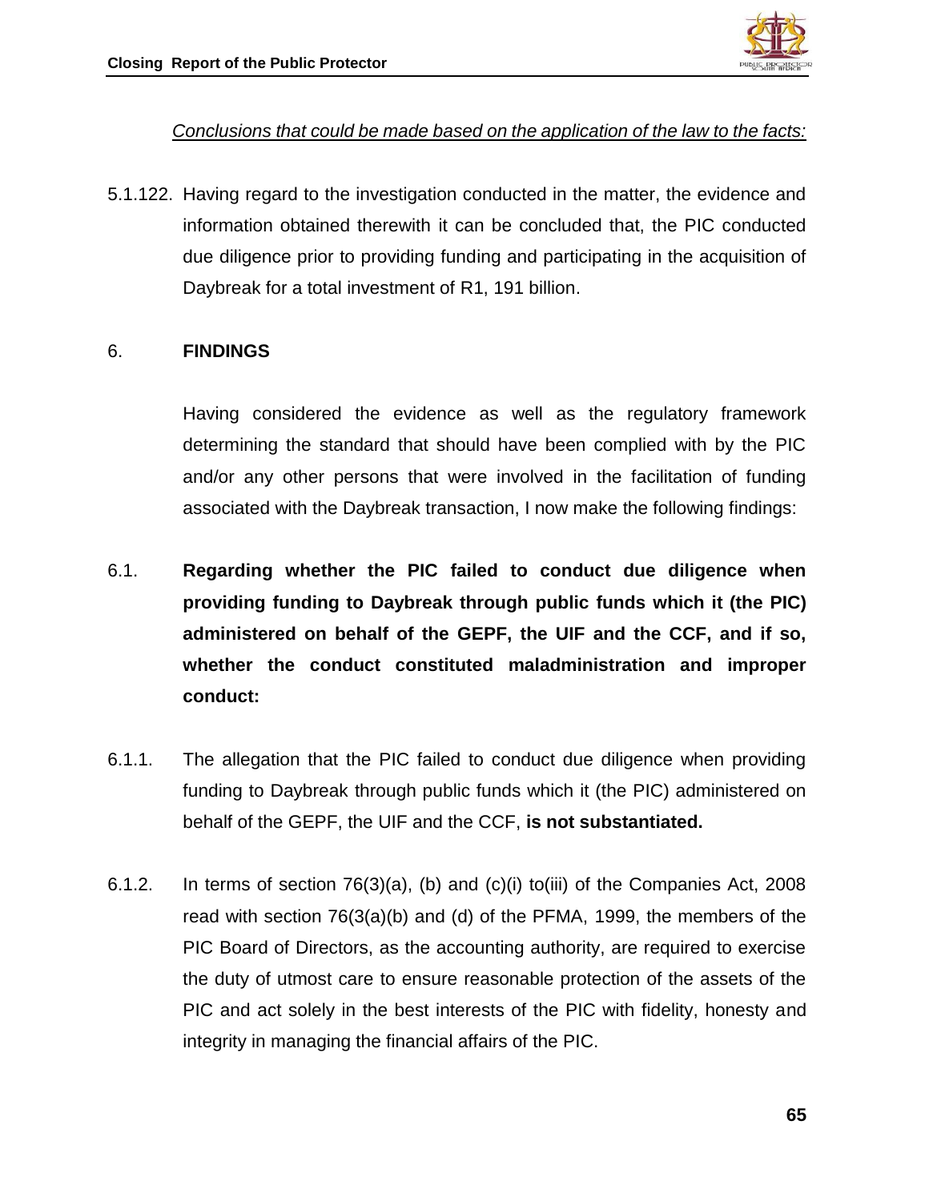*Conclusions that could be made based on the application of the law to the facts:*

5.1.122. Having regard to the investigation conducted in the matter, the evidence and information obtained therewith it can be concluded that, the PIC conducted due diligence prior to providing funding and participating in the acquisition of Daybreak for a total investment of R1, 191 billion.

## 6. FINDINGS

Having considered the evidence as well as the regulatory framework determining the standard that should have been complied with by the PIC and/or any other persons that were involved in the facilitation of funding associated with the Daybreak transaction, I now make the following findings:

### 6.1. Regarding whether the PIC failed to conduct due diligence when providing funding to Daybreak through public funds which it (the PIC) administered on behalf of the GEPF, the UIF and the CCF, and if so, whether the conduct constituted maladministration and improper conduct:

6.1.1. The allegation that the PIC failed to conduct due diligence when providing funding to Daybreak through public funds which it (the PIC) administered on behalf of the GEPF, the UIF and the CCF, **is not substantiated.**

6.1.2. In terms of section 76(3)(a), (b) and (c)(i) to(iii) of the Companies Act, 2008 read with section 76(3(a)(b) and (d) of the PFMA, 1999, the members of the PIC Board of Directors, as the accounting authority, are required to exercise the duty of utmost care to ensure reasonable protection of the assets of the PIC and act solely in the best interests of the PIC with fidelity, honesty and integrity in managing the financial affairs of the PIC.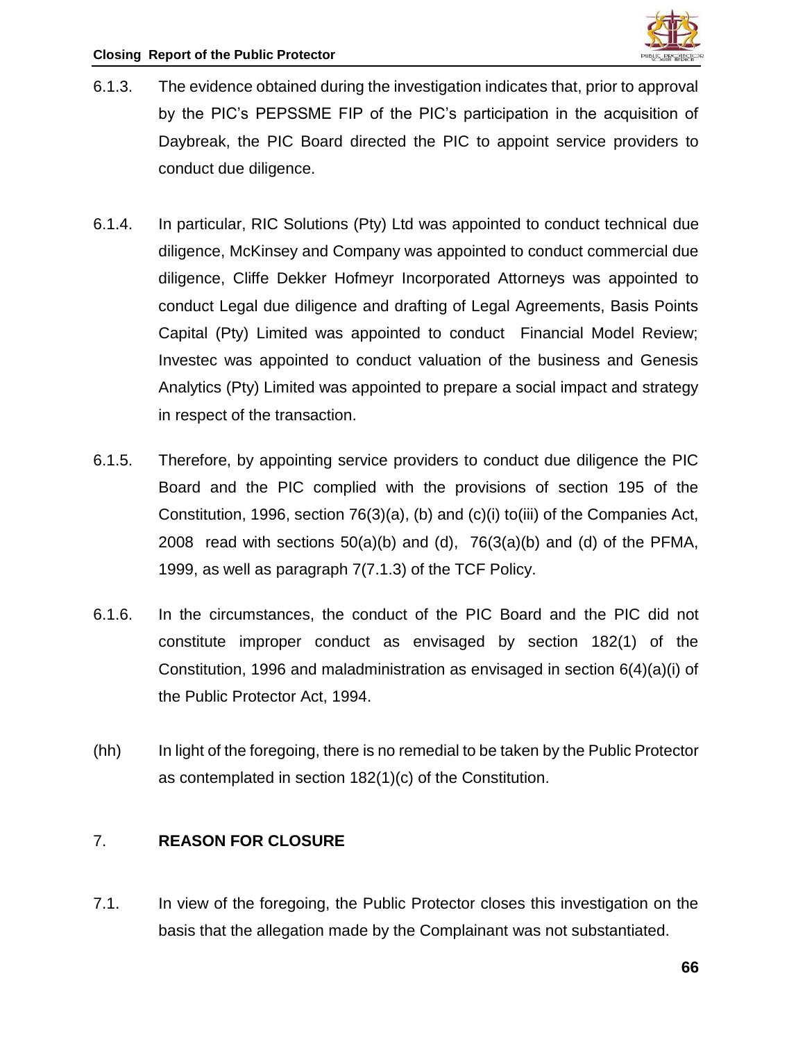6.1.3. The evidence obtained during the investigation indicates that, prior to approval by the PIC's PEPSSME FIP of the PIC's participation in the acquisition of Daybreak, the PIC Board directed the PIC to appoint service providers to conduct due diligence.

6.1.4. In particular, RIC Solutions (Pty) Ltd was appointed to conduct technical due diligence, McKinsey and Company was appointed to conduct commercial due diligence, Cliffe Dekker Hofmeyr Incorporated Attorneys was appointed to conduct Legal due diligence and drafting of Legal Agreements, Basis Points Capital (Pty) Limited was appointed to conduct Financial Model Review; Investec was appointed to conduct valuation of the business and Genesis Analytics (Pty) Limited was appointed to prepare a social impact and strategy in respect of the transaction.

6.1.5. Therefore, by appointing service providers to conduct due diligence the PIC Board and the PIC complied with the provisions of section 195 of the Constitution, 1996, section 76(3)(a), (b) and (c)(i) to(iii) of the Companies Act, 2008 read with sections 50(a)(b) and (d), 76(3(a)(b) and (d) of the PFMA, 1999, as well as paragraph 7(7.1.3) of the TCF Policy.

6.1.6. In the circumstances, the conduct of the PIC Board and the PIC did not constitute improper conduct as envisaged by section 182(1) of the Constitution, 1996 and maladministration as envisaged in section 6(4)(a)(i) of the Public Protector Act, 1994.

(hh) In light of the foregoing, there is no remedial to be taken by the Public Protector as contemplated in section 182(1)(c) of the Constitution.

## 7. REASON FOR CLOSURE

7.1. In view of the foregoing, the Public Protector closes this investigation on the basis that the allegation made by the Complainant was not substantiated.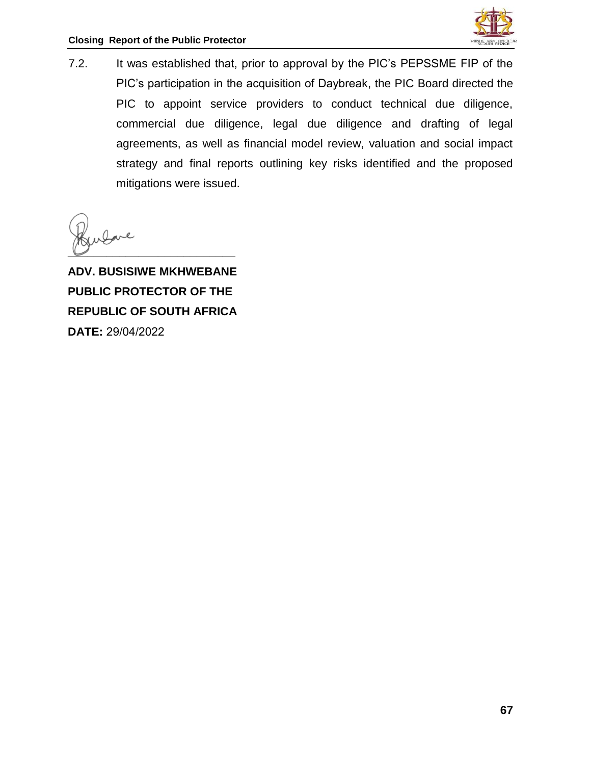7.2. It was established that, prior to approval by the PIC's PEPSSME FIP of the PIC's participation in the acquisition of Daybreak, the PIC Board directed the PIC to appoint service providers to conduct technical due diligence, commercial due diligence, legal due diligence and drafting of legal agreements, as well as financial model review, valuation and social impact strategy and final reports outlining key risks identified and the proposed mitigations were issued.

\_\_\_\_\_\_\_\_\_\_\_\_\_\_\_\_\_\_\_\_\_\_\_\_\_\_\_\_\_\_

**ADV. BUSISIWE MKHWEBANE**
**PUBLIC PROTECTOR OF THE**
**REPUBLIC OF SOUTH AFRICA**
**DATE:** 29/04/2022